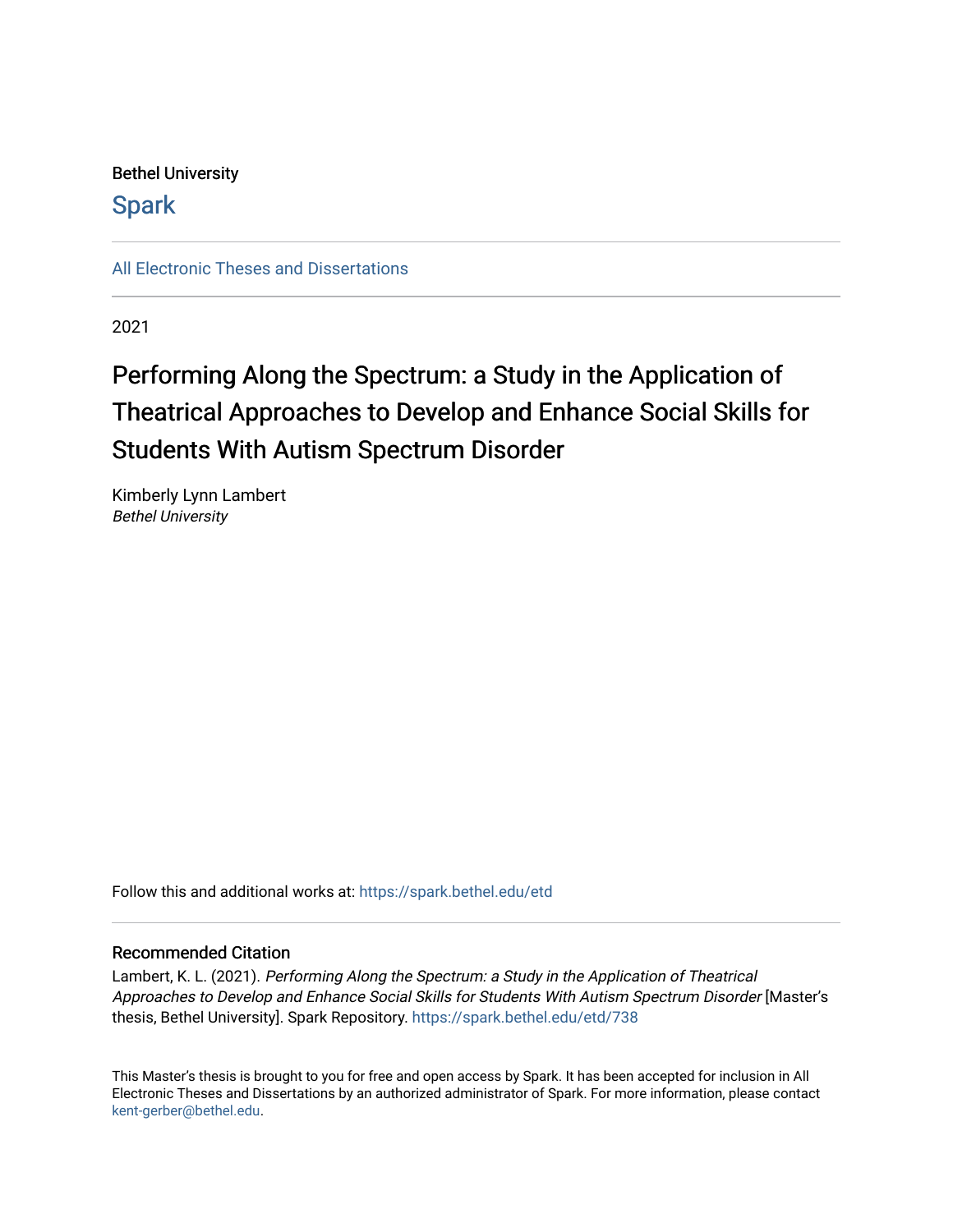Bethel University

Spark

All Electronic Theses and Dissertations

2021

# Performing Along the Spectrum: a Study in the Application of Theatrical Approaches to Develop and Enhance Social Skills for Students With Autism Spectrum Disorder

Kimberly Lynn Lambert
*Bethel University*

Follow this and additional works at: https://spark.bethel.edu/etd

## Recommended Citation

Lambert, K. L. (2021). *Performing Along the Spectrum: a Study in the Application of Theatrical Approaches to Develop and Enhance Social Skills for Students With Autism Spectrum Disorder* [Master's thesis, Bethel University]. Spark Repository. https://spark.bethel.edu/etd/738

This Master's thesis is brought to you for free and open access by Spark. It has been accepted for inclusion in All Electronic Theses and Dissertations by an authorized administrator of Spark. For more information, please contact kent-gerber@bethel.edu.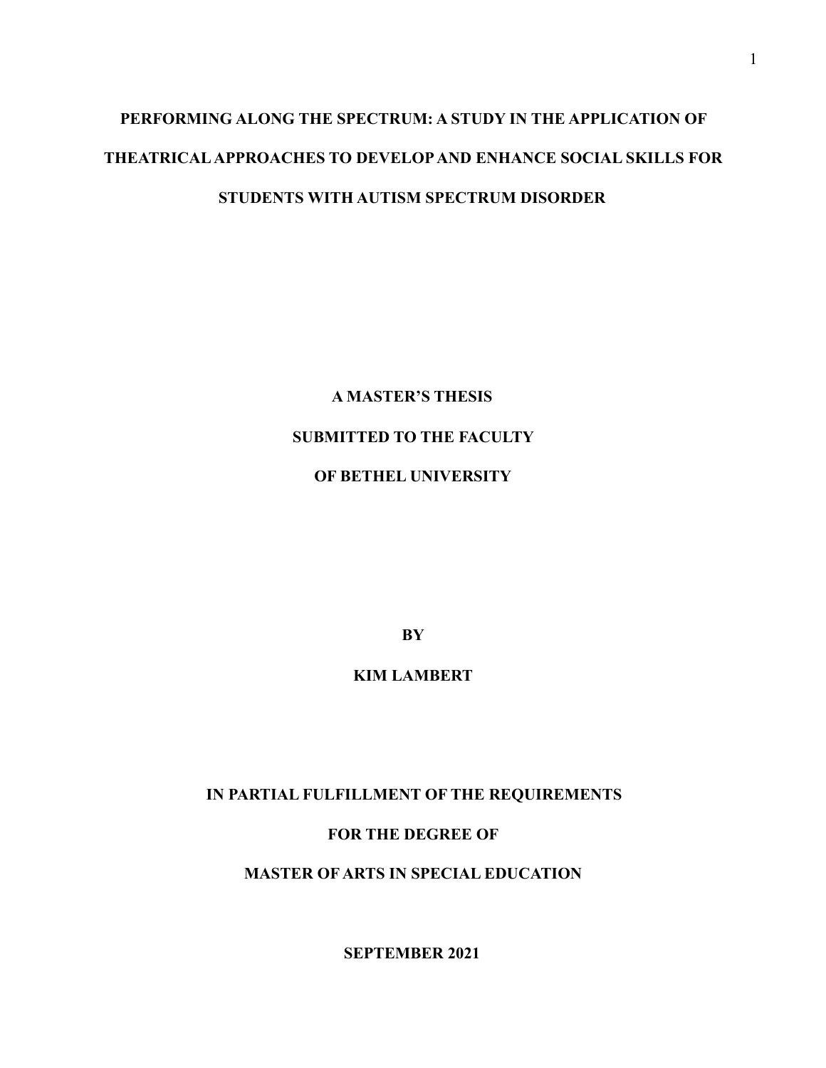# PERFORMING ALONG THE SPECTRUM: A STUDY IN THE APPLICATION OF THEATRICAL APPROACHES TO DEVELOP AND ENHANCE SOCIAL SKILLS FOR STUDENTS WITH AUTISM SPECTRUM DISORDER

**A MASTER'S THESIS**

**SUBMITTED TO THE FACULTY**

**OF BETHEL UNIVERSITY**

**BY**

**KIM LAMBERT**

**IN PARTIAL FULFILLMENT OF THE REQUIREMENTS**

**FOR THE DEGREE OF**

**MASTER OF ARTS IN SPECIAL EDUCATION**

**SEPTEMBER 2021**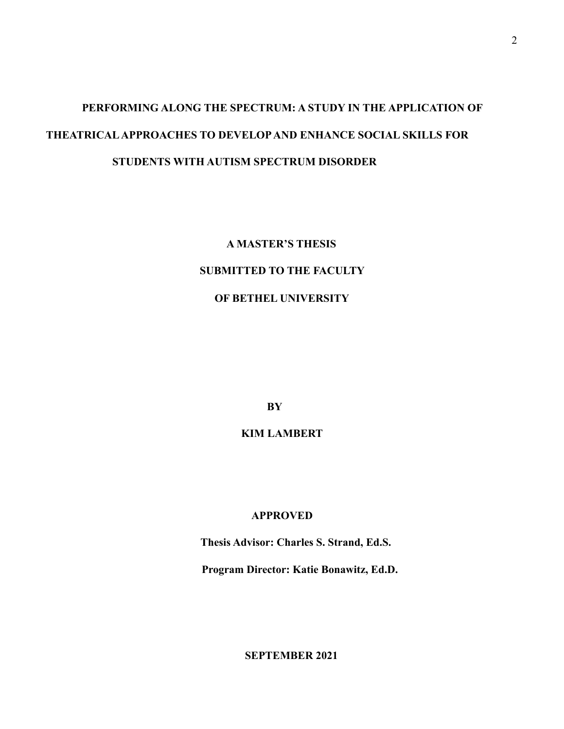**PERFORMING ALONG THE SPECTRUM: A STUDY IN THE APPLICATION OF THEATRICAL APPROACHES TO DEVELOP AND ENHANCE SOCIAL SKILLS FOR STUDENTS WITH AUTISM SPECTRUM DISORDER**

**A MASTER'S THESIS**

**SUBMITTED TO THE FACULTY**

**OF BETHEL UNIVERSITY**

**BY**

**KIM LAMBERT**

**APPROVED**

**Thesis Advisor: Charles S. Strand, Ed.S.**

**Program Director: Katie Bonawitz, Ed.D.**

**SEPTEMBER 2021**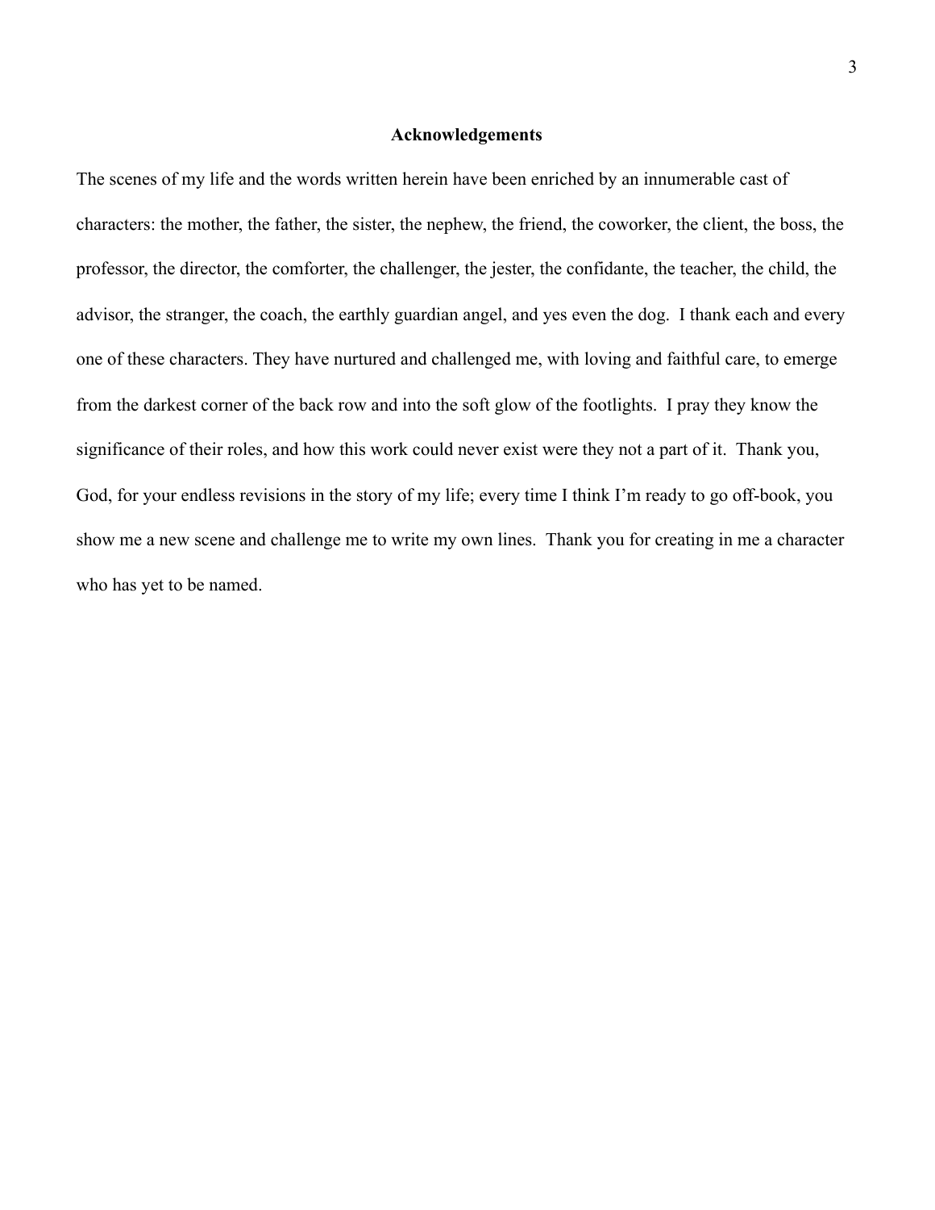## Acknowledgements

The scenes of my life and the words written herein have been enriched by an innumerable cast of characters: the mother, the father, the sister, the nephew, the friend, the coworker, the client, the boss, the professor, the director, the comforter, the challenger, the jester, the confidante, the teacher, the child, the advisor, the stranger, the coach, the earthly guardian angel, and yes even the dog. I thank each and every one of these characters. They have nurtured and challenged me, with loving and faithful care, to emerge from the darkest corner of the back row and into the soft glow of the footlights. I pray they know the significance of their roles, and how this work could never exist were they not a part of it. Thank you, God, for your endless revisions in the story of my life; every time I think I'm ready to go off-book, you show me a new scene and challenge me to write my own lines. Thank you for creating in me a character who has yet to be named.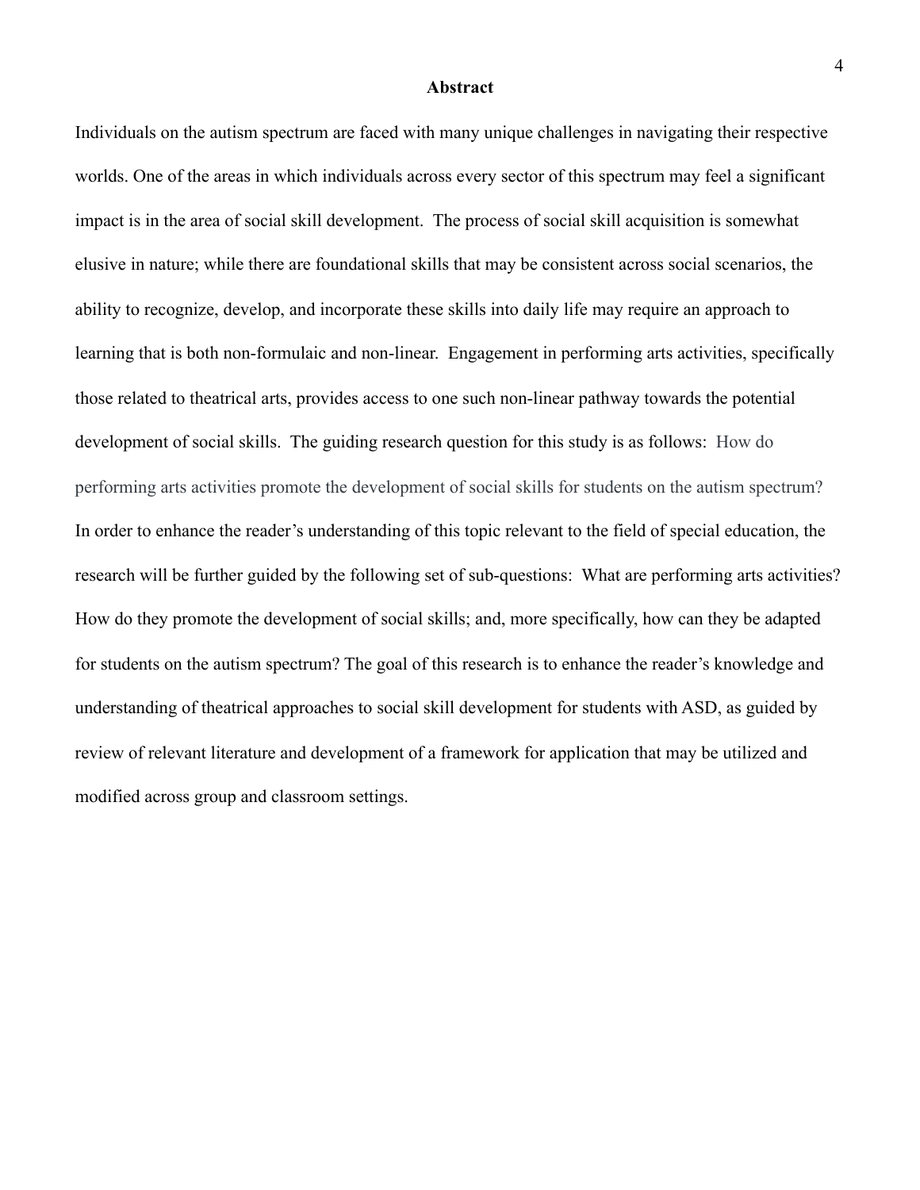# Abstract

Individuals on the autism spectrum are faced with many unique challenges in navigating their respective worlds. One of the areas in which individuals across every sector of this spectrum may feel a significant impact is in the area of social skill development. The process of social skill acquisition is somewhat elusive in nature; while there are foundational skills that may be consistent across social scenarios, the ability to recognize, develop, and incorporate these skills into daily life may require an approach to learning that is both non-formulaic and non-linear. Engagement in performing arts activities, specifically those related to theatrical arts, provides access to one such non-linear pathway towards the potential development of social skills. The guiding research question for this study is as follows: How do performing arts activities promote the development of social skills for students on the autism spectrum? In order to enhance the reader's understanding of this topic relevant to the field of special education, the research will be further guided by the following set of sub-questions: What are performing arts activities? How do they promote the development of social skills; and, more specifically, how can they be adapted for students on the autism spectrum? The goal of this research is to enhance the reader's knowledge and understanding of theatrical approaches to social skill development for students with ASD, as guided by review of relevant literature and development of a framework for application that may be utilized and modified across group and classroom settings.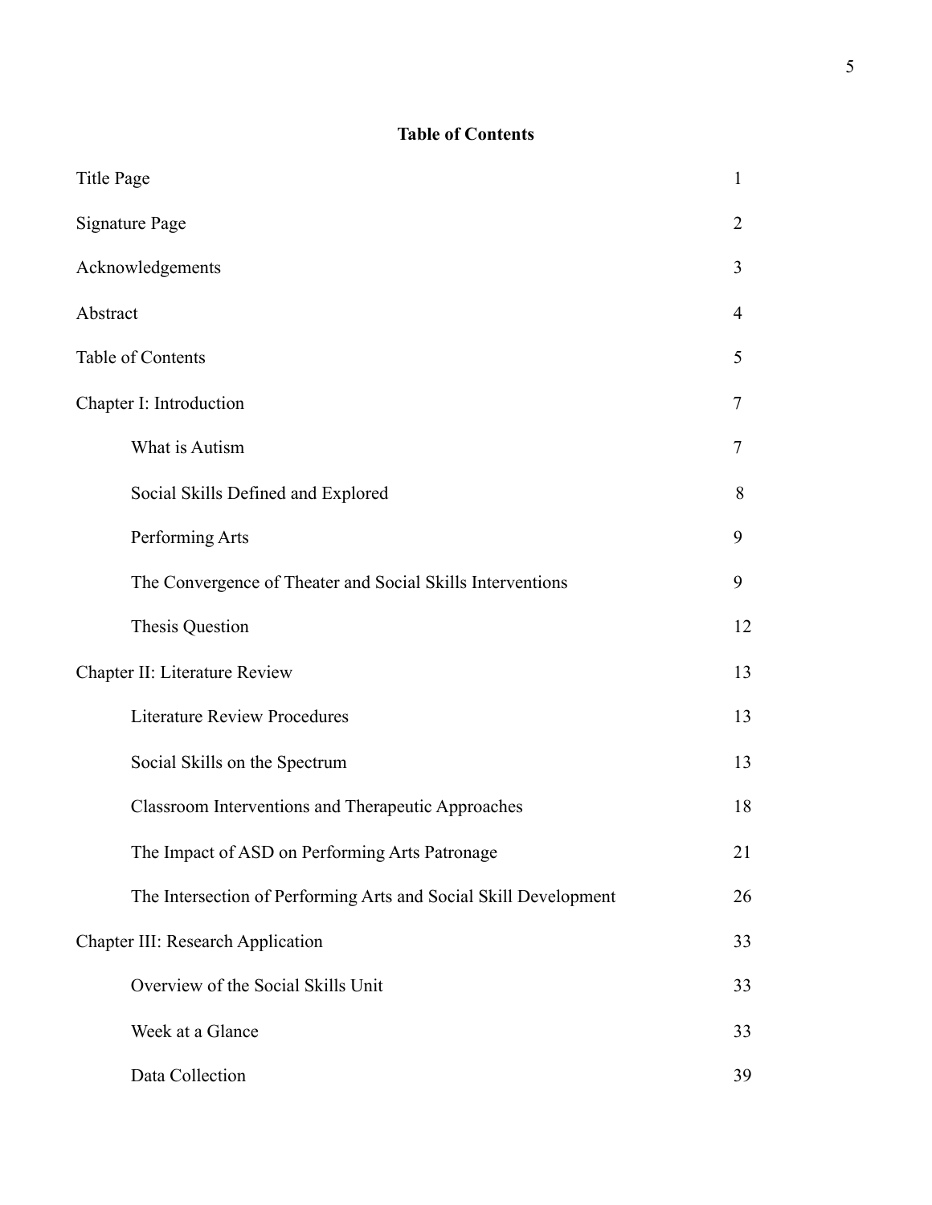## Table of Contents

| | |
|---|---|
| Title Page | 1 |
| Signature Page | 2 |
| Acknowledgements | 3 |
| Abstract | 4 |
| Table of Contents | 5 |
| Chapter I: Introduction | 7 |
| &nbsp;&nbsp;&nbsp;&nbsp;What is Autism | 7 |
| &nbsp;&nbsp;&nbsp;&nbsp;Social Skills Defined and Explored | 8 |
| &nbsp;&nbsp;&nbsp;&nbsp;Performing Arts | 9 |
| &nbsp;&nbsp;&nbsp;&nbsp;The Convergence of Theater and Social Skills Interventions | 9 |
| &nbsp;&nbsp;&nbsp;&nbsp;Thesis Question | 12 |
| Chapter II: Literature Review | 13 |
| &nbsp;&nbsp;&nbsp;&nbsp;Literature Review Procedures | 13 |
| &nbsp;&nbsp;&nbsp;&nbsp;Social Skills on the Spectrum | 13 |
| &nbsp;&nbsp;&nbsp;&nbsp;Classroom Interventions and Therapeutic Approaches | 18 |
| &nbsp;&nbsp;&nbsp;&nbsp;The Impact of ASD on Performing Arts Patronage | 21 |
| &nbsp;&nbsp;&nbsp;&nbsp;The Intersection of Performing Arts and Social Skill Development | 26 |
| Chapter III: Research Application | 33 |
| &nbsp;&nbsp;&nbsp;&nbsp;Overview of the Social Skills Unit | 33 |
| &nbsp;&nbsp;&nbsp;&nbsp;Week at a Glance | 33 |
| &nbsp;&nbsp;&nbsp;&nbsp;Data Collection | 39 |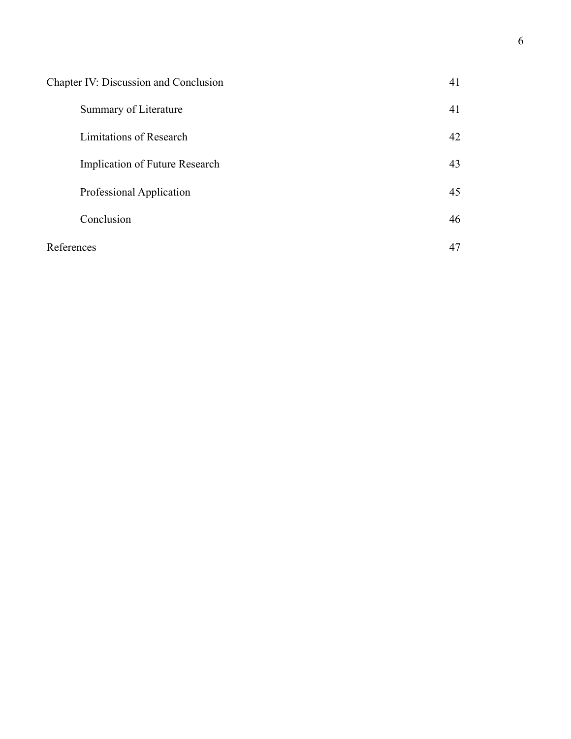| | |
|---|---|
| Chapter IV: Discussion and Conclusion | 41 |
| &nbsp;&nbsp;&nbsp;&nbsp;Summary of Literature | 41 |
| &nbsp;&nbsp;&nbsp;&nbsp;Limitations of Research | 42 |
| &nbsp;&nbsp;&nbsp;&nbsp;Implication of Future Research | 43 |
| &nbsp;&nbsp;&nbsp;&nbsp;Professional Application | 45 |
| &nbsp;&nbsp;&nbsp;&nbsp;Conclusion | 46 |
| References | 47 |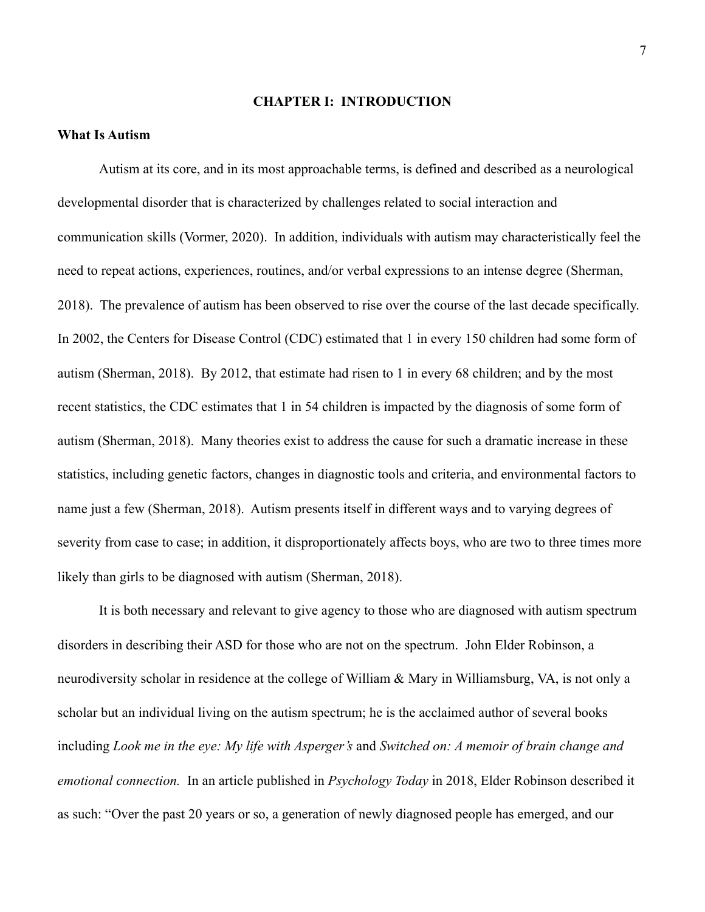# CHAPTER I: INTRODUCTION

**What Is Autism**

Autism at its core, and in its most approachable terms, is defined and described as a neurological developmental disorder that is characterized by challenges related to social interaction and communication skills (Vormer, 2020). In addition, individuals with autism may characteristically feel the need to repeat actions, experiences, routines, and/or verbal expressions to an intense degree (Sherman, 2018). The prevalence of autism has been observed to rise over the course of the last decade specifically. In 2002, the Centers for Disease Control (CDC) estimated that 1 in every 150 children had some form of autism (Sherman, 2018). By 2012, that estimate had risen to 1 in every 68 children; and by the most recent statistics, the CDC estimates that 1 in 54 children is impacted by the diagnosis of some form of autism (Sherman, 2018). Many theories exist to address the cause for such a dramatic increase in these statistics, including genetic factors, changes in diagnostic tools and criteria, and environmental factors to name just a few (Sherman, 2018). Autism presents itself in different ways and to varying degrees of severity from case to case; in addition, it disproportionately affects boys, who are two to three times more likely than girls to be diagnosed with autism (Sherman, 2018).

It is both necessary and relevant to give agency to those who are diagnosed with autism spectrum disorders in describing their ASD for those who are not on the spectrum. John Elder Robinson, a neurodiversity scholar in residence at the college of William & Mary in Williamsburg, VA, is not only a scholar but an individual living on the autism spectrum; he is the acclaimed author of several books including *Look me in the eye: My life with Asperger's* and *Switched on: A memoir of brain change and emotional connection.* In an article published in *Psychology Today* in 2018, Elder Robinson described it as such: "Over the past 20 years or so, a generation of newly diagnosed people has emerged, and our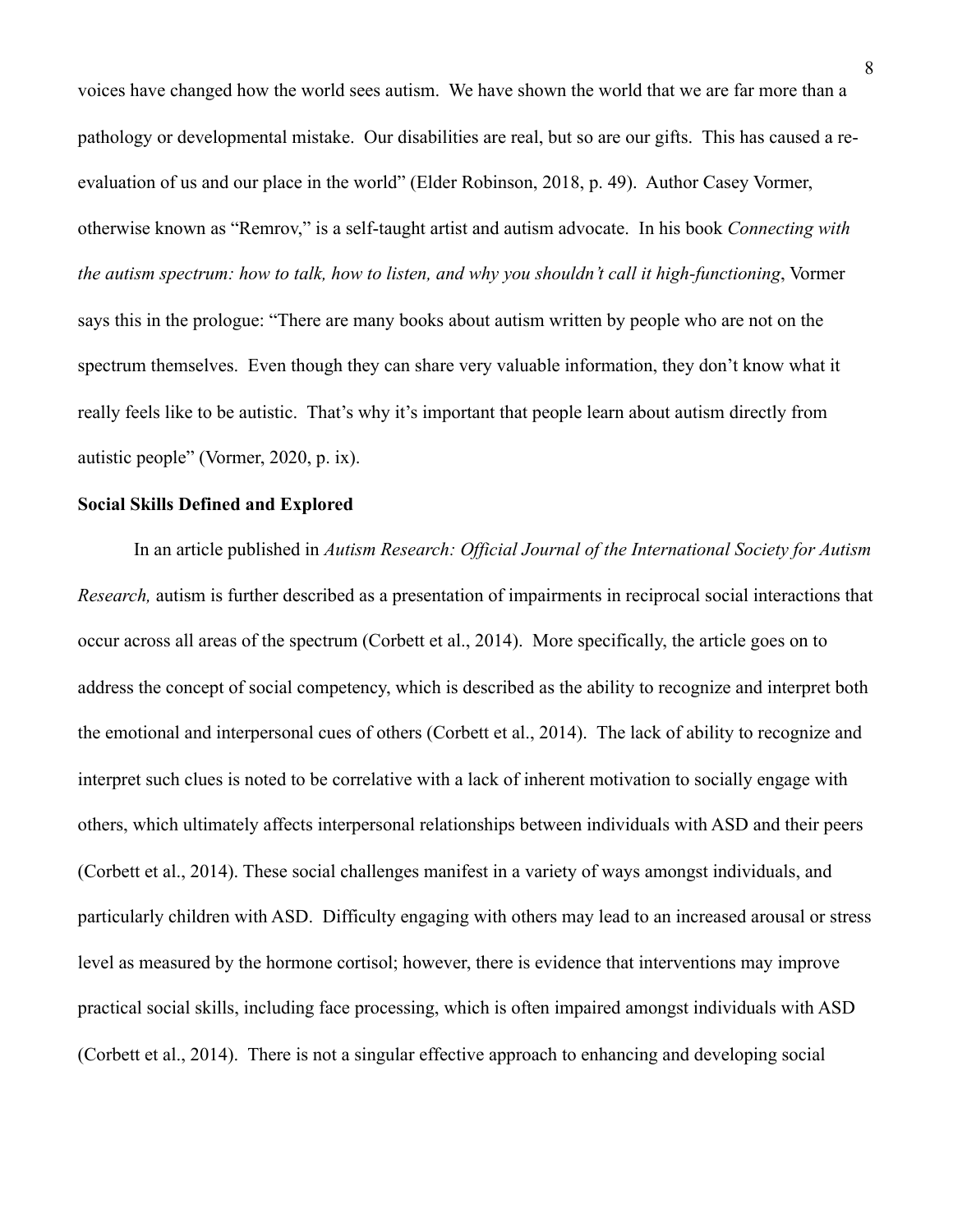voices have changed how the world sees autism. We have shown the world that we are far more than a pathology or developmental mistake. Our disabilities are real, but so are our gifts. This has caused a re-evaluation of us and our place in the world" (Elder Robinson, 2018, p. 49). Author Casey Vormer, otherwise known as "Remrov," is a self-taught artist and autism advocate. In his book *Connecting with the autism spectrum: how to talk, how to listen, and why you shouldn't call it high-functioning*, Vormer says this in the prologue: "There are many books about autism written by people who are not on the spectrum themselves. Even though they can share very valuable information, they don't know what it really feels like to be autistic. That's why it's important that people learn about autism directly from autistic people" (Vormer, 2020, p. ix).

**Social Skills Defined and Explored**

In an article published in *Autism Research: Official Journal of the International Society for Autism Research,* autism is further described as a presentation of impairments in reciprocal social interactions that occur across all areas of the spectrum (Corbett et al., 2014). More specifically, the article goes on to address the concept of social competency, which is described as the ability to recognize and interpret both the emotional and interpersonal cues of others (Corbett et al., 2014). The lack of ability to recognize and interpret such clues is noted to be correlative with a lack of inherent motivation to socially engage with others, which ultimately affects interpersonal relationships between individuals with ASD and their peers (Corbett et al., 2014). These social challenges manifest in a variety of ways amongst individuals, and particularly children with ASD. Difficulty engaging with others may lead to an increased arousal or stress level as measured by the hormone cortisol; however, there is evidence that interventions may improve practical social skills, including face processing, which is often impaired amongst individuals with ASD (Corbett et al., 2014). There is not a singular effective approach to enhancing and developing social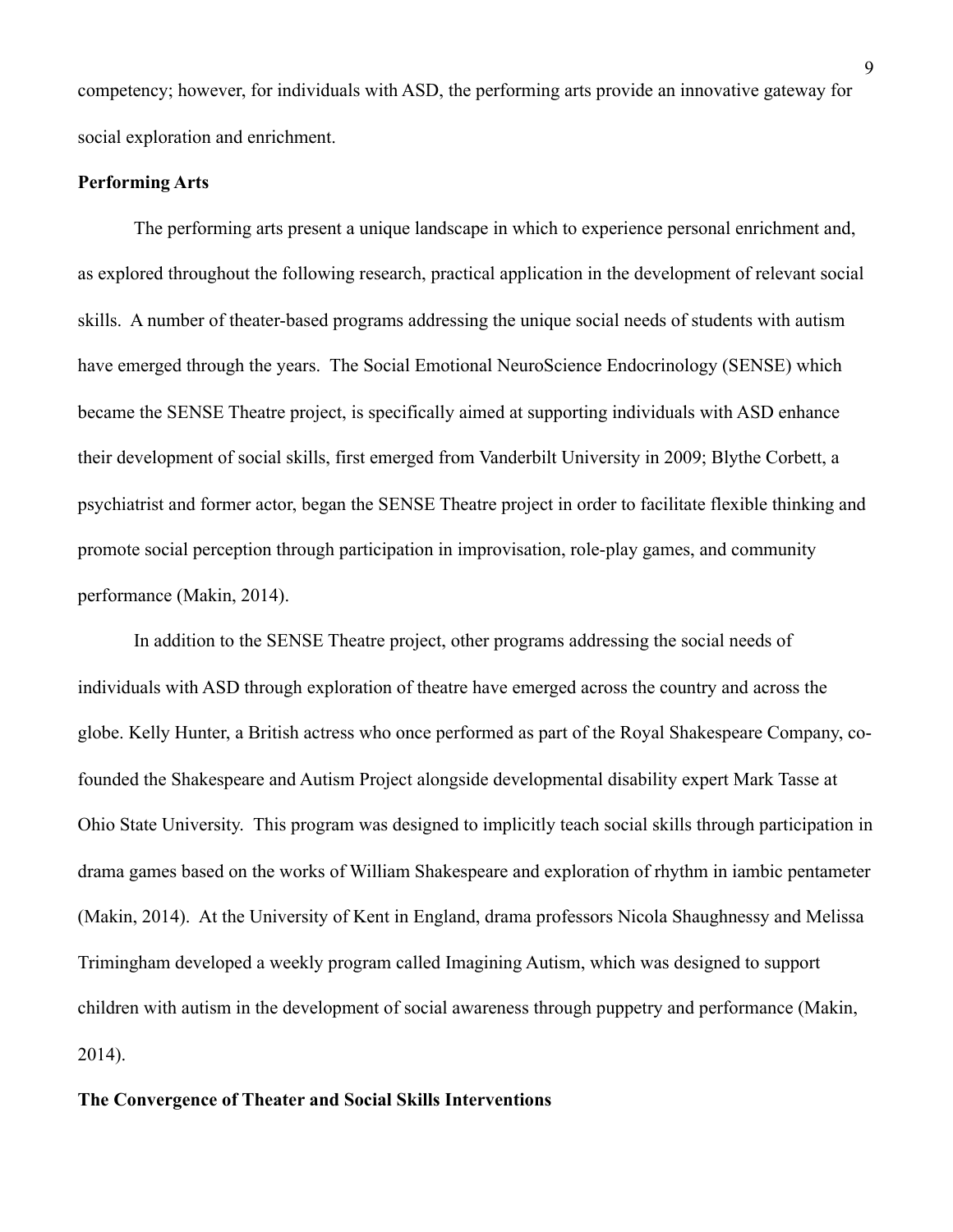competency; however, for individuals with ASD, the performing arts provide an innovative gateway for social exploration and enrichment.

**Performing Arts**

The performing arts present a unique landscape in which to experience personal enrichment and, as explored throughout the following research, practical application in the development of relevant social skills. A number of theater-based programs addressing the unique social needs of students with autism have emerged through the years. The Social Emotional NeuroScience Endocrinology (SENSE) which became the SENSE Theatre project, is specifically aimed at supporting individuals with ASD enhance their development of social skills, first emerged from Vanderbilt University in 2009; Blythe Corbett, a psychiatrist and former actor, began the SENSE Theatre project in order to facilitate flexible thinking and promote social perception through participation in improvisation, role-play games, and community performance (Makin, 2014).

In addition to the SENSE Theatre project, other programs addressing the social needs of individuals with ASD through exploration of theatre have emerged across the country and across the globe. Kelly Hunter, a British actress who once performed as part of the Royal Shakespeare Company, co-founded the Shakespeare and Autism Project alongside developmental disability expert Mark Tasse at Ohio State University. This program was designed to implicitly teach social skills through participation in drama games based on the works of William Shakespeare and exploration of rhythm in iambic pentameter (Makin, 2014). At the University of Kent in England, drama professors Nicola Shaughnessy and Melissa Trimingham developed a weekly program called Imagining Autism, which was designed to support children with autism in the development of social awareness through puppetry and performance (Makin, 2014).

**The Convergence of Theater and Social Skills Interventions**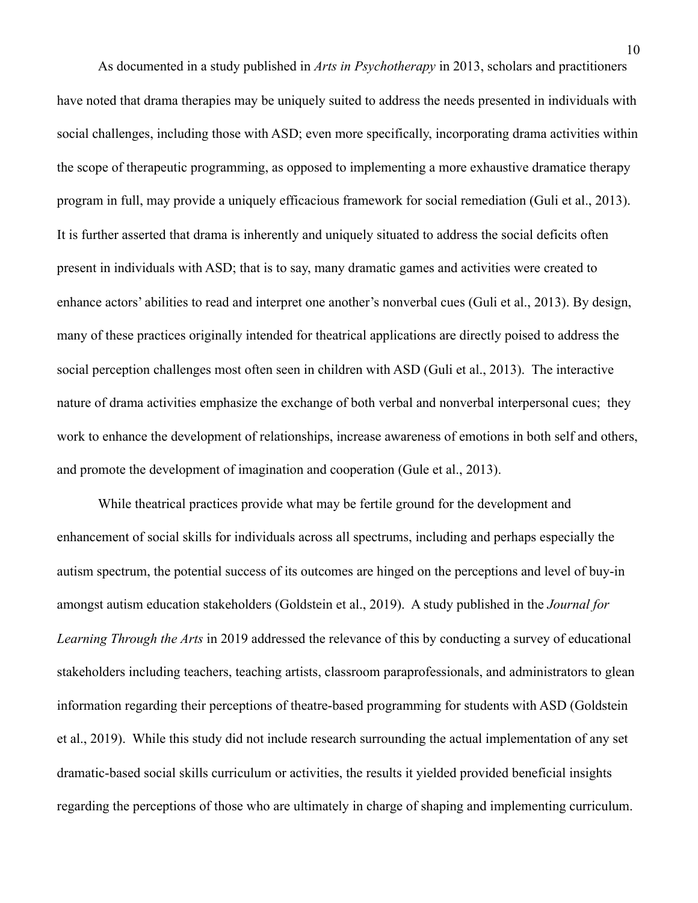As documented in a study published in *Arts in Psychotherapy* in 2013, scholars and practitioners have noted that drama therapies may be uniquely suited to address the needs presented in individuals with social challenges, including those with ASD; even more specifically, incorporating drama activities within the scope of therapeutic programming, as opposed to implementing a more exhaustive dramatice therapy program in full, may provide a uniquely efficacious framework for social remediation (Guli et al., 2013). It is further asserted that drama is inherently and uniquely situated to address the social deficits often present in individuals with ASD; that is to say, many dramatic games and activities were created to enhance actors' abilities to read and interpret one another's nonverbal cues (Guli et al., 2013). By design, many of these practices originally intended for theatrical applications are directly poised to address the social perception challenges most often seen in children with ASD (Guli et al., 2013). The interactive nature of drama activities emphasize the exchange of both verbal and nonverbal interpersonal cues; they work to enhance the development of relationships, increase awareness of emotions in both self and others, and promote the development of imagination and cooperation (Gule et al., 2013).

While theatrical practices provide what may be fertile ground for the development and enhancement of social skills for individuals across all spectrums, including and perhaps especially the autism spectrum, the potential success of its outcomes are hinged on the perceptions and level of buy-in amongst autism education stakeholders (Goldstein et al., 2019). A study published in the *Journal for Learning Through the Arts* in 2019 addressed the relevance of this by conducting a survey of educational stakeholders including teachers, teaching artists, classroom paraprofessionals, and administrators to glean information regarding their perceptions of theatre-based programming for students with ASD (Goldstein et al., 2019). While this study did not include research surrounding the actual implementation of any set dramatic-based social skills curriculum or activities, the results it yielded provided beneficial insights regarding the perceptions of those who are ultimately in charge of shaping and implementing curriculum.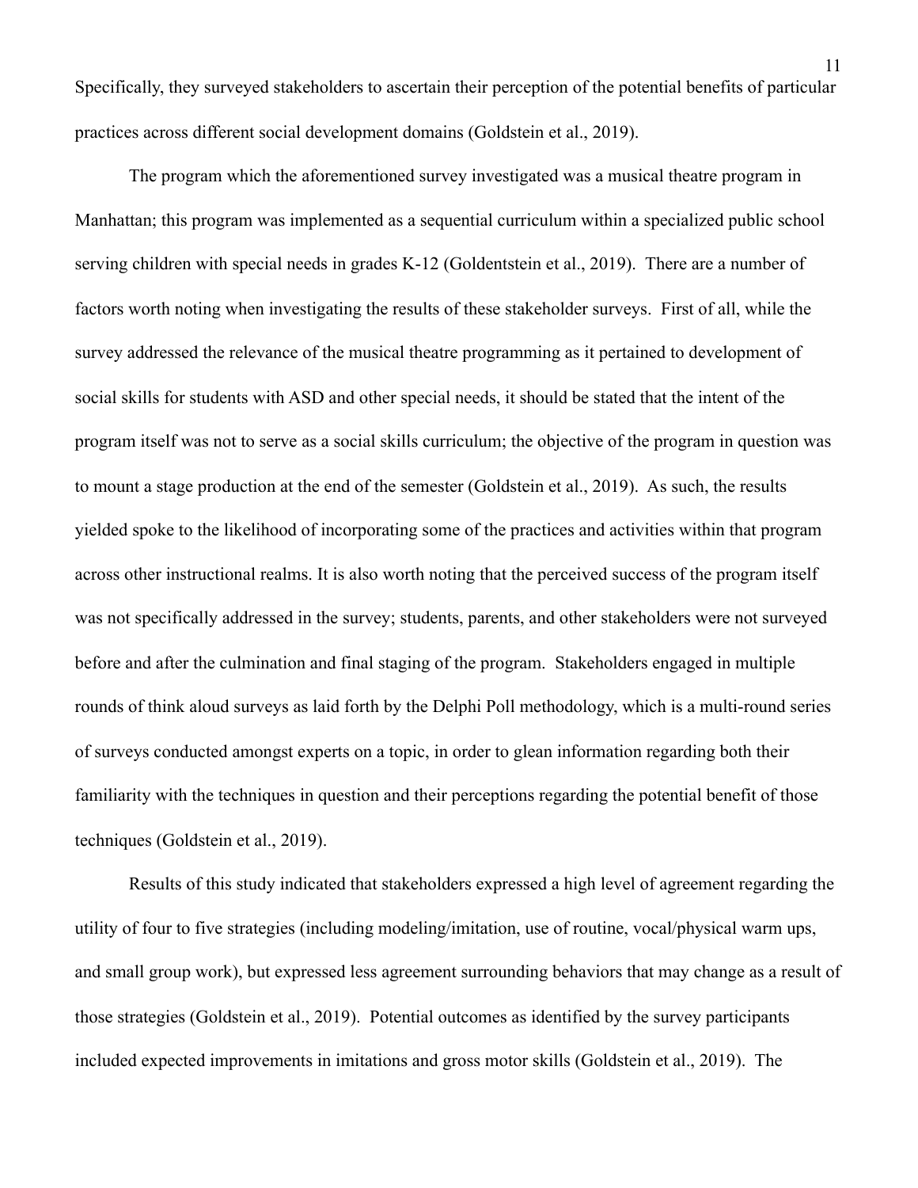Specifically, they surveyed stakeholders to ascertain their perception of the potential benefits of particular practices across different social development domains (Goldstein et al., 2019).

The program which the aforementioned survey investigated was a musical theatre program in Manhattan; this program was implemented as a sequential curriculum within a specialized public school serving children with special needs in grades K-12 (Goldentstein et al., 2019). There are a number of factors worth noting when investigating the results of these stakeholder surveys. First of all, while the survey addressed the relevance of the musical theatre programming as it pertained to development of social skills for students with ASD and other special needs, it should be stated that the intent of the program itself was not to serve as a social skills curriculum; the objective of the program in question was to mount a stage production at the end of the semester (Goldstein et al., 2019). As such, the results yielded spoke to the likelihood of incorporating some of the practices and activities within that program across other instructional realms. It is also worth noting that the perceived success of the program itself was not specifically addressed in the survey; students, parents, and other stakeholders were not surveyed before and after the culmination and final staging of the program. Stakeholders engaged in multiple rounds of think aloud surveys as laid forth by the Delphi Poll methodology, which is a multi-round series of surveys conducted amongst experts on a topic, in order to glean information regarding both their familiarity with the techniques in question and their perceptions regarding the potential benefit of those techniques (Goldstein et al., 2019).

Results of this study indicated that stakeholders expressed a high level of agreement regarding the utility of four to five strategies (including modeling/imitation, use of routine, vocal/physical warm ups, and small group work), but expressed less agreement surrounding behaviors that may change as a result of those strategies (Goldstein et al., 2019). Potential outcomes as identified by the survey participants included expected improvements in imitations and gross motor skills (Goldstein et al., 2019). The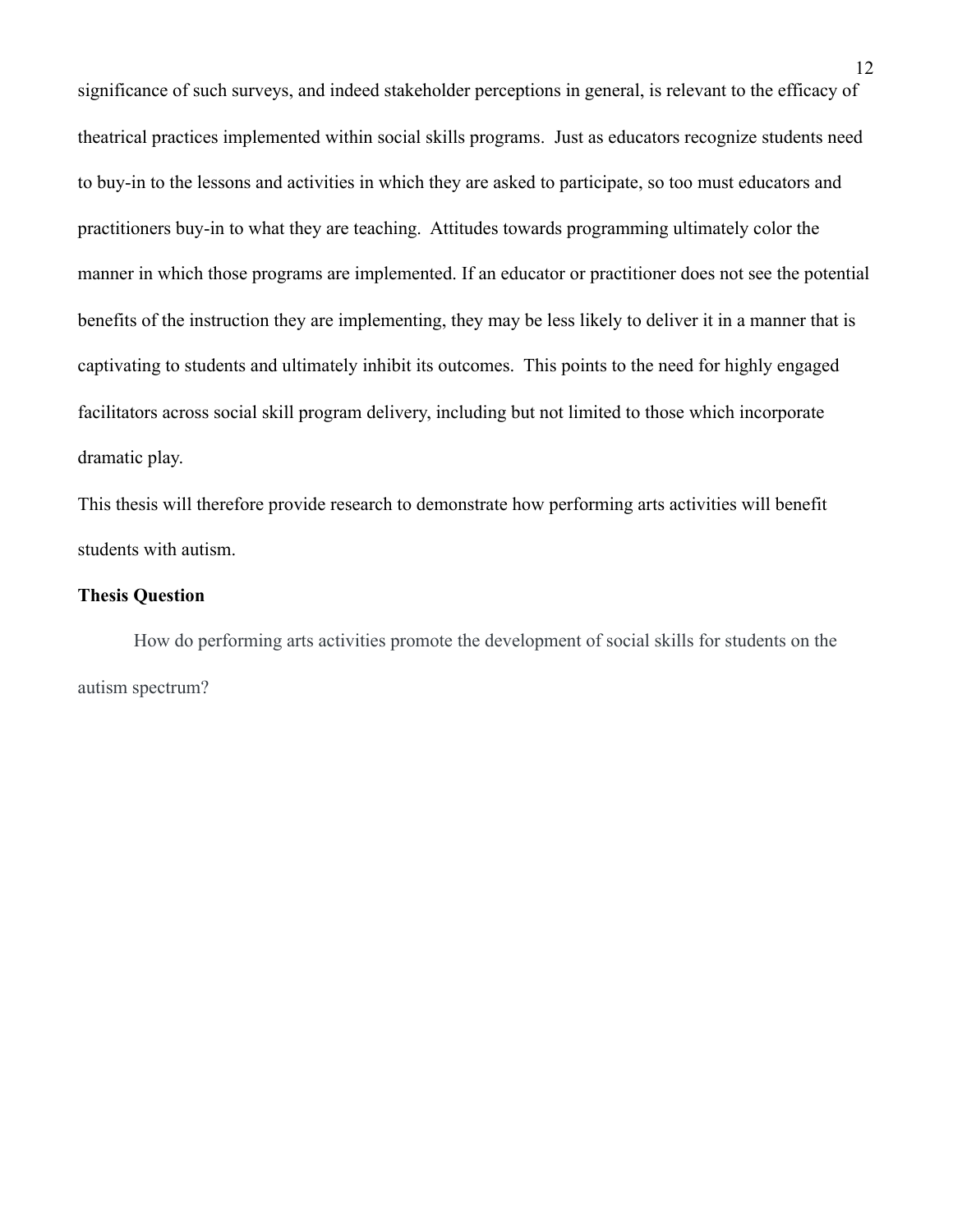significance of such surveys, and indeed stakeholder perceptions in general, is relevant to the efficacy of theatrical practices implemented within social skills programs. Just as educators recognize students need to buy-in to the lessons and activities in which they are asked to participate, so too must educators and practitioners buy-in to what they are teaching. Attitudes towards programming ultimately color the manner in which those programs are implemented. If an educator or practitioner does not see the potential benefits of the instruction they are implementing, they may be less likely to deliver it in a manner that is captivating to students and ultimately inhibit its outcomes. This points to the need for highly engaged facilitators across social skill program delivery, including but not limited to those which incorporate dramatic play.

This thesis will therefore provide research to demonstrate how performing arts activities will benefit students with autism.

**Thesis Question**

How do performing arts activities promote the development of social skills for students on the autism spectrum?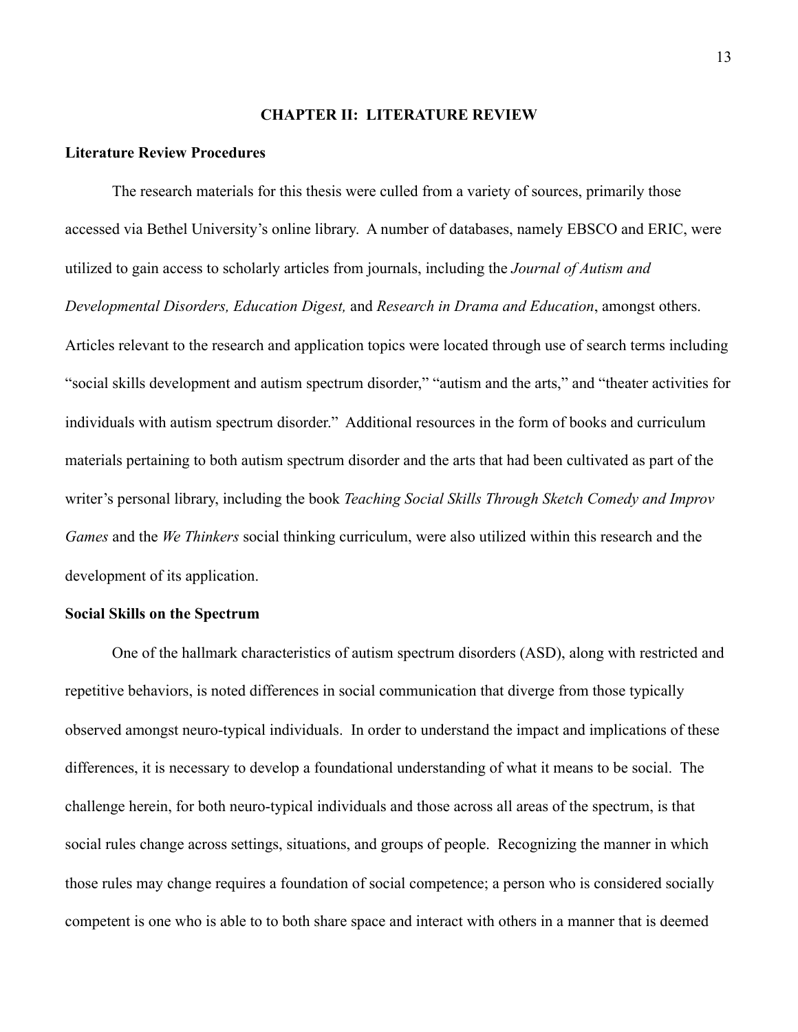# CHAPTER II: LITERATURE REVIEW

## Literature Review Procedures

The research materials for this thesis were culled from a variety of sources, primarily those accessed via Bethel University's online library. A number of databases, namely EBSCO and ERIC, were utilized to gain access to scholarly articles from journals, including the *Journal of Autism and Developmental Disorders, Education Digest,* and *Research in Drama and Education*, amongst others. Articles relevant to the research and application topics were located through use of search terms including "social skills development and autism spectrum disorder," "autism and the arts," and "theater activities for individuals with autism spectrum disorder." Additional resources in the form of books and curriculum materials pertaining to both autism spectrum disorder and the arts that had been cultivated as part of the writer's personal library, including the book *Teaching Social Skills Through Sketch Comedy and Improv Games* and the *We Thinkers* social thinking curriculum, were also utilized within this research and the development of its application.

## Social Skills on the Spectrum

One of the hallmark characteristics of autism spectrum disorders (ASD), along with restricted and repetitive behaviors, is noted differences in social communication that diverge from those typically observed amongst neuro-typical individuals. In order to understand the impact and implications of these differences, it is necessary to develop a foundational understanding of what it means to be social. The challenge herein, for both neuro-typical individuals and those across all areas of the spectrum, is that social rules change across settings, situations, and groups of people. Recognizing the manner in which those rules may change requires a foundation of social competence; a person who is considered socially competent is one who is able to to both share space and interact with others in a manner that is deemed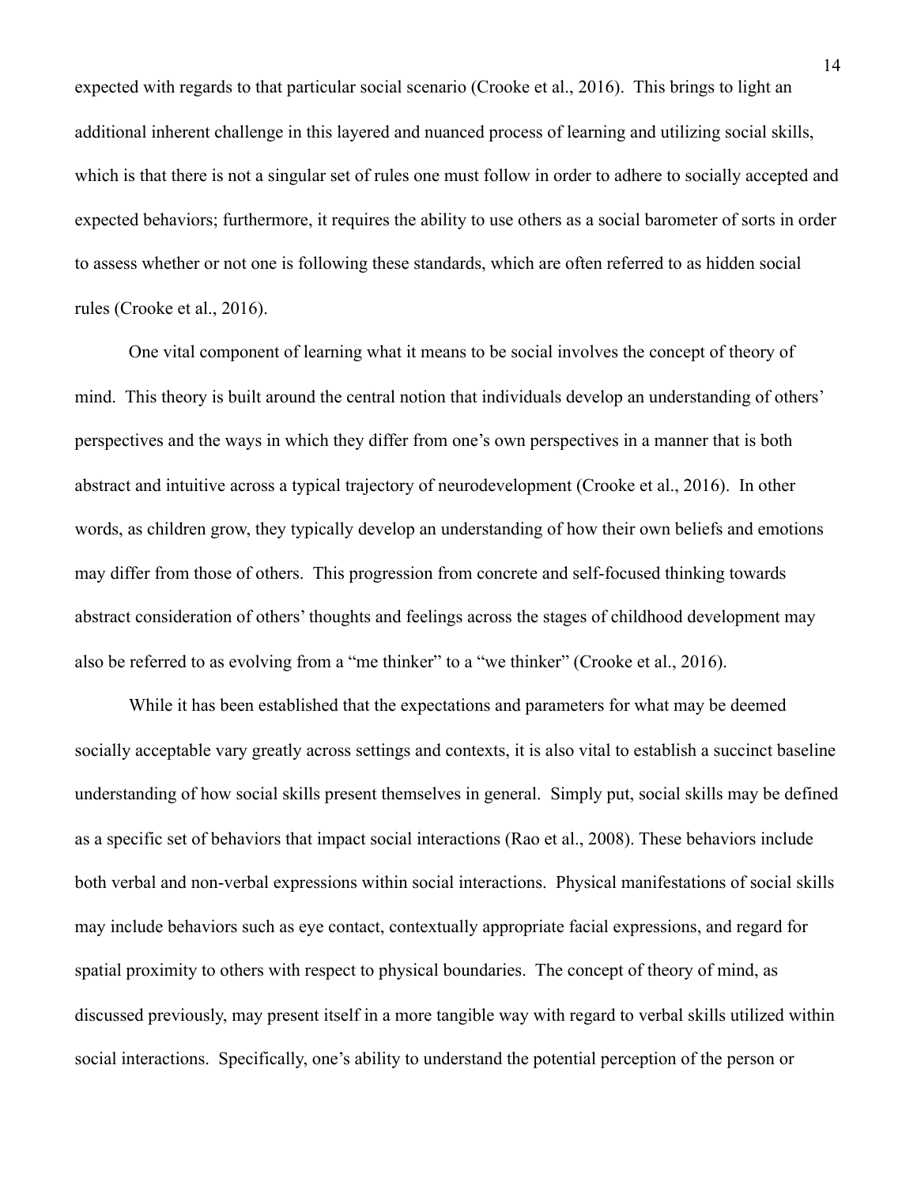expected with regards to that particular social scenario (Crooke et al., 2016). This brings to light an additional inherent challenge in this layered and nuanced process of learning and utilizing social skills, which is that there is not a singular set of rules one must follow in order to adhere to socially accepted and expected behaviors; furthermore, it requires the ability to use others as a social barometer of sorts in order to assess whether or not one is following these standards, which are often referred to as hidden social rules (Crooke et al., 2016).

One vital component of learning what it means to be social involves the concept of theory of mind. This theory is built around the central notion that individuals develop an understanding of others' perspectives and the ways in which they differ from one's own perspectives in a manner that is both abstract and intuitive across a typical trajectory of neurodevelopment (Crooke et al., 2016). In other words, as children grow, they typically develop an understanding of how their own beliefs and emotions may differ from those of others. This progression from concrete and self-focused thinking towards abstract consideration of others' thoughts and feelings across the stages of childhood development may also be referred to as evolving from a "me thinker" to a "we thinker" (Crooke et al., 2016).

While it has been established that the expectations and parameters for what may be deemed socially acceptable vary greatly across settings and contexts, it is also vital to establish a succinct baseline understanding of how social skills present themselves in general. Simply put, social skills may be defined as a specific set of behaviors that impact social interactions (Rao et al., 2008). These behaviors include both verbal and non-verbal expressions within social interactions. Physical manifestations of social skills may include behaviors such as eye contact, contextually appropriate facial expressions, and regard for spatial proximity to others with respect to physical boundaries. The concept of theory of mind, as discussed previously, may present itself in a more tangible way with regard to verbal skills utilized within social interactions. Specifically, one's ability to understand the potential perception of the person or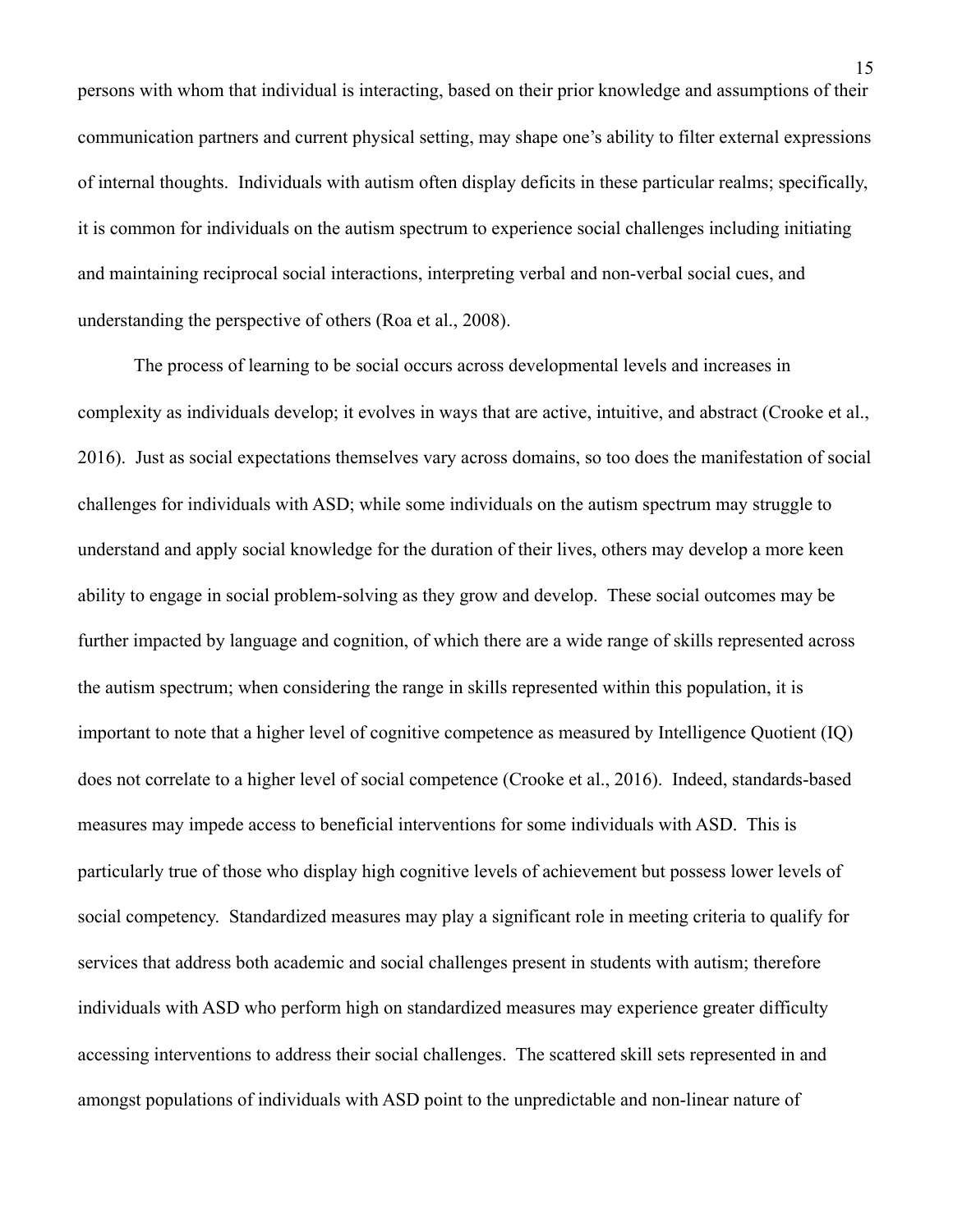persons with whom that individual is interacting, based on their prior knowledge and assumptions of their communication partners and current physical setting, may shape one's ability to filter external expressions of internal thoughts. Individuals with autism often display deficits in these particular realms; specifically, it is common for individuals on the autism spectrum to experience social challenges including initiating and maintaining reciprocal social interactions, interpreting verbal and non-verbal social cues, and understanding the perspective of others (Roa et al., 2008).

The process of learning to be social occurs across developmental levels and increases in complexity as individuals develop; it evolves in ways that are active, intuitive, and abstract (Crooke et al., 2016). Just as social expectations themselves vary across domains, so too does the manifestation of social challenges for individuals with ASD; while some individuals on the autism spectrum may struggle to understand and apply social knowledge for the duration of their lives, others may develop a more keen ability to engage in social problem-solving as they grow and develop. These social outcomes may be further impacted by language and cognition, of which there are a wide range of skills represented across the autism spectrum; when considering the range in skills represented within this population, it is important to note that a higher level of cognitive competence as measured by Intelligence Quotient (IQ) does not correlate to a higher level of social competence (Crooke et al., 2016). Indeed, standards-based measures may impede access to beneficial interventions for some individuals with ASD. This is particularly true of those who display high cognitive levels of achievement but possess lower levels of social competency. Standardized measures may play a significant role in meeting criteria to qualify for services that address both academic and social challenges present in students with autism; therefore individuals with ASD who perform high on standardized measures may experience greater difficulty accessing interventions to address their social challenges. The scattered skill sets represented in and amongst populations of individuals with ASD point to the unpredictable and non-linear nature of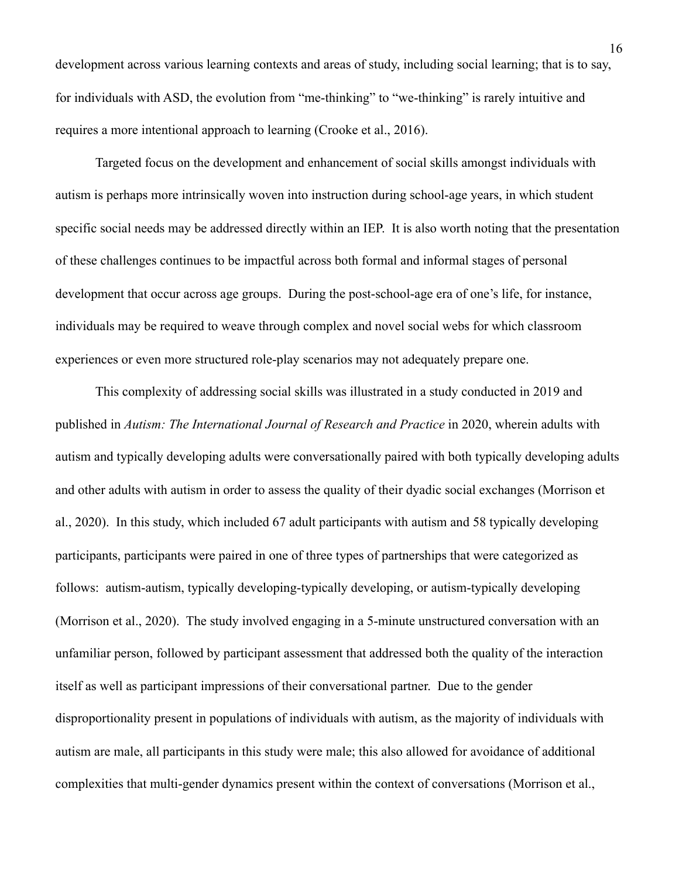development across various learning contexts and areas of study, including social learning; that is to say, for individuals with ASD, the evolution from "me-thinking" to "we-thinking" is rarely intuitive and requires a more intentional approach to learning (Crooke et al., 2016).

Targeted focus on the development and enhancement of social skills amongst individuals with autism is perhaps more intrinsically woven into instruction during school-age years, in which student specific social needs may be addressed directly within an IEP. It is also worth noting that the presentation of these challenges continues to be impactful across both formal and informal stages of personal development that occur across age groups. During the post-school-age era of one's life, for instance, individuals may be required to weave through complex and novel social webs for which classroom experiences or even more structured role-play scenarios may not adequately prepare one.

This complexity of addressing social skills was illustrated in a study conducted in 2019 and published in *Autism: The International Journal of Research and Practice* in 2020, wherein adults with autism and typically developing adults were conversationally paired with both typically developing adults and other adults with autism in order to assess the quality of their dyadic social exchanges (Morrison et al., 2020). In this study, which included 67 adult participants with autism and 58 typically developing participants, participants were paired in one of three types of partnerships that were categorized as follows: autism-autism, typically developing-typically developing, or autism-typically developing (Morrison et al., 2020). The study involved engaging in a 5-minute unstructured conversation with an unfamiliar person, followed by participant assessment that addressed both the quality of the interaction itself as well as participant impressions of their conversational partner. Due to the gender disproportionality present in populations of individuals with autism, as the majority of individuals with autism are male, all participants in this study were male; this also allowed for avoidance of additional complexities that multi-gender dynamics present within the context of conversations (Morrison et al.,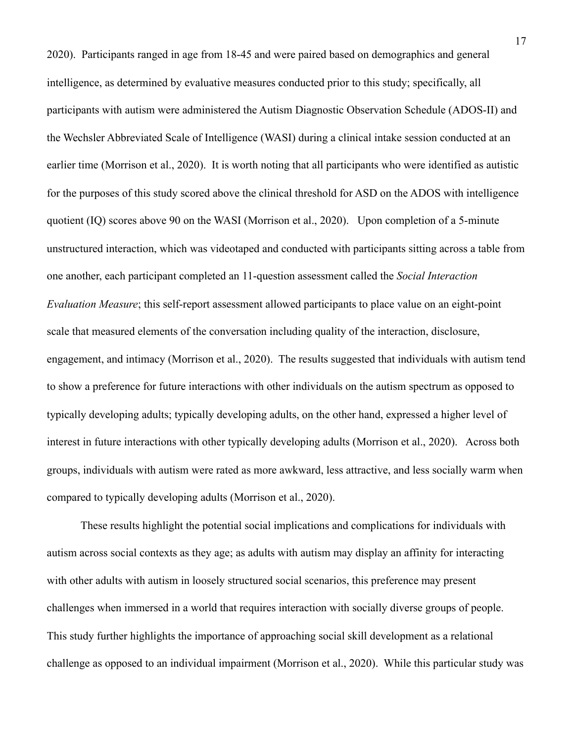2020). Participants ranged in age from 18-45 and were paired based on demographics and general intelligence, as determined by evaluative measures conducted prior to this study; specifically, all participants with autism were administered the Autism Diagnostic Observation Schedule (ADOS-II) and the Wechsler Abbreviated Scale of Intelligence (WASI) during a clinical intake session conducted at an earlier time (Morrison et al., 2020). It is worth noting that all participants who were identified as autistic for the purposes of this study scored above the clinical threshold for ASD on the ADOS with intelligence quotient (IQ) scores above 90 on the WASI (Morrison et al., 2020). Upon completion of a 5-minute unstructured interaction, which was videotaped and conducted with participants sitting across a table from one another, each participant completed an 11-question assessment called the *Social Interaction Evaluation Measure*; this self-report assessment allowed participants to place value on an eight-point scale that measured elements of the conversation including quality of the interaction, disclosure, engagement, and intimacy (Morrison et al., 2020). The results suggested that individuals with autism tend to show a preference for future interactions with other individuals on the autism spectrum as opposed to typically developing adults; typically developing adults, on the other hand, expressed a higher level of interest in future interactions with other typically developing adults (Morrison et al., 2020). Across both groups, individuals with autism were rated as more awkward, less attractive, and less socially warm when compared to typically developing adults (Morrison et al., 2020).

These results highlight the potential social implications and complications for individuals with autism across social contexts as they age; as adults with autism may display an affinity for interacting with other adults with autism in loosely structured social scenarios, this preference may present challenges when immersed in a world that requires interaction with socially diverse groups of people. This study further highlights the importance of approaching social skill development as a relational challenge as opposed to an individual impairment (Morrison et al., 2020). While this particular study was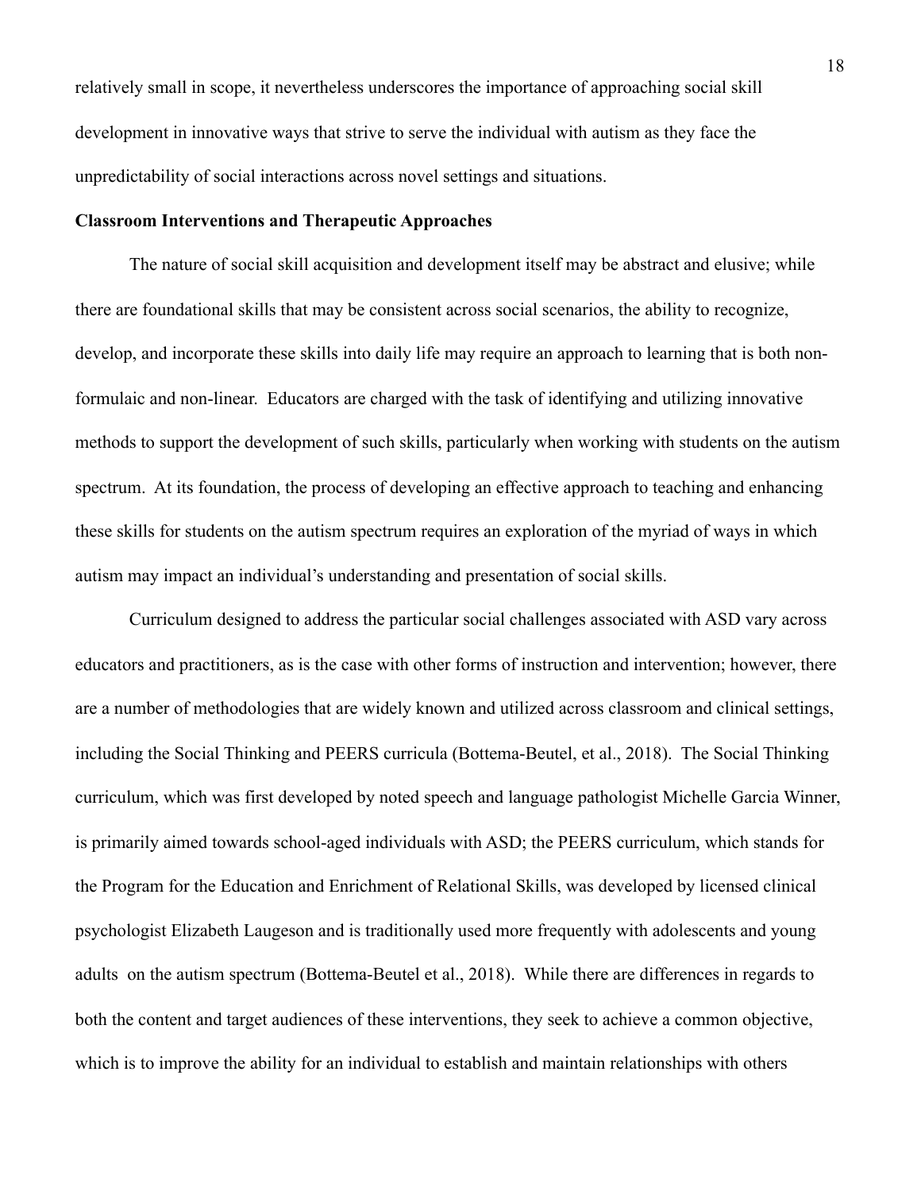relatively small in scope, it nevertheless underscores the importance of approaching social skill development in innovative ways that strive to serve the individual with autism as they face the unpredictability of social interactions across novel settings and situations.

**Classroom Interventions and Therapeutic Approaches**

The nature of social skill acquisition and development itself may be abstract and elusive; while there are foundational skills that may be consistent across social scenarios, the ability to recognize, develop, and incorporate these skills into daily life may require an approach to learning that is both non-formulaic and non-linear. Educators are charged with the task of identifying and utilizing innovative methods to support the development of such skills, particularly when working with students on the autism spectrum. At its foundation, the process of developing an effective approach to teaching and enhancing these skills for students on the autism spectrum requires an exploration of the myriad of ways in which autism may impact an individual's understanding and presentation of social skills.

Curriculum designed to address the particular social challenges associated with ASD vary across educators and practitioners, as is the case with other forms of instruction and intervention; however, there are a number of methodologies that are widely known and utilized across classroom and clinical settings, including the Social Thinking and PEERS curricula (Bottema-Beutel, et al., 2018). The Social Thinking curriculum, which was first developed by noted speech and language pathologist Michelle Garcia Winner, is primarily aimed towards school-aged individuals with ASD; the PEERS curriculum, which stands for the Program for the Education and Enrichment of Relational Skills, was developed by licensed clinical psychologist Elizabeth Laugeson and is traditionally used more frequently with adolescents and young adults on the autism spectrum (Bottema-Beutel et al., 2018). While there are differences in regards to both the content and target audiences of these interventions, they seek to achieve a common objective, which is to improve the ability for an individual to establish and maintain relationships with others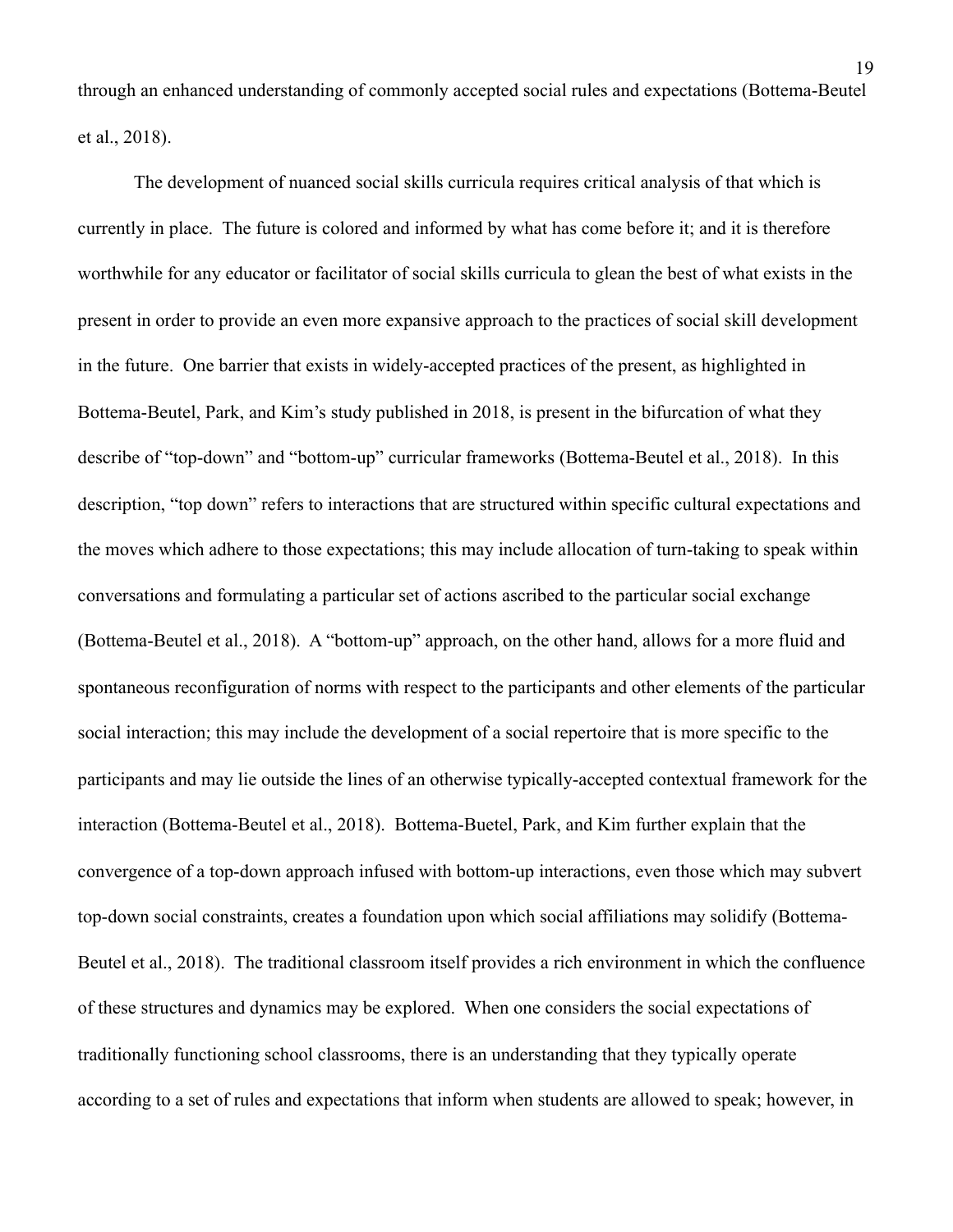through an enhanced understanding of commonly accepted social rules and expectations (Bottema-Beutel et al., 2018).

The development of nuanced social skills curricula requires critical analysis of that which is currently in place. The future is colored and informed by what has come before it; and it is therefore worthwhile for any educator or facilitator of social skills curricula to glean the best of what exists in the present in order to provide an even more expansive approach to the practices of social skill development in the future. One barrier that exists in widely-accepted practices of the present, as highlighted in Bottema-Beutel, Park, and Kim's study published in 2018, is present in the bifurcation of what they describe of "top-down" and "bottom-up" curricular frameworks (Bottema-Beutel et al., 2018). In this description, "top down" refers to interactions that are structured within specific cultural expectations and the moves which adhere to those expectations; this may include allocation of turn-taking to speak within conversations and formulating a particular set of actions ascribed to the particular social exchange (Bottema-Beutel et al., 2018). A "bottom-up" approach, on the other hand, allows for a more fluid and spontaneous reconfiguration of norms with respect to the participants and other elements of the particular social interaction; this may include the development of a social repertoire that is more specific to the participants and may lie outside the lines of an otherwise typically-accepted contextual framework for the interaction (Bottema-Beutel et al., 2018). Bottema-Buetel, Park, and Kim further explain that the convergence of a top-down approach infused with bottom-up interactions, even those which may subvert top-down social constraints, creates a foundation upon which social affiliations may solidify (Bottema-Beutel et al., 2018). The traditional classroom itself provides a rich environment in which the confluence of these structures and dynamics may be explored. When one considers the social expectations of traditionally functioning school classrooms, there is an understanding that they typically operate according to a set of rules and expectations that inform when students are allowed to speak; however, in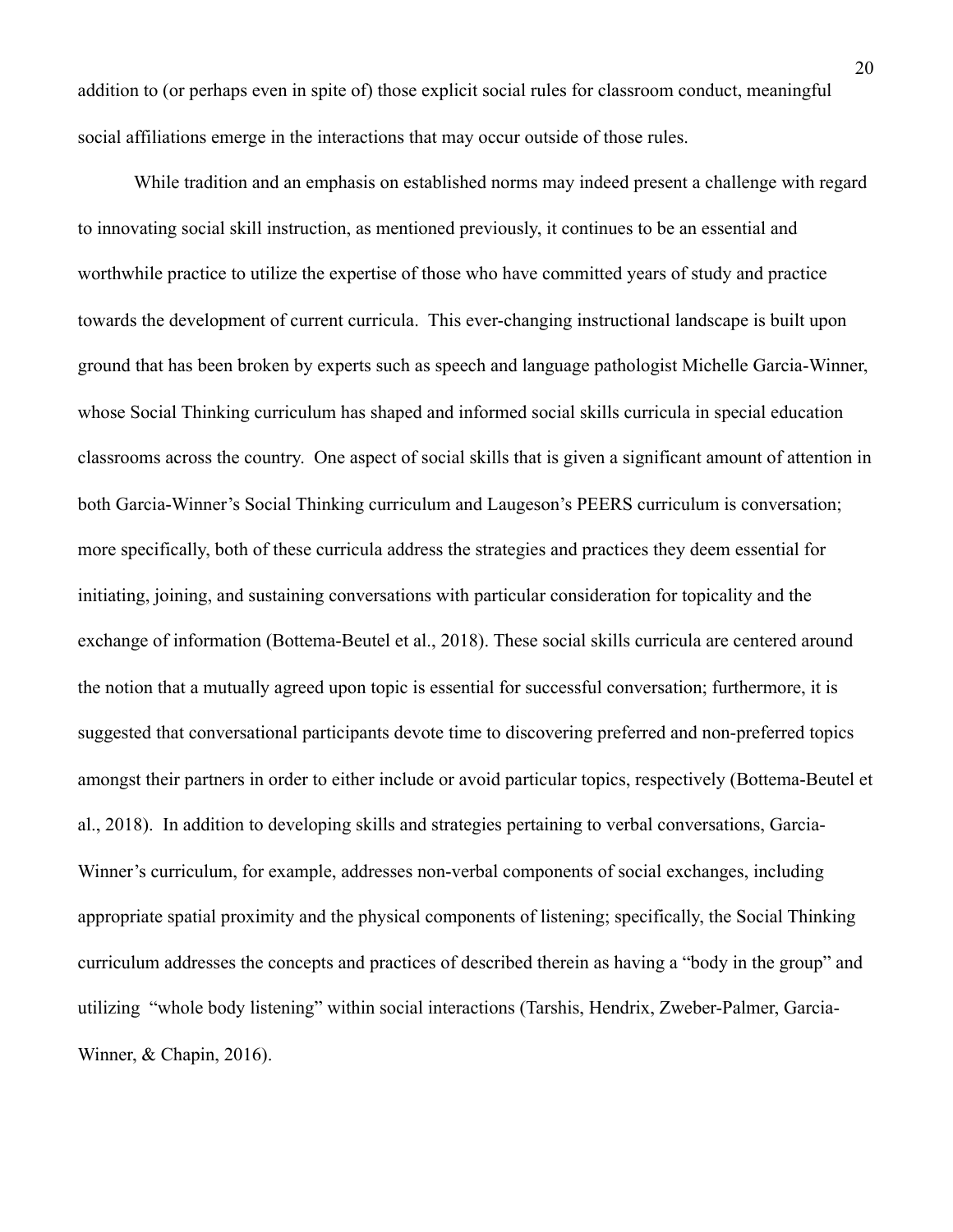addition to (or perhaps even in spite of) those explicit social rules for classroom conduct, meaningful social affiliations emerge in the interactions that may occur outside of those rules.

While tradition and an emphasis on established norms may indeed present a challenge with regard to innovating social skill instruction, as mentioned previously, it continues to be an essential and worthwhile practice to utilize the expertise of those who have committed years of study and practice towards the development of current curricula. This ever-changing instructional landscape is built upon ground that has been broken by experts such as speech and language pathologist Michelle Garcia-Winner, whose Social Thinking curriculum has shaped and informed social skills curricula in special education classrooms across the country. One aspect of social skills that is given a significant amount of attention in both Garcia-Winner's Social Thinking curriculum and Laugeson's PEERS curriculum is conversation; more specifically, both of these curricula address the strategies and practices they deem essential for initiating, joining, and sustaining conversations with particular consideration for topicality and the exchange of information (Bottema-Beutel et al., 2018). These social skills curricula are centered around the notion that a mutually agreed upon topic is essential for successful conversation; furthermore, it is suggested that conversational participants devote time to discovering preferred and non-preferred topics amongst their partners in order to either include or avoid particular topics, respectively (Bottema-Beutel et al., 2018). In addition to developing skills and strategies pertaining to verbal conversations, Garcia-Winner's curriculum, for example, addresses non-verbal components of social exchanges, including appropriate spatial proximity and the physical components of listening; specifically, the Social Thinking curriculum addresses the concepts and practices of described therein as having a "body in the group" and utilizing "whole body listening" within social interactions (Tarshis, Hendrix, Zweber-Palmer, Garcia-Winner, & Chapin, 2016).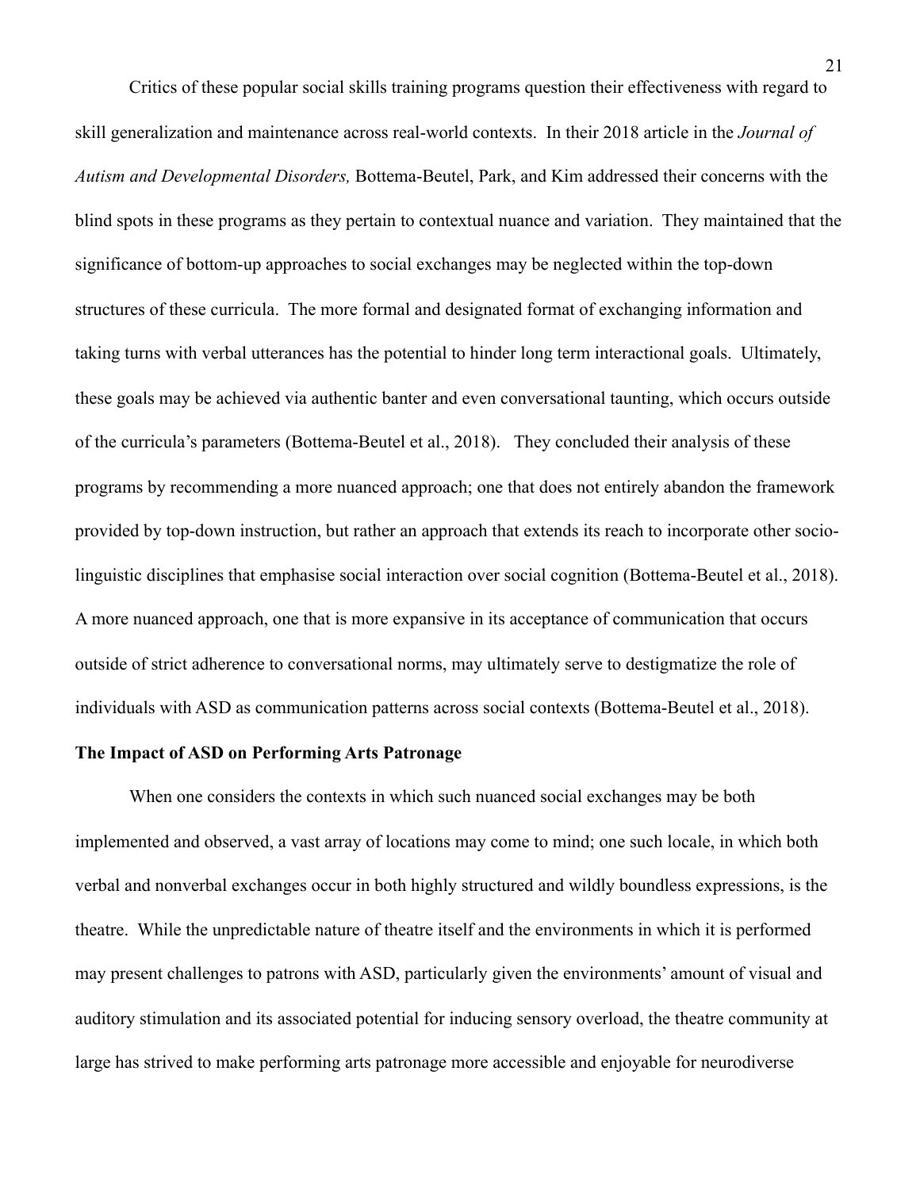Critics of these popular social skills training programs question their effectiveness with regard to skill generalization and maintenance across real-world contexts. In their 2018 article in the *Journal of Autism and Developmental Disorders,* Bottema-Beutel, Park, and Kim addressed their concerns with the blind spots in these programs as they pertain to contextual nuance and variation. They maintained that the significance of bottom-up approaches to social exchanges may be neglected within the top-down structures of these curricula. The more formal and designated format of exchanging information and taking turns with verbal utterances has the potential to hinder long term interactional goals. Ultimately, these goals may be achieved via authentic banter and even conversational taunting, which occurs outside of the curricula's parameters (Bottema-Beutel et al., 2018). They concluded their analysis of these programs by recommending a more nuanced approach; one that does not entirely abandon the framework provided by top-down instruction, but rather an approach that extends its reach to incorporate other socio-linguistic disciplines that emphasise social interaction over social cognition (Bottema-Beutel et al., 2018). A more nuanced approach, one that is more expansive in its acceptance of communication that occurs outside of strict adherence to conversational norms, may ultimately serve to destigmatize the role of individuals with ASD as communication patterns across social contexts (Bottema-Beutel et al., 2018).

**The Impact of ASD on Performing Arts Patronage**

When one considers the contexts in which such nuanced social exchanges may be both implemented and observed, a vast array of locations may come to mind; one such locale, in which both verbal and nonverbal exchanges occur in both highly structured and wildly boundless expressions, is the theatre. While the unpredictable nature of theatre itself and the environments in which it is performed may present challenges to patrons with ASD, particularly given the environments' amount of visual and auditory stimulation and its associated potential for inducing sensory overload, the theatre community at large has strived to make performing arts patronage more accessible and enjoyable for neurodiverse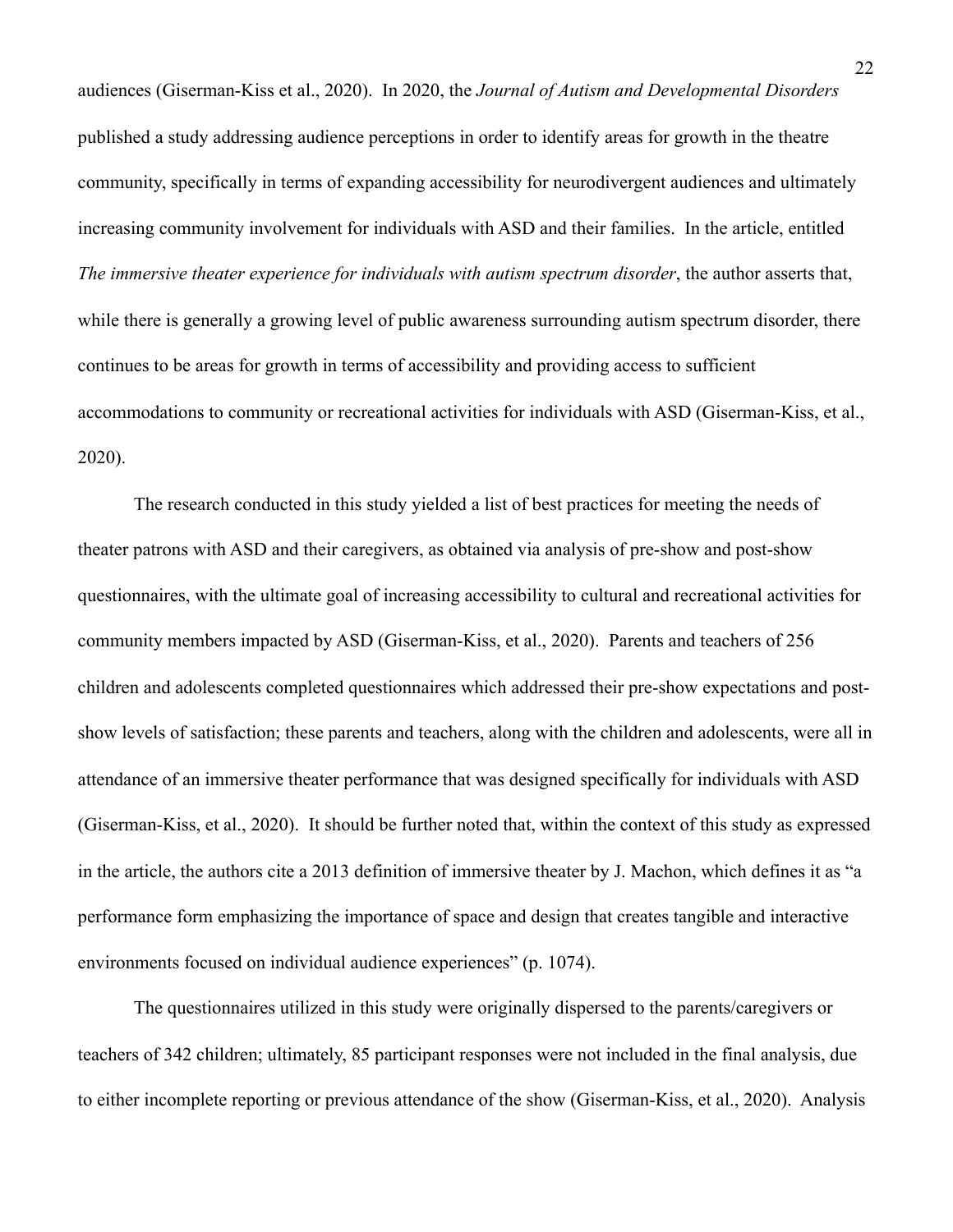audiences (Giserman-Kiss et al., 2020). In 2020, the *Journal of Autism and Developmental Disorders* published a study addressing audience perceptions in order to identify areas for growth in the theatre community, specifically in terms of expanding accessibility for neurodivergent audiences and ultimately increasing community involvement for individuals with ASD and their families. In the article, entitled *The immersive theater experience for individuals with autism spectrum disorder*, the author asserts that, while there is generally a growing level of public awareness surrounding autism spectrum disorder, there continues to be areas for growth in terms of accessibility and providing access to sufficient accommodations to community or recreational activities for individuals with ASD (Giserman-Kiss, et al., 2020).

The research conducted in this study yielded a list of best practices for meeting the needs of theater patrons with ASD and their caregivers, as obtained via analysis of pre-show and post-show questionnaires, with the ultimate goal of increasing accessibility to cultural and recreational activities for community members impacted by ASD (Giserman-Kiss, et al., 2020). Parents and teachers of 256 children and adolescents completed questionnaires which addressed their pre-show expectations and post-show levels of satisfaction; these parents and teachers, along with the children and adolescents, were all in attendance of an immersive theater performance that was designed specifically for individuals with ASD (Giserman-Kiss, et al., 2020). It should be further noted that, within the context of this study as expressed in the article, the authors cite a 2013 definition of immersive theater by J. Machon, which defines it as "a performance form emphasizing the importance of space and design that creates tangible and interactive environments focused on individual audience experiences" (p. 1074).

The questionnaires utilized in this study were originally dispersed to the parents/caregivers or teachers of 342 children; ultimately, 85 participant responses were not included in the final analysis, due to either incomplete reporting or previous attendance of the show (Giserman-Kiss, et al., 2020). Analysis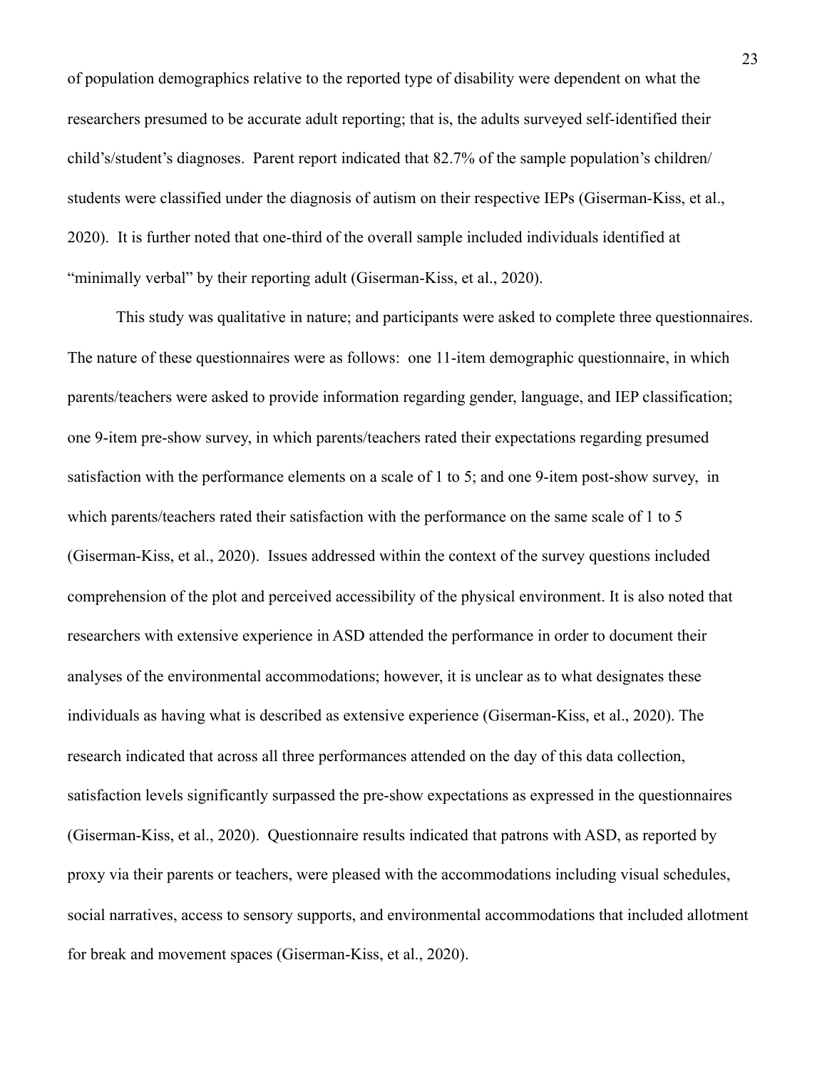of population demographics relative to the reported type of disability were dependent on what the researchers presumed to be accurate adult reporting; that is, the adults surveyed self-identified their child's/student's diagnoses. Parent report indicated that 82.7% of the sample population's children/students were classified under the diagnosis of autism on their respective IEPs (Giserman-Kiss, et al., 2020). It is further noted that one-third of the overall sample included individuals identified at "minimally verbal" by their reporting adult (Giserman-Kiss, et al., 2020).

This study was qualitative in nature; and participants were asked to complete three questionnaires. The nature of these questionnaires were as follows: one 11-item demographic questionnaire, in which parents/teachers were asked to provide information regarding gender, language, and IEP classification; one 9-item pre-show survey, in which parents/teachers rated their expectations regarding presumed satisfaction with the performance elements on a scale of 1 to 5; and one 9-item post-show survey, in which parents/teachers rated their satisfaction with the performance on the same scale of 1 to 5 (Giserman-Kiss, et al., 2020). Issues addressed within the context of the survey questions included comprehension of the plot and perceived accessibility of the physical environment. It is also noted that researchers with extensive experience in ASD attended the performance in order to document their analyses of the environmental accommodations; however, it is unclear as to what designates these individuals as having what is described as extensive experience (Giserman-Kiss, et al., 2020). The research indicated that across all three performances attended on the day of this data collection, satisfaction levels significantly surpassed the pre-show expectations as expressed in the questionnaires (Giserman-Kiss, et al., 2020). Questionnaire results indicated that patrons with ASD, as reported by proxy via their parents or teachers, were pleased with the accommodations including visual schedules, social narratives, access to sensory supports, and environmental accommodations that included allotment for break and movement spaces (Giserman-Kiss, et al., 2020).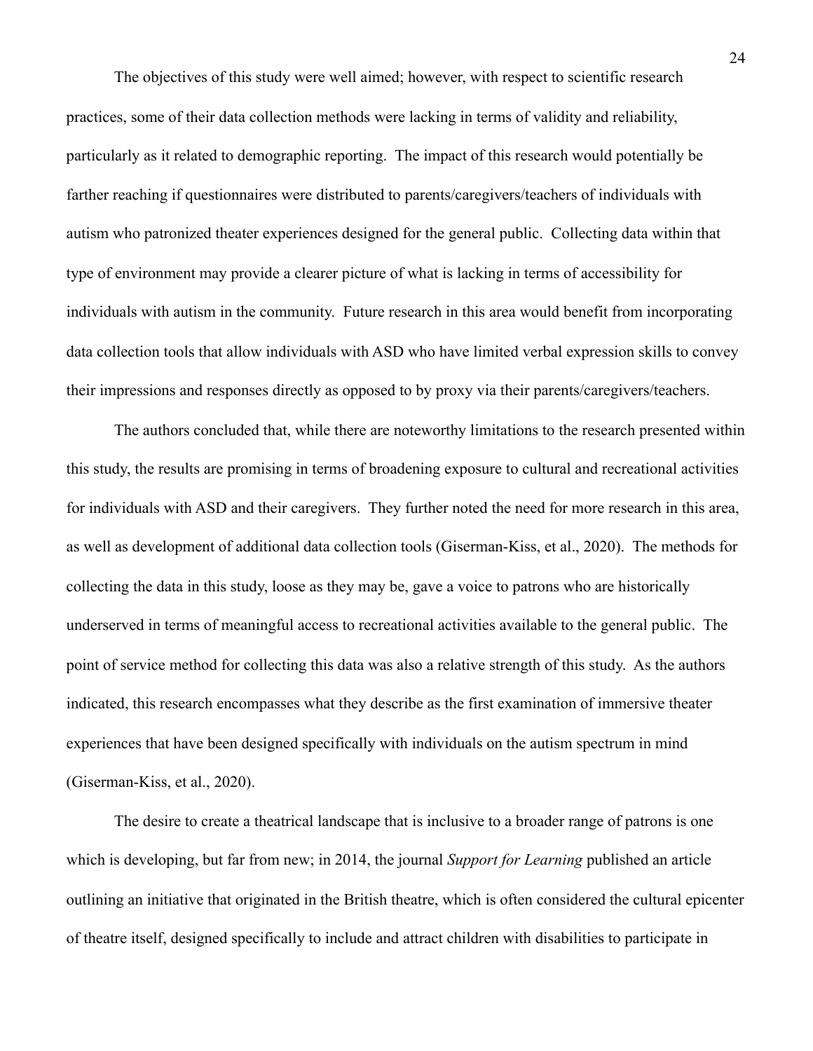The objectives of this study were well aimed; however, with respect to scientific research practices, some of their data collection methods were lacking in terms of validity and reliability, particularly as it related to demographic reporting. The impact of this research would potentially be farther reaching if questionnaires were distributed to parents/caregivers/teachers of individuals with autism who patronized theater experiences designed for the general public. Collecting data within that type of environment may provide a clearer picture of what is lacking in terms of accessibility for individuals with autism in the community. Future research in this area would benefit from incorporating data collection tools that allow individuals with ASD who have limited verbal expression skills to convey their impressions and responses directly as opposed to by proxy via their parents/caregivers/teachers.

The authors concluded that, while there are noteworthy limitations to the research presented within this study, the results are promising in terms of broadening exposure to cultural and recreational activities for individuals with ASD and their caregivers. They further noted the need for more research in this area, as well as development of additional data collection tools (Giserman-Kiss, et al., 2020). The methods for collecting the data in this study, loose as they may be, gave a voice to patrons who are historically underserved in terms of meaningful access to recreational activities available to the general public. The point of service method for collecting this data was also a relative strength of this study. As the authors indicated, this research encompasses what they describe as the first examination of immersive theater experiences that have been designed specifically with individuals on the autism spectrum in mind (Giserman-Kiss, et al., 2020).

The desire to create a theatrical landscape that is inclusive to a broader range of patrons is one which is developing, but far from new; in 2014, the journal *Support for Learning* published an article outlining an initiative that originated in the British theatre, which is often considered the cultural epicenter of theatre itself, designed specifically to include and attract children with disabilities to participate in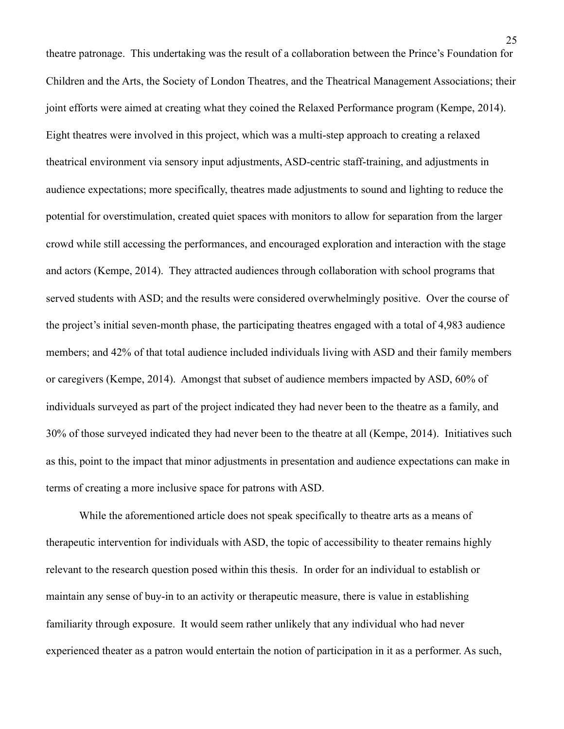theatre patronage. This undertaking was the result of a collaboration between the Prince's Foundation for Children and the Arts, the Society of London Theatres, and the Theatrical Management Associations; their joint efforts were aimed at creating what they coined the Relaxed Performance program (Kempe, 2014). Eight theatres were involved in this project, which was a multi-step approach to creating a relaxed theatrical environment via sensory input adjustments, ASD-centric staff-training, and adjustments in audience expectations; more specifically, theatres made adjustments to sound and lighting to reduce the potential for overstimulation, created quiet spaces with monitors to allow for separation from the larger crowd while still accessing the performances, and encouraged exploration and interaction with the stage and actors (Kempe, 2014). They attracted audiences through collaboration with school programs that served students with ASD; and the results were considered overwhelmingly positive. Over the course of the project's initial seven-month phase, the participating theatres engaged with a total of 4,983 audience members; and 42% of that total audience included individuals living with ASD and their family members or caregivers (Kempe, 2014). Amongst that subset of audience members impacted by ASD, 60% of individuals surveyed as part of the project indicated they had never been to the theatre as a family, and 30% of those surveyed indicated they had never been to the theatre at all (Kempe, 2014). Initiatives such as this, point to the impact that minor adjustments in presentation and audience expectations can make in terms of creating a more inclusive space for patrons with ASD.

While the aforementioned article does not speak specifically to theatre arts as a means of therapeutic intervention for individuals with ASD, the topic of accessibility to theater remains highly relevant to the research question posed within this thesis. In order for an individual to establish or maintain any sense of buy-in to an activity or therapeutic measure, there is value in establishing familiarity through exposure. It would seem rather unlikely that any individual who had never experienced theater as a patron would entertain the notion of participation in it as a performer. As such,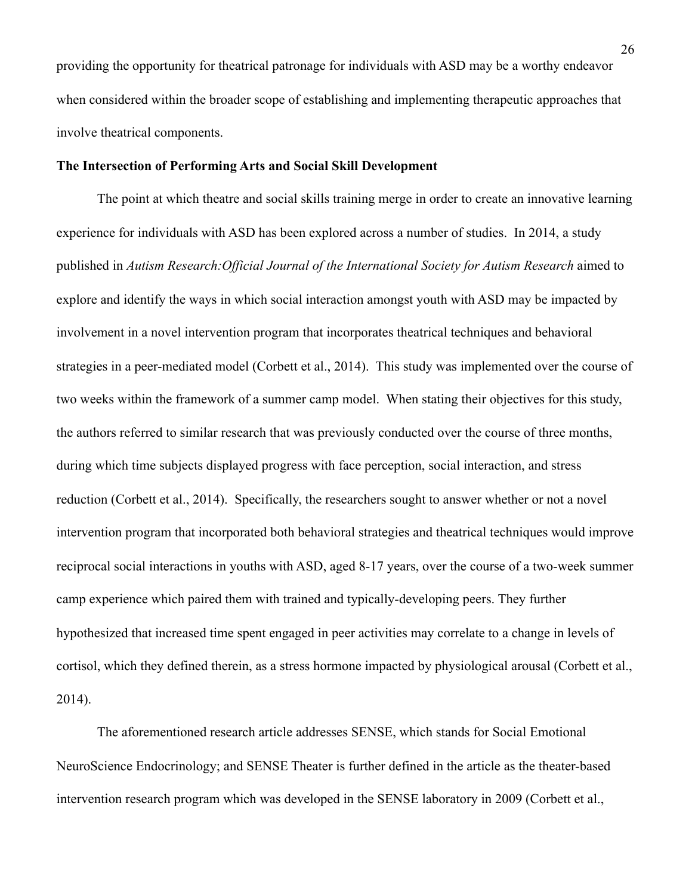providing the opportunity for theatrical patronage for individuals with ASD may be a worthy endeavor when considered within the broader scope of establishing and implementing therapeutic approaches that involve theatrical components.

**The Intersection of Performing Arts and Social Skill Development**

The point at which theatre and social skills training merge in order to create an innovative learning experience for individuals with ASD has been explored across a number of studies. In 2014, a study published in *Autism Research:Official Journal of the International Society for Autism Research* aimed to explore and identify the ways in which social interaction amongst youth with ASD may be impacted by involvement in a novel intervention program that incorporates theatrical techniques and behavioral strategies in a peer-mediated model (Corbett et al., 2014). This study was implemented over the course of two weeks within the framework of a summer camp model. When stating their objectives for this study, the authors referred to similar research that was previously conducted over the course of three months, during which time subjects displayed progress with face perception, social interaction, and stress reduction (Corbett et al., 2014). Specifically, the researchers sought to answer whether or not a novel intervention program that incorporated both behavioral strategies and theatrical techniques would improve reciprocal social interactions in youths with ASD, aged 8-17 years, over the course of a two-week summer camp experience which paired them with trained and typically-developing peers. They further hypothesized that increased time spent engaged in peer activities may correlate to a change in levels of cortisol, which they defined therein, as a stress hormone impacted by physiological arousal (Corbett et al., 2014).

The aforementioned research article addresses SENSE, which stands for Social Emotional NeuroScience Endocrinology; and SENSE Theater is further defined in the article as the theater-based intervention research program which was developed in the SENSE laboratory in 2009 (Corbett et al.,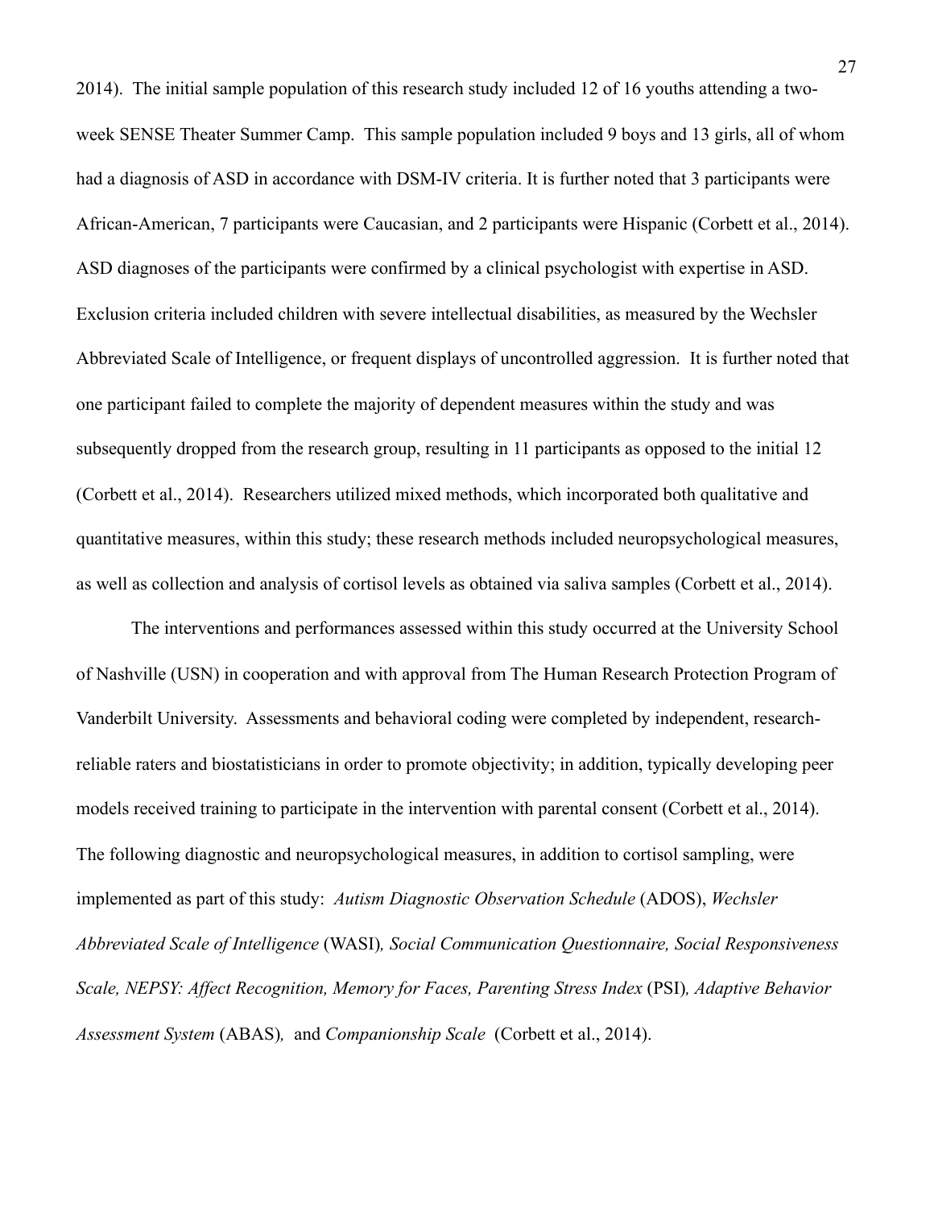2014). The initial sample population of this research study included 12 of 16 youths attending a two-week SENSE Theater Summer Camp. This sample population included 9 boys and 13 girls, all of whom had a diagnosis of ASD in accordance with DSM-IV criteria. It is further noted that 3 participants were African-American, 7 participants were Caucasian, and 2 participants were Hispanic (Corbett et al., 2014). ASD diagnoses of the participants were confirmed by a clinical psychologist with expertise in ASD. Exclusion criteria included children with severe intellectual disabilities, as measured by the Wechsler Abbreviated Scale of Intelligence, or frequent displays of uncontrolled aggression. It is further noted that one participant failed to complete the majority of dependent measures within the study and was subsequently dropped from the research group, resulting in 11 participants as opposed to the initial 12 (Corbett et al., 2014). Researchers utilized mixed methods, which incorporated both qualitative and quantitative measures, within this study; these research methods included neuropsychological measures, as well as collection and analysis of cortisol levels as obtained via saliva samples (Corbett et al., 2014).

The interventions and performances assessed within this study occurred at the University School of Nashville (USN) in cooperation and with approval from The Human Research Protection Program of Vanderbilt University. Assessments and behavioral coding were completed by independent, research-reliable raters and biostatisticians in order to promote objectivity; in addition, typically developing peer models received training to participate in the intervention with parental consent (Corbett et al., 2014). The following diagnostic and neuropsychological measures, in addition to cortisol sampling, were implemented as part of this study: *Autism Diagnostic Observation Schedule* (ADOS), *Wechsler Abbreviated Scale of Intelligence* (WASI)*, Social Communication Questionnaire, Social Responsiveness Scale, NEPSY: Affect Recognition, Memory for Faces, Parenting Stress Index* (PSI)*, Adaptive Behavior Assessment System* (ABAS)*,* and *Companionship Scale* (Corbett et al., 2014).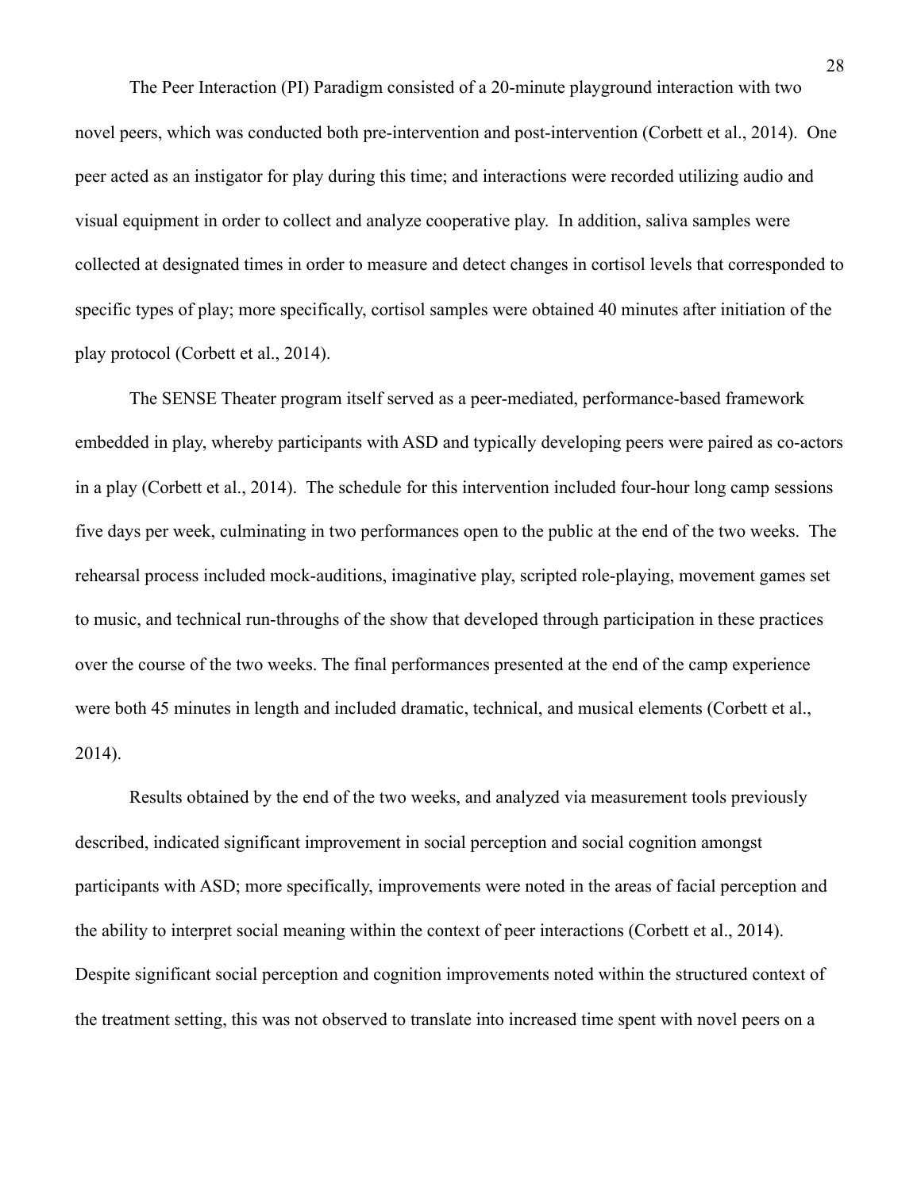The Peer Interaction (PI) Paradigm consisted of a 20-minute playground interaction with two novel peers, which was conducted both pre-intervention and post-intervention (Corbett et al., 2014). One peer acted as an instigator for play during this time; and interactions were recorded utilizing audio and visual equipment in order to collect and analyze cooperative play. In addition, saliva samples were collected at designated times in order to measure and detect changes in cortisol levels that corresponded to specific types of play; more specifically, cortisol samples were obtained 40 minutes after initiation of the play protocol (Corbett et al., 2014).

The SENSE Theater program itself served as a peer-mediated, performance-based framework embedded in play, whereby participants with ASD and typically developing peers were paired as co-actors in a play (Corbett et al., 2014). The schedule for this intervention included four-hour long camp sessions five days per week, culminating in two performances open to the public at the end of the two weeks. The rehearsal process included mock-auditions, imaginative play, scripted role-playing, movement games set to music, and technical run-throughs of the show that developed through participation in these practices over the course of the two weeks. The final performances presented at the end of the camp experience were both 45 minutes in length and included dramatic, technical, and musical elements (Corbett et al., 2014).

Results obtained by the end of the two weeks, and analyzed via measurement tools previously described, indicated significant improvement in social perception and social cognition amongst participants with ASD; more specifically, improvements were noted in the areas of facial perception and the ability to interpret social meaning within the context of peer interactions (Corbett et al., 2014). Despite significant social perception and cognition improvements noted within the structured context of the treatment setting, this was not observed to translate into increased time spent with novel peers on a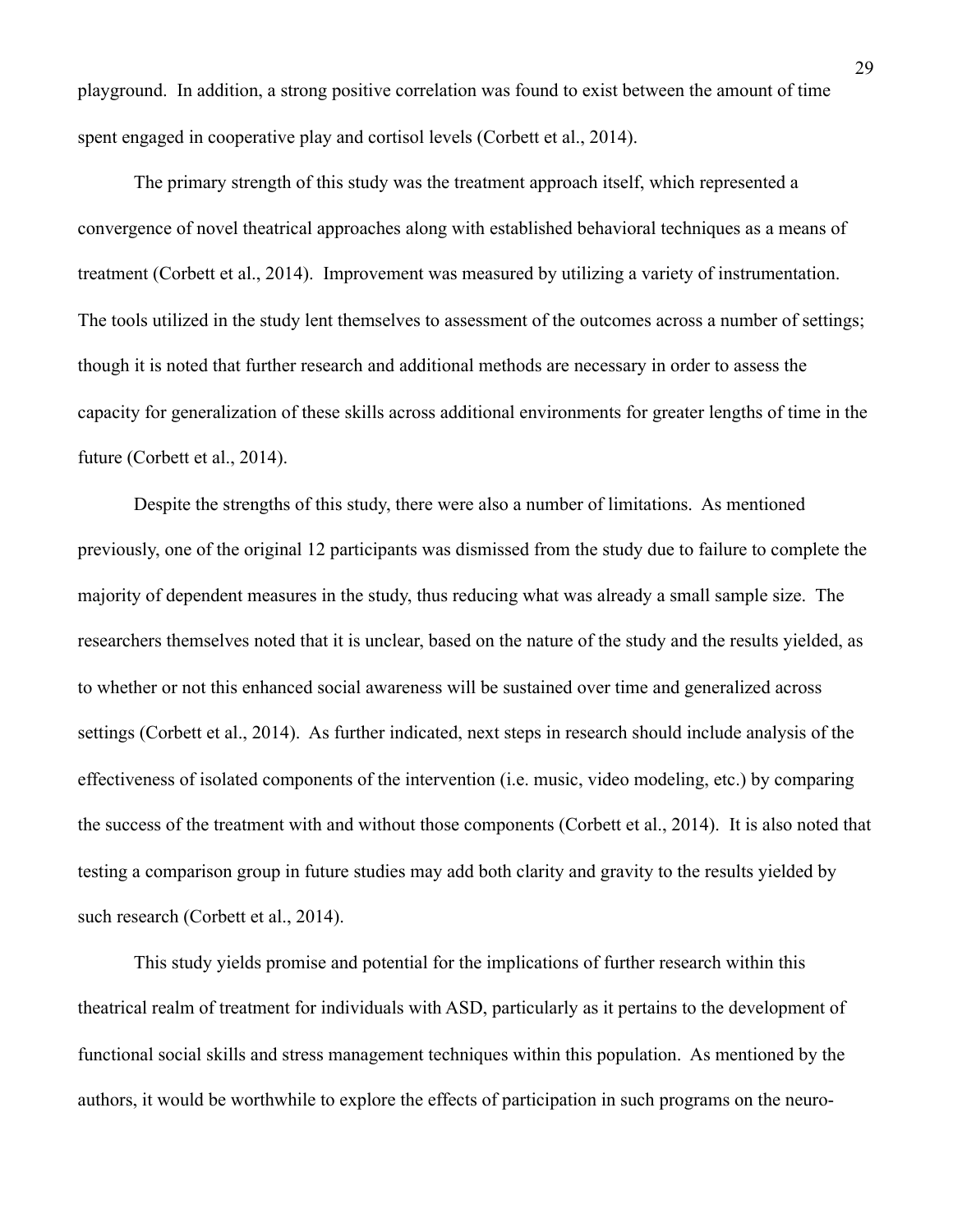playground. In addition, a strong positive correlation was found to exist between the amount of time spent engaged in cooperative play and cortisol levels (Corbett et al., 2014).

The primary strength of this study was the treatment approach itself, which represented a convergence of novel theatrical approaches along with established behavioral techniques as a means of treatment (Corbett et al., 2014). Improvement was measured by utilizing a variety of instrumentation. The tools utilized in the study lent themselves to assessment of the outcomes across a number of settings; though it is noted that further research and additional methods are necessary in order to assess the capacity for generalization of these skills across additional environments for greater lengths of time in the future (Corbett et al., 2014).

Despite the strengths of this study, there were also a number of limitations. As mentioned previously, one of the original 12 participants was dismissed from the study due to failure to complete the majority of dependent measures in the study, thus reducing what was already a small sample size. The researchers themselves noted that it is unclear, based on the nature of the study and the results yielded, as to whether or not this enhanced social awareness will be sustained over time and generalized across settings (Corbett et al., 2014). As further indicated, next steps in research should include analysis of the effectiveness of isolated components of the intervention (i.e. music, video modeling, etc.) by comparing the success of the treatment with and without those components (Corbett et al., 2014). It is also noted that testing a comparison group in future studies may add both clarity and gravity to the results yielded by such research (Corbett et al., 2014).

This study yields promise and potential for the implications of further research within this theatrical realm of treatment for individuals with ASD, particularly as it pertains to the development of functional social skills and stress management techniques within this population. As mentioned by the authors, it would be worthwhile to explore the effects of participation in such programs on the neuro-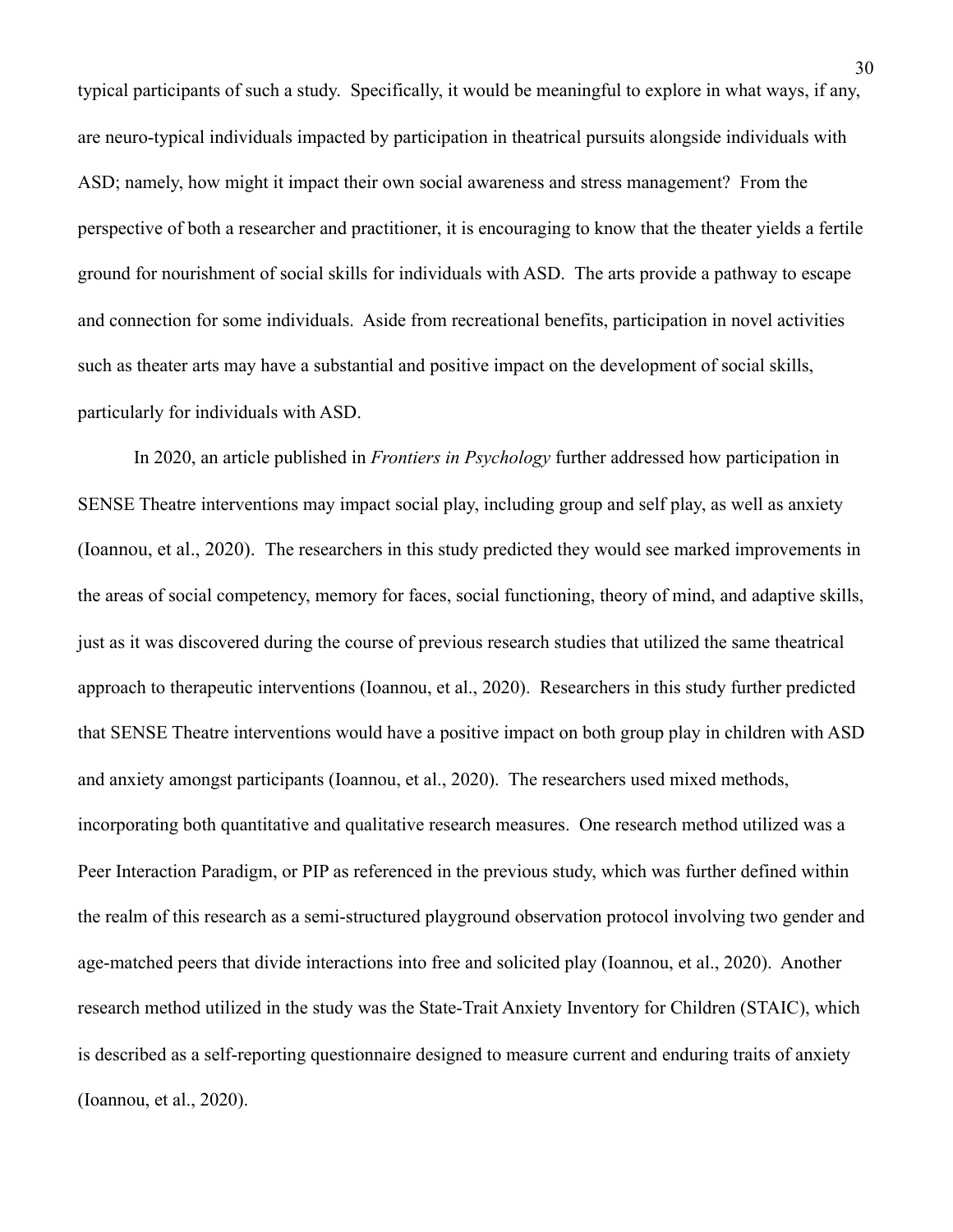typical participants of such a study. Specifically, it would be meaningful to explore in what ways, if any, are neuro-typical individuals impacted by participation in theatrical pursuits alongside individuals with ASD; namely, how might it impact their own social awareness and stress management? From the perspective of both a researcher and practitioner, it is encouraging to know that the theater yields a fertile ground for nourishment of social skills for individuals with ASD. The arts provide a pathway to escape and connection for some individuals. Aside from recreational benefits, participation in novel activities such as theater arts may have a substantial and positive impact on the development of social skills, particularly for individuals with ASD.

In 2020, an article published in *Frontiers in Psychology* further addressed how participation in SENSE Theatre interventions may impact social play, including group and self play, as well as anxiety (Ioannou, et al., 2020). The researchers in this study predicted they would see marked improvements in the areas of social competency, memory for faces, social functioning, theory of mind, and adaptive skills, just as it was discovered during the course of previous research studies that utilized the same theatrical approach to therapeutic interventions (Ioannou, et al., 2020). Researchers in this study further predicted that SENSE Theatre interventions would have a positive impact on both group play in children with ASD and anxiety amongst participants (Ioannou, et al., 2020). The researchers used mixed methods, incorporating both quantitative and qualitative research measures. One research method utilized was a Peer Interaction Paradigm, or PIP as referenced in the previous study, which was further defined within the realm of this research as a semi-structured playground observation protocol involving two gender and age-matched peers that divide interactions into free and solicited play (Ioannou, et al., 2020). Another research method utilized in the study was the State-Trait Anxiety Inventory for Children (STAIC), which is described as a self-reporting questionnaire designed to measure current and enduring traits of anxiety (Ioannou, et al., 2020).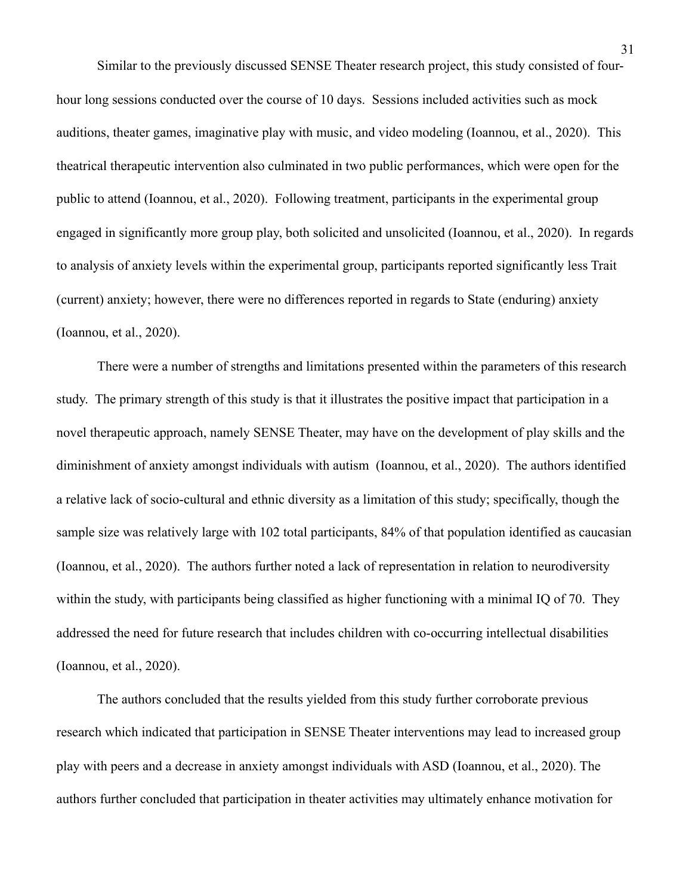Similar to the previously discussed SENSE Theater research project, this study consisted of four-hour long sessions conducted over the course of 10 days. Sessions included activities such as mock auditions, theater games, imaginative play with music, and video modeling (Ioannou, et al., 2020). This theatrical therapeutic intervention also culminated in two public performances, which were open for the public to attend (Ioannou, et al., 2020). Following treatment, participants in the experimental group engaged in significantly more group play, both solicited and unsolicited (Ioannou, et al., 2020). In regards to analysis of anxiety levels within the experimental group, participants reported significantly less Trait (current) anxiety; however, there were no differences reported in regards to State (enduring) anxiety (Ioannou, et al., 2020).

There were a number of strengths and limitations presented within the parameters of this research study. The primary strength of this study is that it illustrates the positive impact that participation in a novel therapeutic approach, namely SENSE Theater, may have on the development of play skills and the diminishment of anxiety amongst individuals with autism (Ioannou, et al., 2020). The authors identified a relative lack of socio-cultural and ethnic diversity as a limitation of this study; specifically, though the sample size was relatively large with 102 total participants, 84% of that population identified as caucasian (Ioannou, et al., 2020). The authors further noted a lack of representation in relation to neurodiversity within the study, with participants being classified as higher functioning with a minimal IQ of 70. They addressed the need for future research that includes children with co-occurring intellectual disabilities (Ioannou, et al., 2020).

The authors concluded that the results yielded from this study further corroborate previous research which indicated that participation in SENSE Theater interventions may lead to increased group play with peers and a decrease in anxiety amongst individuals with ASD (Ioannou, et al., 2020). The authors further concluded that participation in theater activities may ultimately enhance motivation for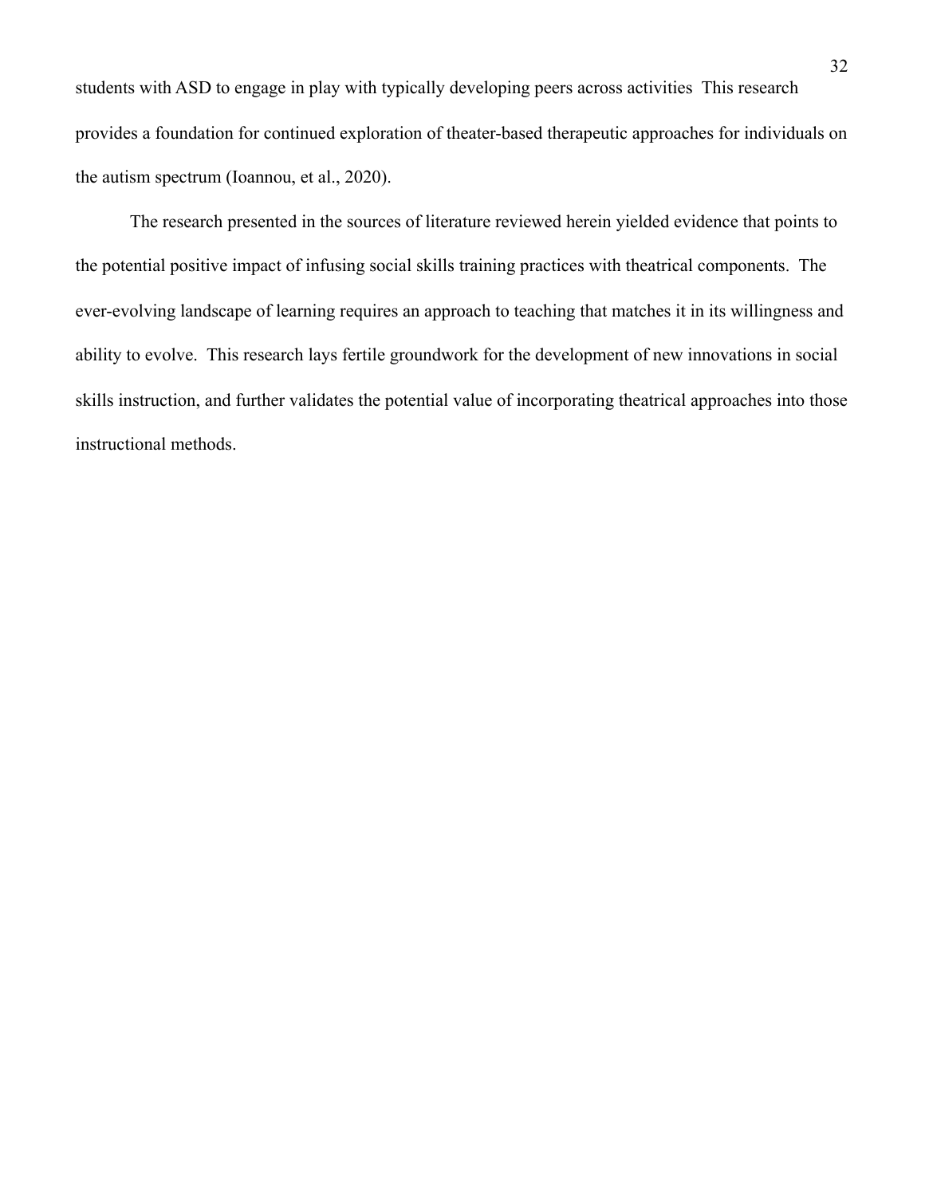students with ASD to engage in play with typically developing peers across activities This research provides a foundation for continued exploration of theater-based therapeutic approaches for individuals on the autism spectrum (Ioannou, et al., 2020).

The research presented in the sources of literature reviewed herein yielded evidence that points to the potential positive impact of infusing social skills training practices with theatrical components. The ever-evolving landscape of learning requires an approach to teaching that matches it in its willingness and ability to evolve. This research lays fertile groundwork for the development of new innovations in social skills instruction, and further validates the potential value of incorporating theatrical approaches into those instructional methods.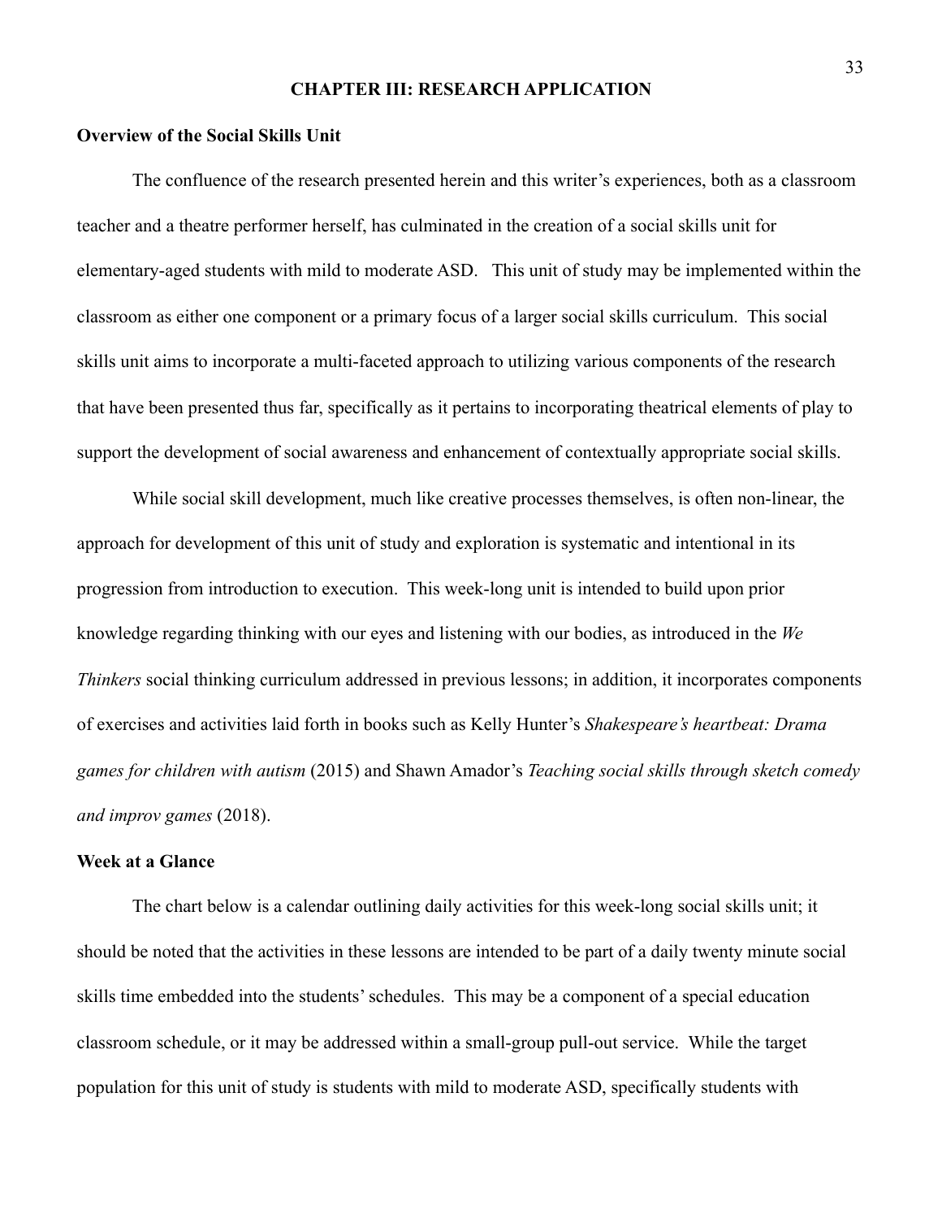# CHAPTER III: RESEARCH APPLICATION

## Overview of the Social Skills Unit

The confluence of the research presented herein and this writer's experiences, both as a classroom teacher and a theatre performer herself, has culminated in the creation of a social skills unit for elementary-aged students with mild to moderate ASD. This unit of study may be implemented within the classroom as either one component or a primary focus of a larger social skills curriculum. This social skills unit aims to incorporate a multi-faceted approach to utilizing various components of the research that have been presented thus far, specifically as it pertains to incorporating theatrical elements of play to support the development of social awareness and enhancement of contextually appropriate social skills.

While social skill development, much like creative processes themselves, is often non-linear, the approach for development of this unit of study and exploration is systematic and intentional in its progression from introduction to execution. This week-long unit is intended to build upon prior knowledge regarding thinking with our eyes and listening with our bodies, as introduced in the *We Thinkers* social thinking curriculum addressed in previous lessons; in addition, it incorporates components of exercises and activities laid forth in books such as Kelly Hunter's *Shakespeare's heartbeat: Drama games for children with autism* (2015) and Shawn Amador's *Teaching social skills through sketch comedy and improv games* (2018).

## Week at a Glance

The chart below is a calendar outlining daily activities for this week-long social skills unit; it should be noted that the activities in these lessons are intended to be part of a daily twenty minute social skills time embedded into the students' schedules. This may be a component of a special education classroom schedule, or it may be addressed within a small-group pull-out service. While the target population for this unit of study is students with mild to moderate ASD, specifically students with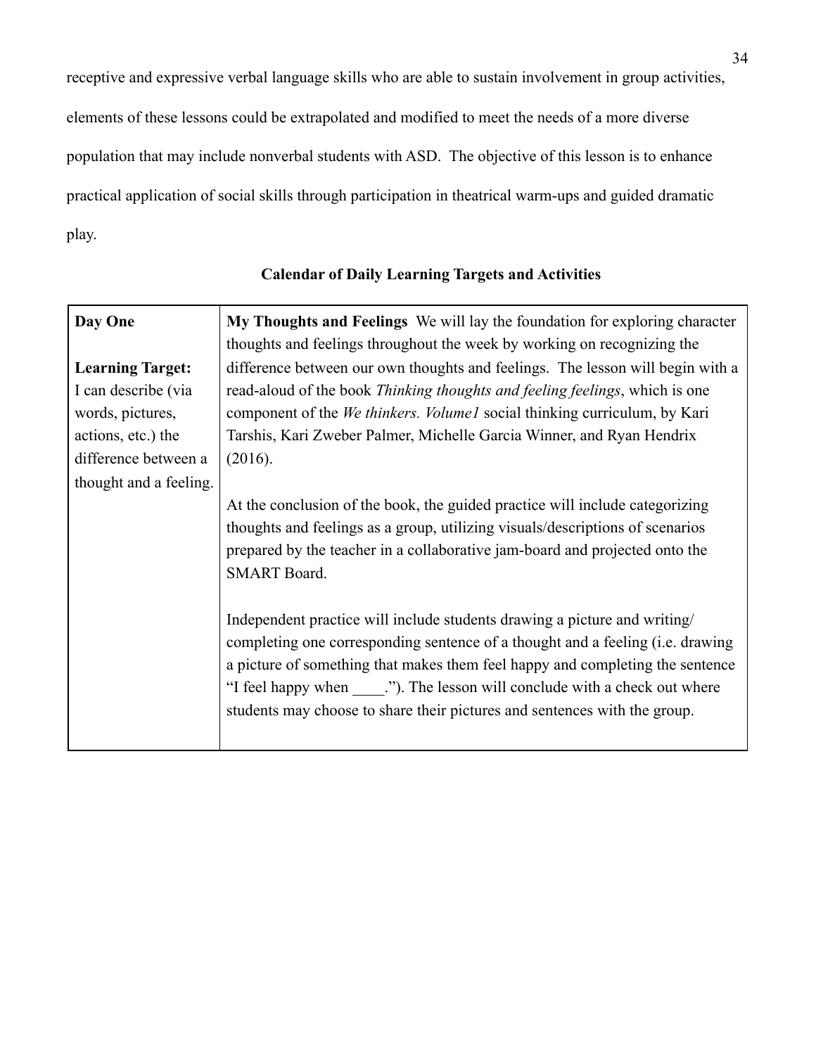receptive and expressive verbal language skills who are able to sustain involvement in group activities, elements of these lessons could be extrapolated and modified to meet the needs of a more diverse population that may include nonverbal students with ASD. The objective of this lesson is to enhance practical application of social skills through participation in theatrical warm-ups and guided dramatic play.

**Calendar of Daily Learning Targets and Activities**

| | |
|---|---|
| **Day One**<br><br>**Learning Target:** I can describe (via words, pictures, actions, etc.) the difference between a thought and a feeling. | **My Thoughts and Feelings** We will lay the foundation for exploring character thoughts and feelings throughout the week by working on recognizing the difference between our own thoughts and feelings. The lesson will begin with a read-aloud of the book *Thinking thoughts and feeling feelings*, which is one component of the *We thinkers. Volume1* social thinking curriculum, by Kari Tarshis, Kari Zweber Palmer, Michelle Garcia Winner, and Ryan Hendrix (2016).<br><br>At the conclusion of the book, the guided practice will include categorizing thoughts and feelings as a group, utilizing visuals/descriptions of scenarios prepared by the teacher in a collaborative jam-board and projected onto the SMART Board.<br><br>Independent practice will include students drawing a picture and writing/ completing one corresponding sentence of a thought and a feeling (i.e. drawing a picture of something that makes them feel happy and completing the sentence "I feel happy when ____."). The lesson will conclude with a check out where students may choose to share their pictures and sentences with the group. |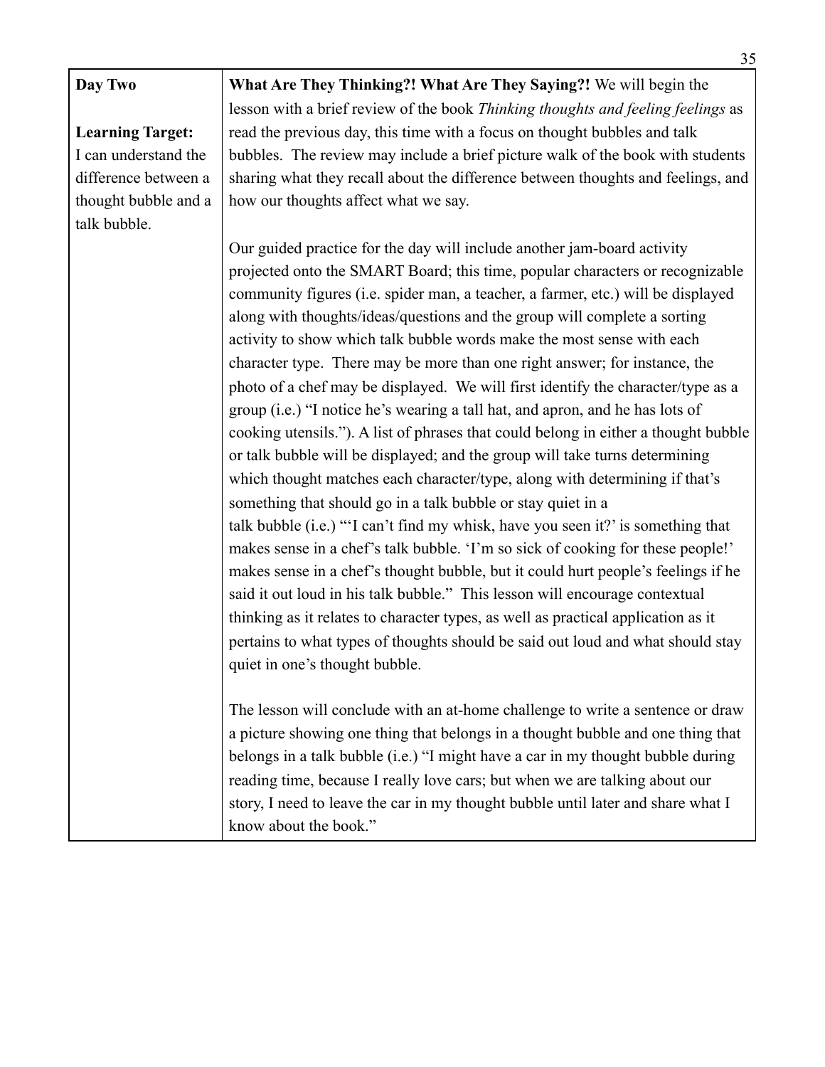| Day Two<br><br>**Learning Target:**<br>I can understand the difference between a thought bubble and a talk bubble. | **What Are They Thinking?! What Are They Saying?!** We will begin the lesson with a brief review of the book *Thinking thoughts and feeling feelings* as read the previous day, this time with a focus on thought bubbles and talk bubbles. The review may include a brief picture walk of the book with students sharing what they recall about the difference between thoughts and feelings, and how our thoughts affect what we say.<br><br>Our guided practice for the day will include another jam-board activity projected onto the SMART Board; this time, popular characters or recognizable community figures (i.e. spider man, a teacher, a farmer, etc.) will be displayed along with thoughts/ideas/questions and the group will complete a sorting activity to show which talk bubble words make the most sense with each character type. There may be more than one right answer; for instance, the photo of a chef may be displayed. We will first identify the character/type as a group (i.e.) "I notice he's wearing a tall hat, and apron, and he has lots of cooking utensils."). A list of phrases that could belong in either a thought bubble or talk bubble will be displayed; and the group will take turns determining which thought matches each character/type, along with determining if that's something that should go in a talk bubble or stay quiet in a talk bubble (i.e.) "'I can't find my whisk, have you seen it?' is something that makes sense in a chef's talk bubble. 'I'm so sick of cooking for these people!' makes sense in a chef's thought bubble, but it could hurt people's feelings if he said it out loud in his talk bubble." This lesson will encourage contextual thinking as it relates to character types, as well as practical application as it pertains to what types of thoughts should be said out loud and what should stay quiet in one's thought bubble.<br><br>The lesson will conclude with an at-home challenge to write a sentence or draw a picture showing one thing that belongs in a thought bubble and one thing that belongs in a talk bubble (i.e.) "I might have a car in my thought bubble during reading time, because I really love cars; but when we are talking about our story, I need to leave the car in my thought bubble until later and share what I know about the book." |
|---|---|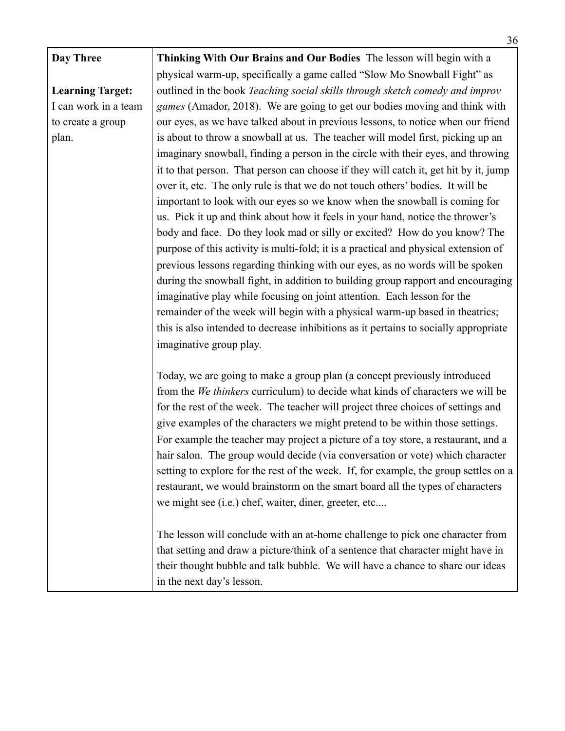| **Day Three**<br><br>**Learning Target:**<br>I can work in a team to create a group plan. | **Thinking With Our Brains and Our Bodies** The lesson will begin with a physical warm-up, specifically a game called "Slow Mo Snowball Fight" as outlined in the book *Teaching social skills through sketch comedy and improv games* (Amador, 2018). We are going to get our bodies moving and think with our eyes, as we have talked about in previous lessons, to notice when our friend is about to throw a snowball at us. The teacher will model first, picking up an imaginary snowball, finding a person in the circle with their eyes, and throwing it to that person. That person can choose if they will catch it, get hit by it, jump over it, etc. The only rule is that we do not touch others' bodies. It will be important to look with our eyes so we know when the snowball is coming for us. Pick it up and think about how it feels in your hand, notice the thrower's body and face. Do they look mad or silly or excited? How do you know? The purpose of this activity is multi-fold; it is a practical and physical extension of previous lessons regarding thinking with our eyes, as no words will be spoken during the snowball fight, in addition to building group rapport and encouraging imaginative play while focusing on joint attention. Each lesson for the remainder of the week will begin with a physical warm-up based in theatrics; this is also intended to decrease inhibitions as it pertains to socially appropriate imaginative group play.<br><br>Today, we are going to make a group plan (a concept previously introduced from the *We thinkers* curriculum) to decide what kinds of characters we will be for the rest of the week. The teacher will project three choices of settings and give examples of the characters we might pretend to be within those settings. For example the teacher may project a picture of a toy store, a restaurant, and a hair salon. The group would decide (via conversation or vote) which character setting to explore for the rest of the week. If, for example, the group settles on a restaurant, we would brainstorm on the smart board all the types of characters we might see (i.e.) chef, waiter, diner, greeter, etc....<br><br>The lesson will conclude with an at-home challenge to pick one character from that setting and draw a picture/think of a sentence that character might have in their thought bubble and talk bubble. We will have a chance to share our ideas in the next day's lesson. |
|---|---|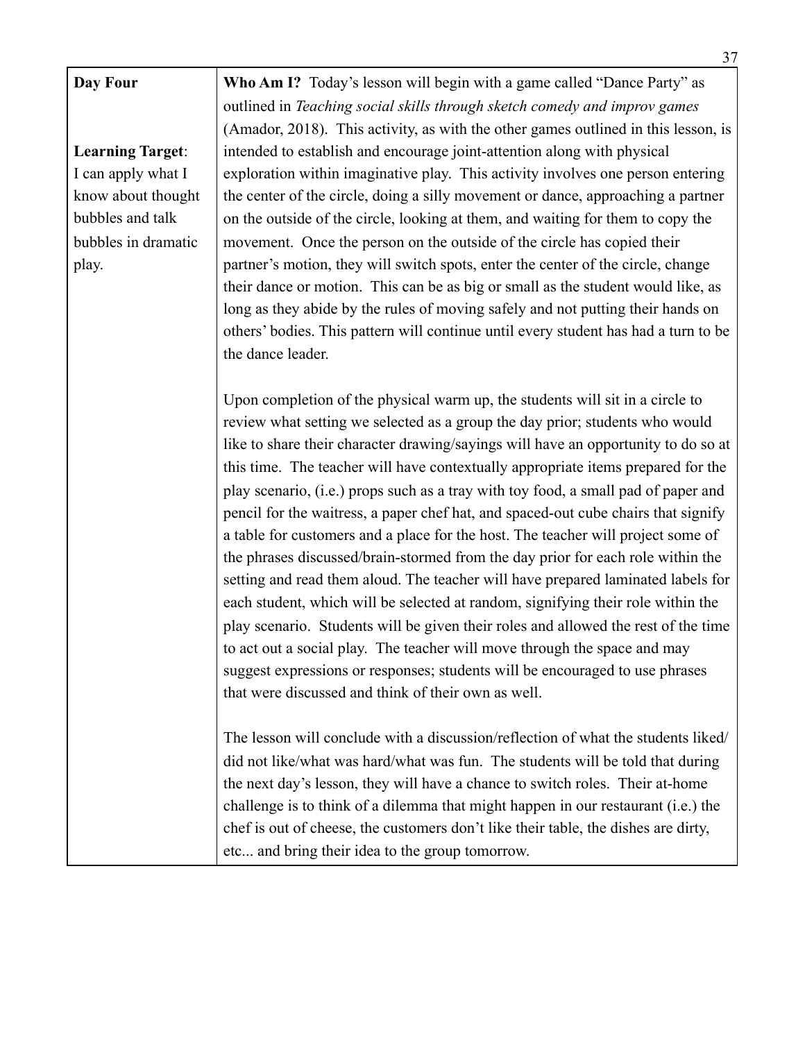| **Day Four**<br><br>**Learning Target**: I can apply what I know about thought bubbles and talk bubbles in dramatic play. | **Who Am I?** Today's lesson will begin with a game called "Dance Party" as outlined in *Teaching social skills through sketch comedy and improv games* (Amador, 2018). This activity, as with the other games outlined in this lesson, is intended to establish and encourage joint-attention along with physical exploration within imaginative play. This activity involves one person entering the center of the circle, doing a silly movement or dance, approaching a partner on the outside of the circle, looking at them, and waiting for them to copy the movement. Once the person on the outside of the circle has copied their partner's motion, they will switch spots, enter the center of the circle, change their dance or motion. This can be as big or small as the student would like, as long as they abide by the rules of moving safely and not putting their hands on others' bodies. This pattern will continue until every student has had a turn to be the dance leader.<br><br>Upon completion of the physical warm up, the students will sit in a circle to review what setting we selected as a group the day prior; students who would like to share their character drawing/sayings will have an opportunity to do so at this time. The teacher will have contextually appropriate items prepared for the play scenario, (i.e.) props such as a tray with toy food, a small pad of paper and pencil for the waitress, a paper chef hat, and spaced-out cube chairs that signify a table for customers and a place for the host. The teacher will project some of the phrases discussed/brain-stormed from the day prior for each role within the setting and read them aloud. The teacher will have prepared laminated labels for each student, which will be selected at random, signifying their role within the play scenario. Students will be given their roles and allowed the rest of the time to act out a social play. The teacher will move through the space and may suggest expressions or responses; students will be encouraged to use phrases that were discussed and think of their own as well.<br><br>The lesson will conclude with a discussion/reflection of what the students liked/ did not like/what was hard/what was fun. The students will be told that during the next day's lesson, they will have a chance to switch roles. Their at-home challenge is to think of a dilemma that might happen in our restaurant (i.e.) the chef is out of cheese, the customers don't like their table, the dishes are dirty, etc... and bring their idea to the group tomorrow. |
|---|---|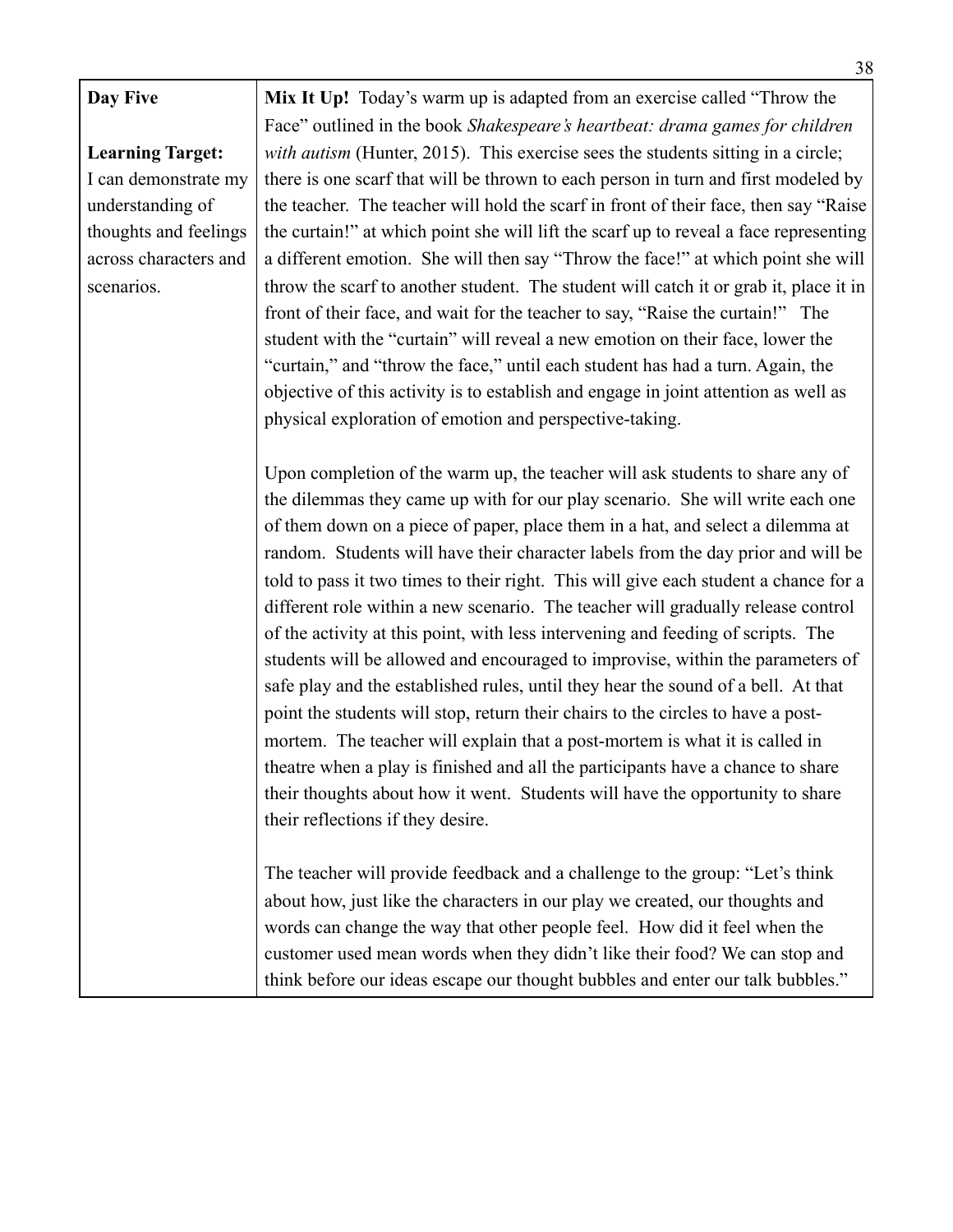| **Day Five**<br><br>**Learning Target:** I can demonstrate my understanding of thoughts and feelings across characters and scenarios. | **Mix It Up!** Today's warm up is adapted from an exercise called "Throw the Face" outlined in the book *Shakespeare's heartbeat: drama games for children with autism* (Hunter, 2015). This exercise sees the students sitting in a circle; there is one scarf that will be thrown to each person in turn and first modeled by the teacher. The teacher will hold the scarf in front of their face, then say "Raise the curtain!" at which point she will lift the scarf up to reveal a face representing a different emotion. She will then say "Throw the face!" at which point she will throw the scarf to another student. The student will catch it or grab it, place it in front of their face, and wait for the teacher to say, "Raise the curtain!" The student with the "curtain" will reveal a new emotion on their face, lower the "curtain," and "throw the face," until each student has had a turn. Again, the objective of this activity is to establish and engage in joint attention as well as physical exploration of emotion and perspective-taking.<br><br>Upon completion of the warm up, the teacher will ask students to share any of the dilemmas they came up with for our play scenario. She will write each one of them down on a piece of paper, place them in a hat, and select a dilemma at random. Students will have their character labels from the day prior and will be told to pass it two times to their right. This will give each student a chance for a different role within a new scenario. The teacher will gradually release control of the activity at this point, with less intervening and feeding of scripts. The students will be allowed and encouraged to improvise, within the parameters of safe play and the established rules, until they hear the sound of a bell. At that point the students will stop, return their chairs to the circles to have a post-mortem. The teacher will explain that a post-mortem is what it is called in theatre when a play is finished and all the participants have a chance to share their thoughts about how it went. Students will have the opportunity to share their reflections if they desire.<br><br>The teacher will provide feedback and a challenge to the group: "Let's think about how, just like the characters in our play we created, our thoughts and words can change the way that other people feel. How did it feel when the customer used mean words when they didn't like their food? We can stop and think before our ideas escape our thought bubbles and enter our talk bubbles." |
|---|---|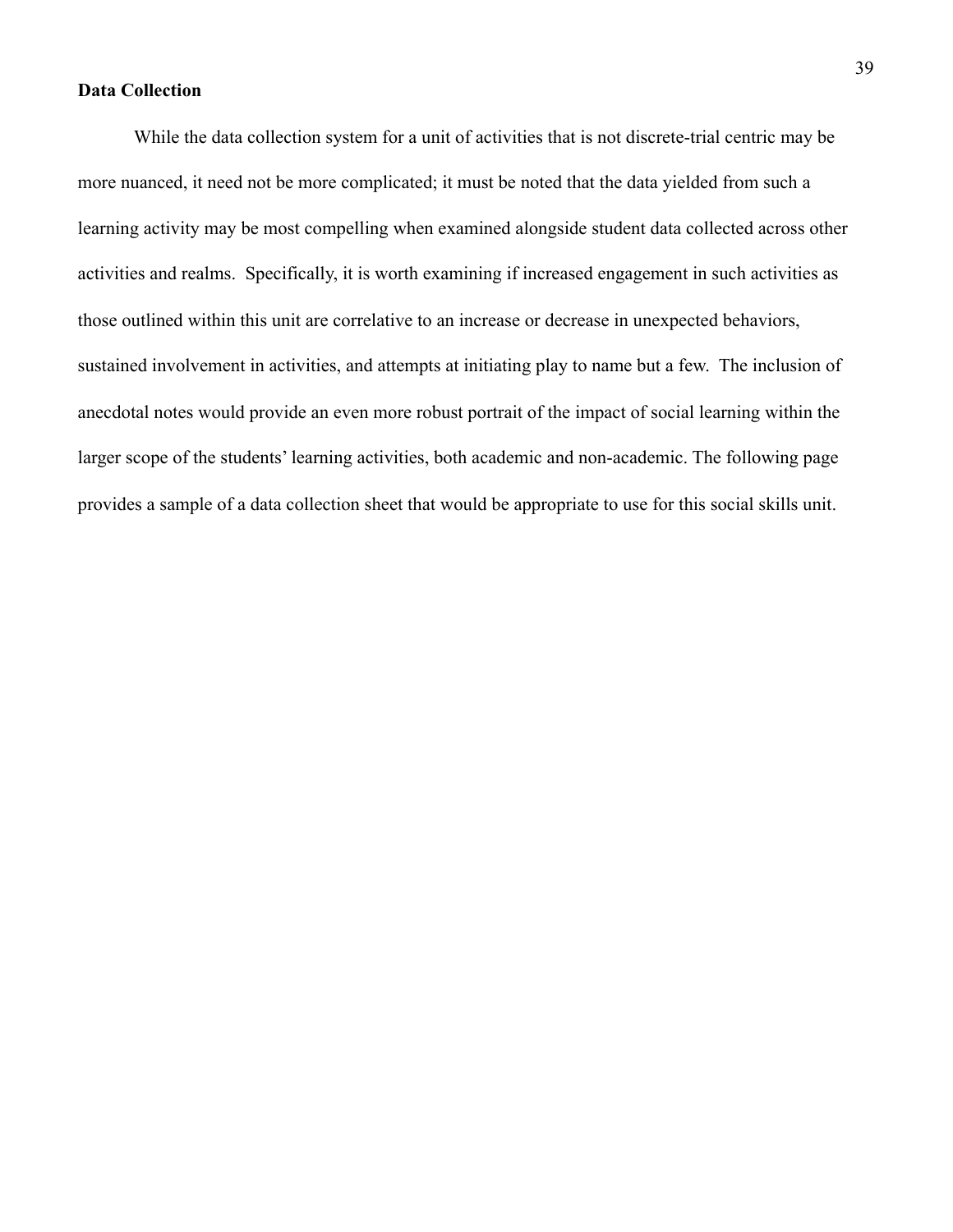**Data Collection**

While the data collection system for a unit of activities that is not discrete-trial centric may be more nuanced, it need not be more complicated; it must be noted that the data yielded from such a learning activity may be most compelling when examined alongside student data collected across other activities and realms. Specifically, it is worth examining if increased engagement in such activities as those outlined within this unit are correlative to an increase or decrease in unexpected behaviors, sustained involvement in activities, and attempts at initiating play to name but a few. The inclusion of anecdotal notes would provide an even more robust portrait of the impact of social learning within the larger scope of the students' learning activities, both academic and non-academic. The following page provides a sample of a data collection sheet that would be appropriate to use for this social skills unit.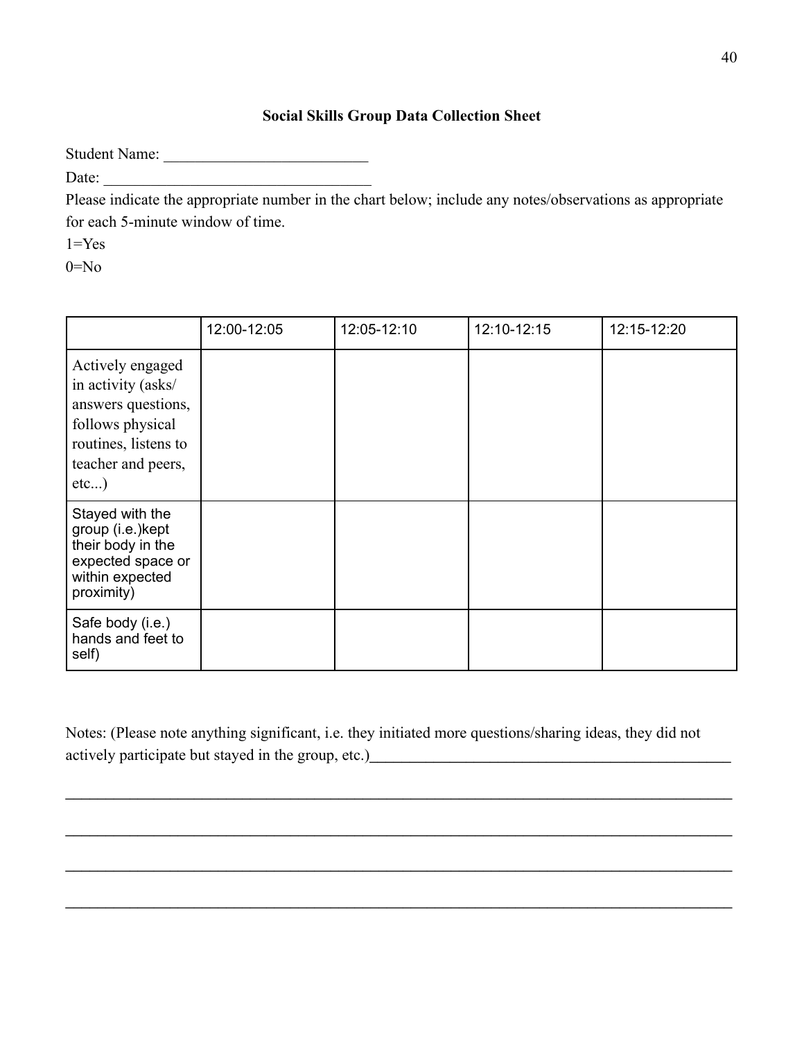**Social Skills Group Data Collection Sheet**

Student Name: ___________________________

Date: ___________________________________

Please indicate the appropriate number in the chart below; include any notes/observations as appropriate for each 5-minute window of time.

1=Yes

0=No

| | 12:00-12:05 | 12:05-12:10 | 12:10-12:15 | 12:15-12:20 |
|---|---|---|---|---|
| Actively engaged in activity (asks/ answers questions, follows physical routines, listens to teacher and peers, etc...) | | | | |
| Stayed with the group (i.e.)kept their body in the expected space or within expected proximity) | | | | |
| Safe body (i.e.) hands and feet to self) | | | | |

Notes: (Please note anything significant, i.e. they initiated more questions/sharing ideas, they did not actively participate but stayed in the group, etc.)_______________________________________________

_____________________________________________________________________________

_____________________________________________________________________________

_____________________________________________________________________________

_____________________________________________________________________________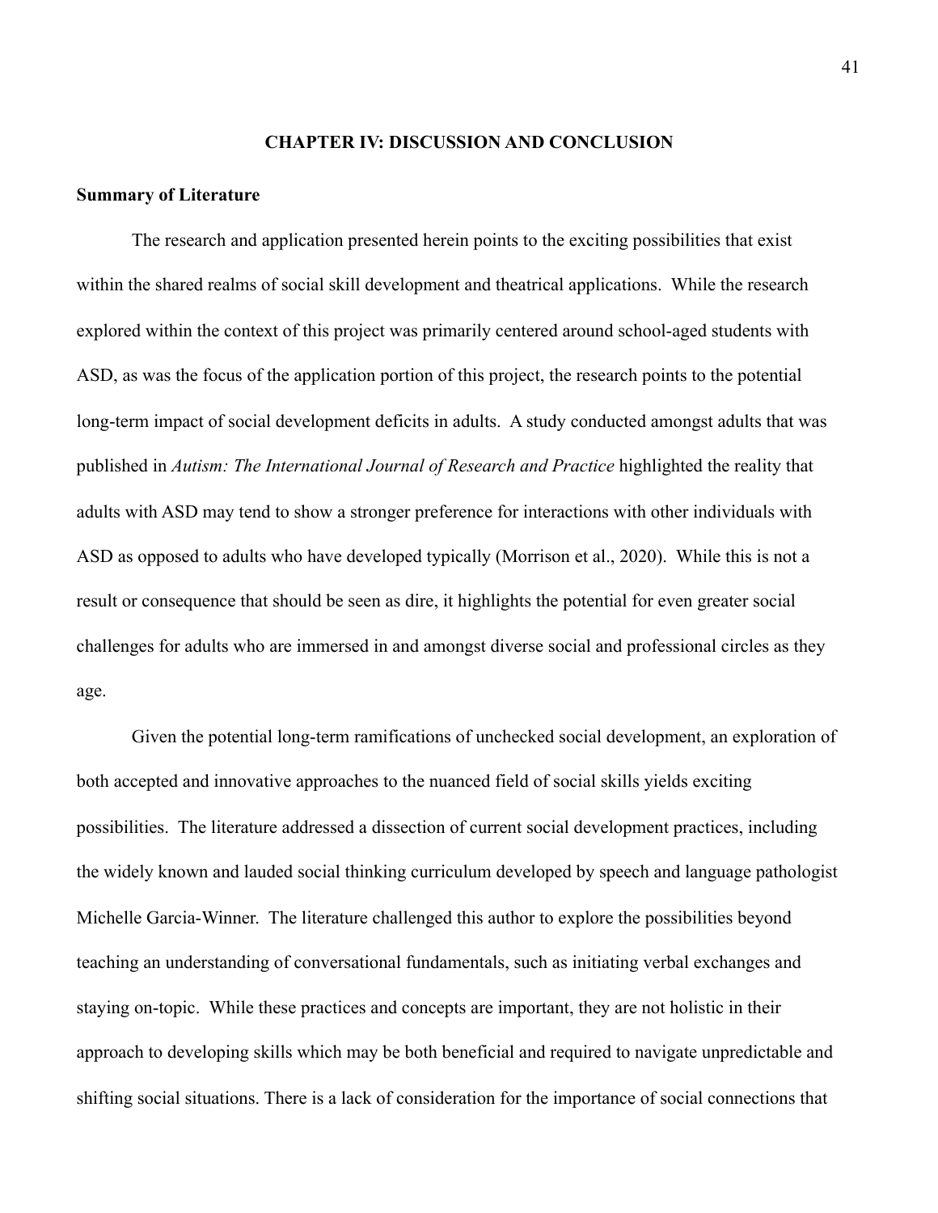## CHAPTER IV: DISCUSSION AND CONCLUSION

### Summary of Literature

The research and application presented herein points to the exciting possibilities that exist within the shared realms of social skill development and theatrical applications. While the research explored within the context of this project was primarily centered around school-aged students with ASD, as was the focus of the application portion of this project, the research points to the potential long-term impact of social development deficits in adults. A study conducted amongst adults that was published in *Autism: The International Journal of Research and Practice* highlighted the reality that adults with ASD may tend to show a stronger preference for interactions with other individuals with ASD as opposed to adults who have developed typically (Morrison et al., 2020). While this is not a result or consequence that should be seen as dire, it highlights the potential for even greater social challenges for adults who are immersed in and amongst diverse social and professional circles as they age.

Given the potential long-term ramifications of unchecked social development, an exploration of both accepted and innovative approaches to the nuanced field of social skills yields exciting possibilities. The literature addressed a dissection of current social development practices, including the widely known and lauded social thinking curriculum developed by speech and language pathologist Michelle Garcia-Winner. The literature challenged this author to explore the possibilities beyond teaching an understanding of conversational fundamentals, such as initiating verbal exchanges and staying on-topic. While these practices and concepts are important, they are not holistic in their approach to developing skills which may be both beneficial and required to navigate unpredictable and shifting social situations. There is a lack of consideration for the importance of social connections that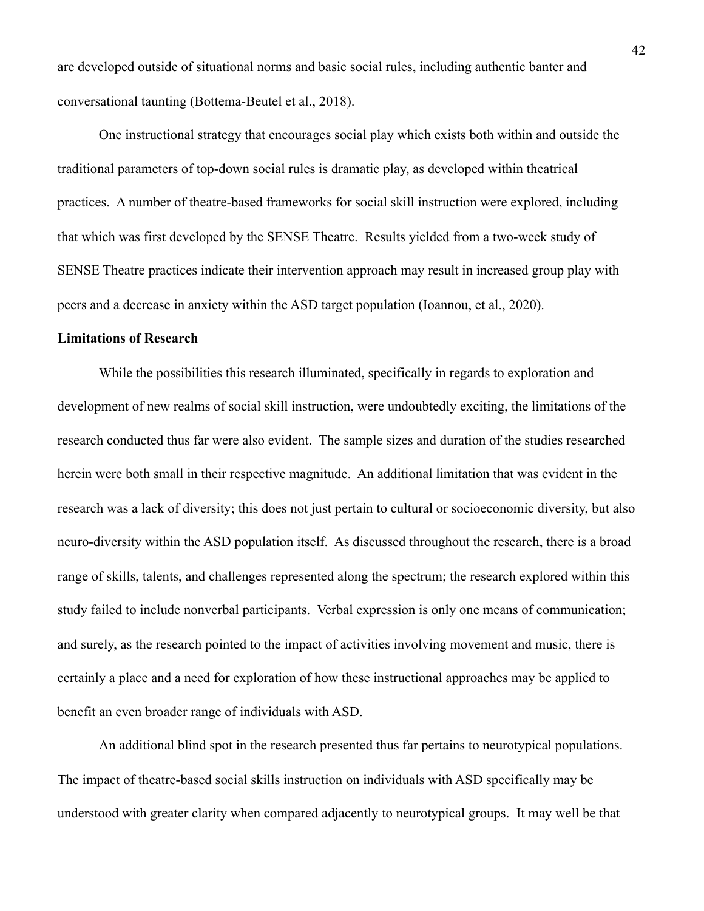are developed outside of situational norms and basic social rules, including authentic banter and conversational taunting (Bottema-Beutel et al., 2018).

One instructional strategy that encourages social play which exists both within and outside the traditional parameters of top-down social rules is dramatic play, as developed within theatrical practices. A number of theatre-based frameworks for social skill instruction were explored, including that which was first developed by the SENSE Theatre. Results yielded from a two-week study of SENSE Theatre practices indicate their intervention approach may result in increased group play with peers and a decrease in anxiety within the ASD target population (Ioannou, et al., 2020).

**Limitations of Research**

While the possibilities this research illuminated, specifically in regards to exploration and development of new realms of social skill instruction, were undoubtedly exciting, the limitations of the research conducted thus far were also evident. The sample sizes and duration of the studies researched herein were both small in their respective magnitude. An additional limitation that was evident in the research was a lack of diversity; this does not just pertain to cultural or socioeconomic diversity, but also neuro-diversity within the ASD population itself. As discussed throughout the research, there is a broad range of skills, talents, and challenges represented along the spectrum; the research explored within this study failed to include nonverbal participants. Verbal expression is only one means of communication; and surely, as the research pointed to the impact of activities involving movement and music, there is certainly a place and a need for exploration of how these instructional approaches may be applied to benefit an even broader range of individuals with ASD.

An additional blind spot in the research presented thus far pertains to neurotypical populations. The impact of theatre-based social skills instruction on individuals with ASD specifically may be understood with greater clarity when compared adjacently to neurotypical groups. It may well be that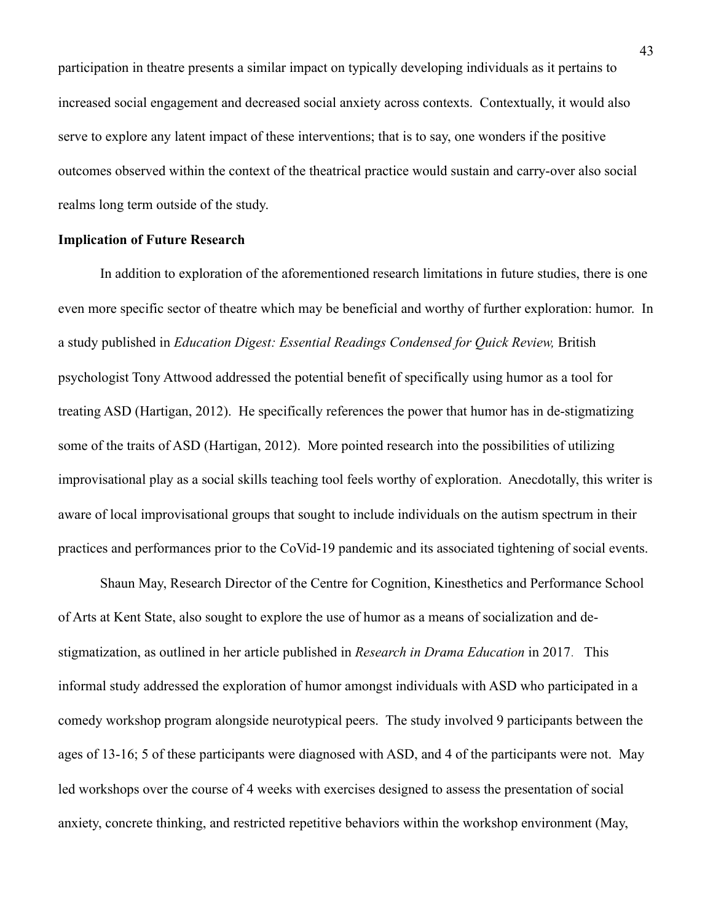participation in theatre presents a similar impact on typically developing individuals as it pertains to increased social engagement and decreased social anxiety across contexts. Contextually, it would also serve to explore any latent impact of these interventions; that is to say, one wonders if the positive outcomes observed within the context of the theatrical practice would sustain and carry-over also social realms long term outside of the study.

**Implication of Future Research**

In addition to exploration of the aforementioned research limitations in future studies, there is one even more specific sector of theatre which may be beneficial and worthy of further exploration: humor. In a study published in *Education Digest: Essential Readings Condensed for Quick Review,* British psychologist Tony Attwood addressed the potential benefit of specifically using humor as a tool for treating ASD (Hartigan, 2012). He specifically references the power that humor has in de-stigmatizing some of the traits of ASD (Hartigan, 2012). More pointed research into the possibilities of utilizing improvisational play as a social skills teaching tool feels worthy of exploration. Anecdotally, this writer is aware of local improvisational groups that sought to include individuals on the autism spectrum in their practices and performances prior to the CoVid-19 pandemic and its associated tightening of social events.

Shaun May, Research Director of the Centre for Cognition, Kinesthetics and Performance School of Arts at Kent State, also sought to explore the use of humor as a means of socialization and de-stigmatization, as outlined in her article published in *Research in Drama Education* in 2017. This informal study addressed the exploration of humor amongst individuals with ASD who participated in a comedy workshop program alongside neurotypical peers. The study involved 9 participants between the ages of 13-16; 5 of these participants were diagnosed with ASD, and 4 of the participants were not. May led workshops over the course of 4 weeks with exercises designed to assess the presentation of social anxiety, concrete thinking, and restricted repetitive behaviors within the workshop environment (May,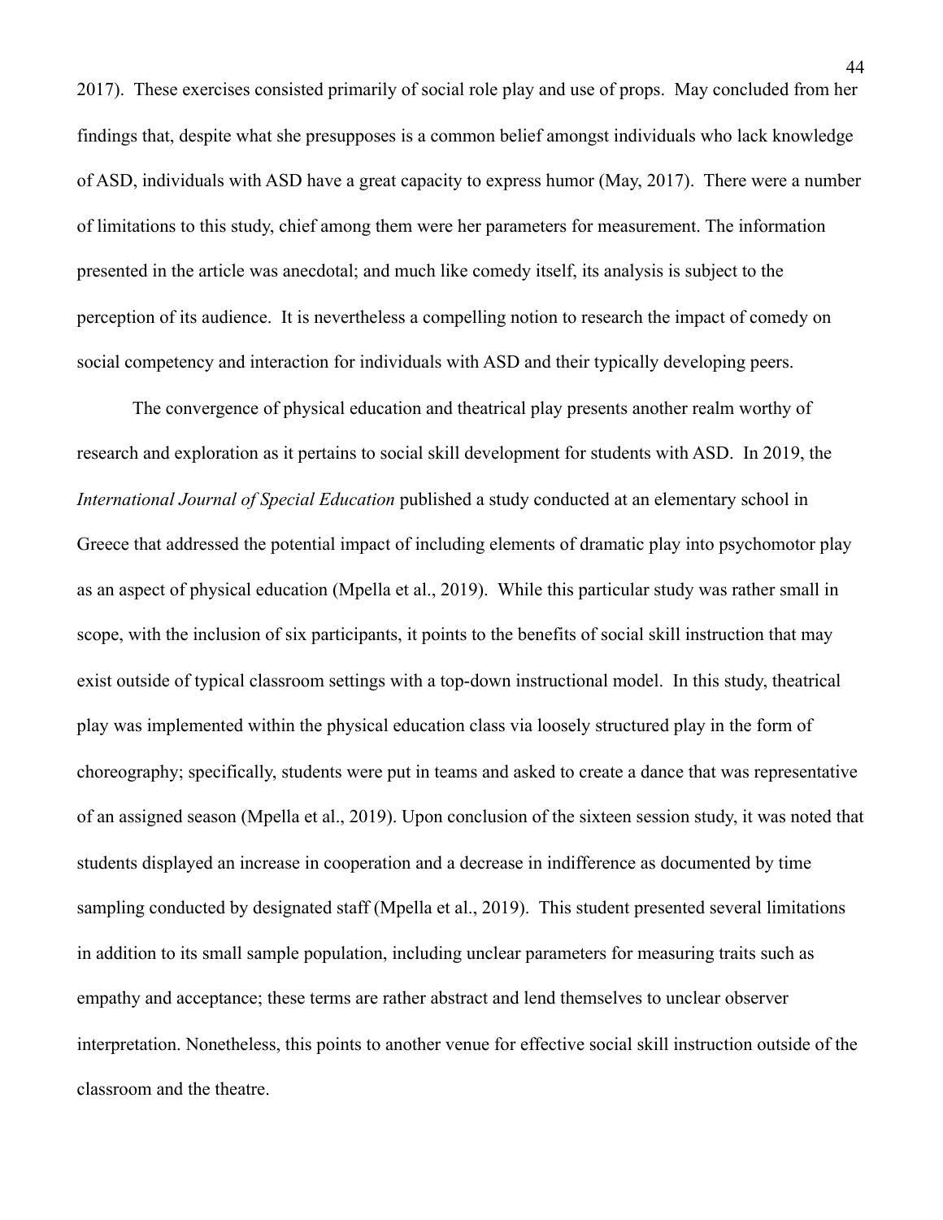2017). These exercises consisted primarily of social role play and use of props. May concluded from her findings that, despite what she presupposes is a common belief amongst individuals who lack knowledge of ASD, individuals with ASD have a great capacity to express humor (May, 2017). There were a number of limitations to this study, chief among them were her parameters for measurement. The information presented in the article was anecdotal; and much like comedy itself, its analysis is subject to the perception of its audience. It is nevertheless a compelling notion to research the impact of comedy on social competency and interaction for individuals with ASD and their typically developing peers.

The convergence of physical education and theatrical play presents another realm worthy of research and exploration as it pertains to social skill development for students with ASD. In 2019, the *International Journal of Special Education* published a study conducted at an elementary school in Greece that addressed the potential impact of including elements of dramatic play into psychomotor play as an aspect of physical education (Mpella et al., 2019). While this particular study was rather small in scope, with the inclusion of six participants, it points to the benefits of social skill instruction that may exist outside of typical classroom settings with a top-down instructional model. In this study, theatrical play was implemented within the physical education class via loosely structured play in the form of choreography; specifically, students were put in teams and asked to create a dance that was representative of an assigned season (Mpella et al., 2019). Upon conclusion of the sixteen session study, it was noted that students displayed an increase in cooperation and a decrease in indifference as documented by time sampling conducted by designated staff (Mpella et al., 2019). This student presented several limitations in addition to its small sample population, including unclear parameters for measuring traits such as empathy and acceptance; these terms are rather abstract and lend themselves to unclear observer interpretation. Nonetheless, this points to another venue for effective social skill instruction outside of the classroom and the theatre.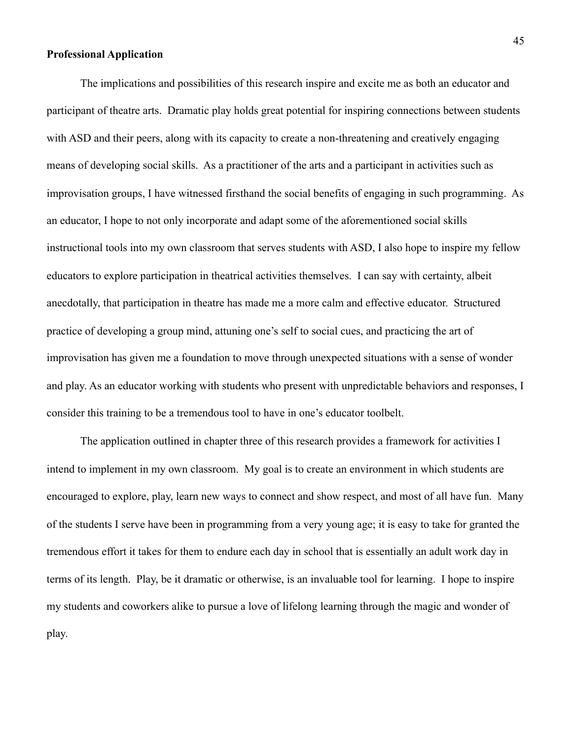**Professional Application**

The implications and possibilities of this research inspire and excite me as both an educator and participant of theatre arts. Dramatic play holds great potential for inspiring connections between students with ASD and their peers, along with its capacity to create a non-threatening and creatively engaging means of developing social skills. As a practitioner of the arts and a participant in activities such as improvisation groups, I have witnessed firsthand the social benefits of engaging in such programming. As an educator, I hope to not only incorporate and adapt some of the aforementioned social skills instructional tools into my own classroom that serves students with ASD, I also hope to inspire my fellow educators to explore participation in theatrical activities themselves. I can say with certainty, albeit anecdotally, that participation in theatre has made me a more calm and effective educator. Structured practice of developing a group mind, attuning one's self to social cues, and practicing the art of improvisation has given me a foundation to move through unexpected situations with a sense of wonder and play. As an educator working with students who present with unpredictable behaviors and responses, I consider this training to be a tremendous tool to have in one's educator toolbelt.

The application outlined in chapter three of this research provides a framework for activities I intend to implement in my own classroom. My goal is to create an environment in which students are encouraged to explore, play, learn new ways to connect and show respect, and most of all have fun. Many of the students I serve have been in programming from a very young age; it is easy to take for granted the tremendous effort it takes for them to endure each day in school that is essentially an adult work day in terms of its length. Play, be it dramatic or otherwise, is an invaluable tool for learning. I hope to inspire my students and coworkers alike to pursue a love of lifelong learning through the magic and wonder of play.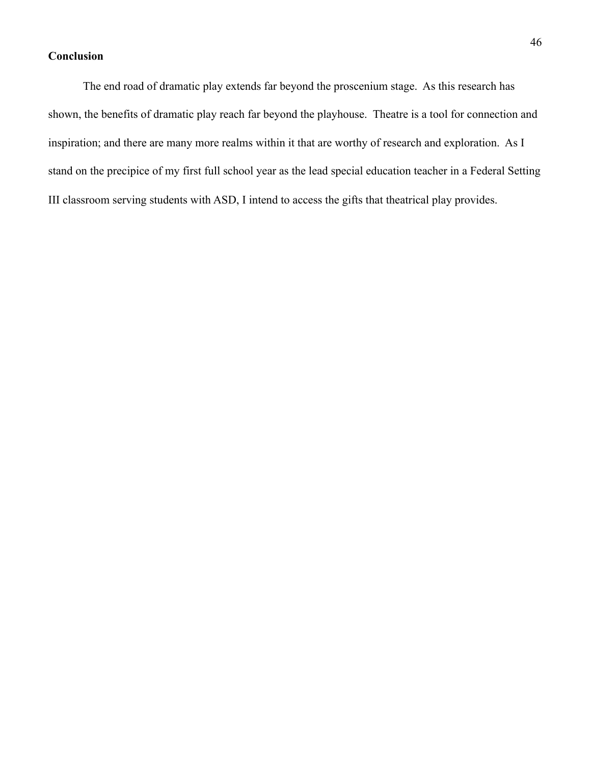**Conclusion**

The end road of dramatic play extends far beyond the proscenium stage. As this research has shown, the benefits of dramatic play reach far beyond the playhouse. Theatre is a tool for connection and inspiration; and there are many more realms within it that are worthy of research and exploration. As I stand on the precipice of my first full school year as the lead special education teacher in a Federal Setting III classroom serving students with ASD, I intend to access the gifts that theatrical play provides.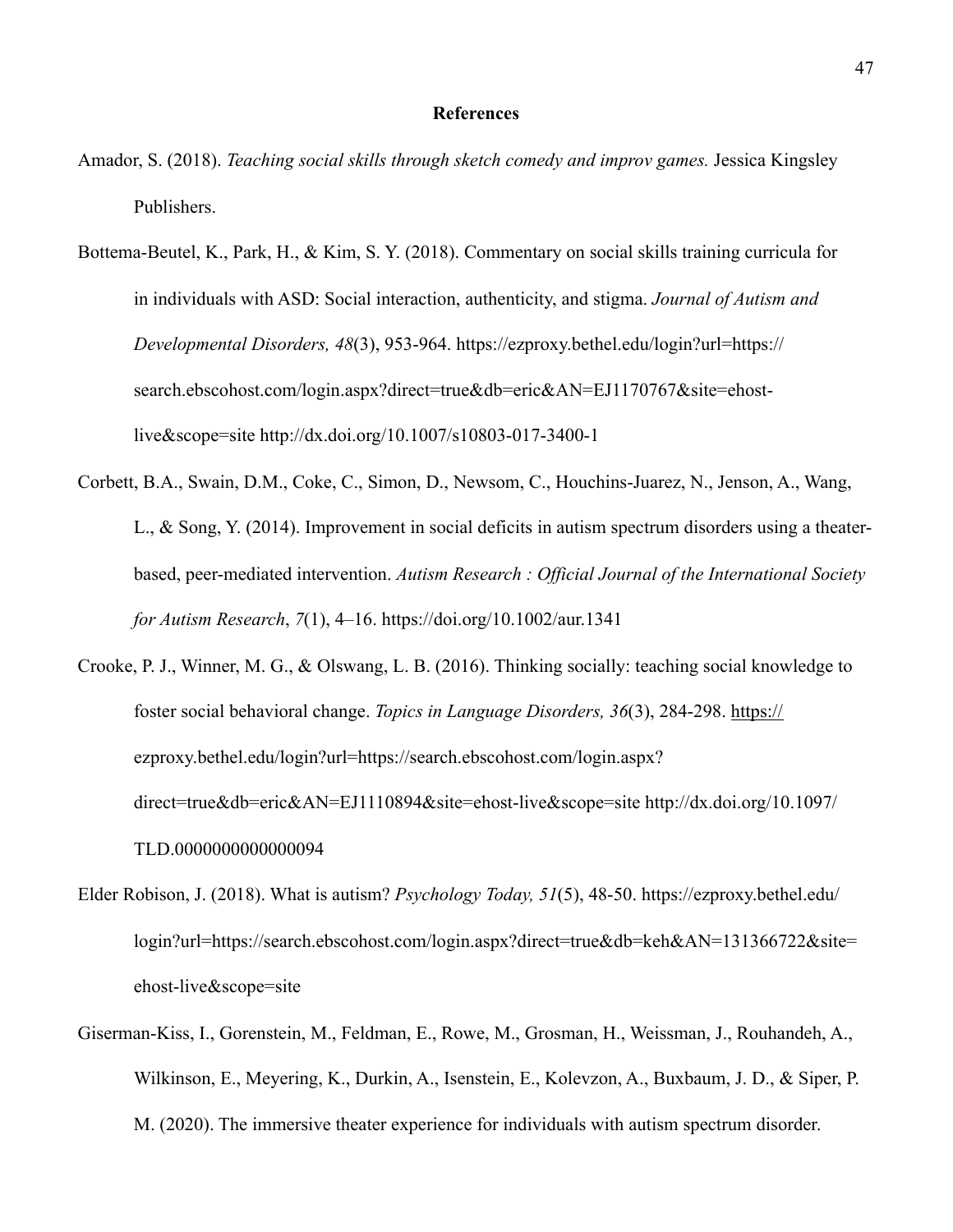**References**

Amador, S. (2018). *Teaching social skills through sketch comedy and improv games.* Jessica Kingsley Publishers.

Bottema-Beutel, K., Park, H., & Kim, S. Y. (2018). Commentary on social skills training curricula for in individuals with ASD: Social interaction, authenticity, and stigma. *Journal of Autism and Developmental Disorders, 48*(3), 953-964. https://ezproxy.bethel.edu/login?url=https://search.ebscohost.com/login.aspx?direct=true&db=eric&AN=EJ1170767&site=ehost-live&scope=site http://dx.doi.org/10.1007/s10803-017-3400-1

Corbett, B.A., Swain, D.M., Coke, C., Simon, D., Newsom, C., Houchins-Juarez, N., Jenson, A., Wang, L., & Song, Y. (2014). Improvement in social deficits in autism spectrum disorders using a theater-based, peer-mediated intervention. *Autism Research : Official Journal of the International Society for Autism Research*, *7*(1), 4–16. https://doi.org/10.1002/aur.1341

Crooke, P. J., Winner, M. G., & Olswang, L. B. (2016). Thinking socially: teaching social knowledge to foster social behavioral change. *Topics in Language Disorders, 36*(3), 284-298. https://ezproxy.bethel.edu/login?url=https://search.ebscohost.com/login.aspx?direct=true&db=eric&AN=EJ1110894&site=ehost-live&scope=site http://dx.doi.org/10.1097/TLD.0000000000000094

Elder Robison, J. (2018). What is autism? *Psychology Today, 51*(5), 48-50. https://ezproxy.bethel.edu/login?url=https://search.ebscohost.com/login.aspx?direct=true&db=keh&AN=131366722&site=ehost-live&scope=site

Giserman-Kiss, I., Gorenstein, M., Feldman, E., Rowe, M., Grosman, H., Weissman, J., Rouhandeh, A., Wilkinson, E., Meyering, K., Durkin, A., Isenstein, E., Kolevzon, A., Buxbaum, J. D., & Siper, P. M. (2020). The immersive theater experience for individuals with autism spectrum disorder.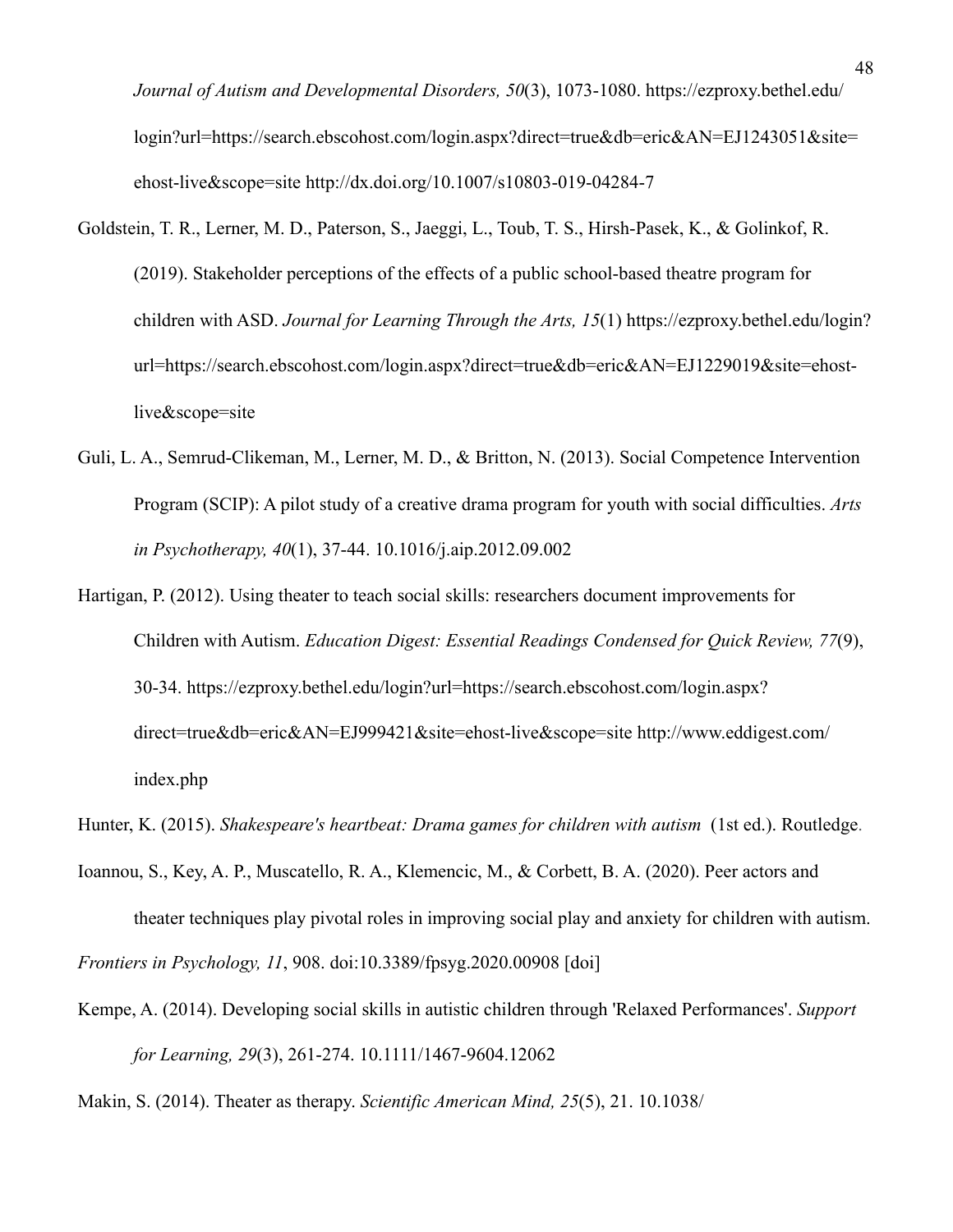*Journal of Autism and Developmental Disorders, 50*(3), 1073-1080. https://ezproxy.bethel.edu/login?url=https://search.ebscohost.com/login.aspx?direct=true&db=eric&AN=EJ1243051&site=ehost-live&scope=site http://dx.doi.org/10.1007/s10803-019-04284-7

Goldstein, T. R., Lerner, M. D., Paterson, S., Jaeggi, L., Toub, T. S., Hirsh-Pasek, K., & Golinkof, R. (2019). Stakeholder perceptions of the effects of a public school-based theatre program for children with ASD. *Journal for Learning Through the Arts, 15*(1) https://ezproxy.bethel.edu/login?url=https://search.ebscohost.com/login.aspx?direct=true&db=eric&AN=EJ1229019&site=ehost-live&scope=site

Guli, L. A., Semrud-Clikeman, M., Lerner, M. D., & Britton, N. (2013). Social Competence Intervention Program (SCIP): A pilot study of a creative drama program for youth with social difficulties. *Arts in Psychotherapy, 40*(1), 37-44. 10.1016/j.aip.2012.09.002

Hartigan, P. (2012). Using theater to teach social skills: researchers document improvements for Children with Autism. *Education Digest: Essential Readings Condensed for Quick Review, 77*(9), 30-34. https://ezproxy.bethel.edu/login?url=https://search.ebscohost.com/login.aspx?direct=true&db=eric&AN=EJ999421&site=ehost-live&scope=site http://www.eddigest.com/index.php

Hunter, K. (2015). *Shakespeare's heartbeat: Drama games for children with autism* (1st ed.). Routledge.

Ioannou, S., Key, A. P., Muscatello, R. A., Klemencic, M., & Corbett, B. A. (2020). Peer actors and theater techniques play pivotal roles in improving social play and anxiety for children with autism. *Frontiers in Psychology, 11*, 908. doi:10.3389/fpsyg.2020.00908 [doi]

Kempe, A. (2014). Developing social skills in autistic children through 'Relaxed Performances'. *Support for Learning, 29*(3), 261-274. 10.1111/1467-9604.12062

Makin, S. (2014). Theater as therapy. *Scientific American Mind, 25*(5), 21. 10.1038/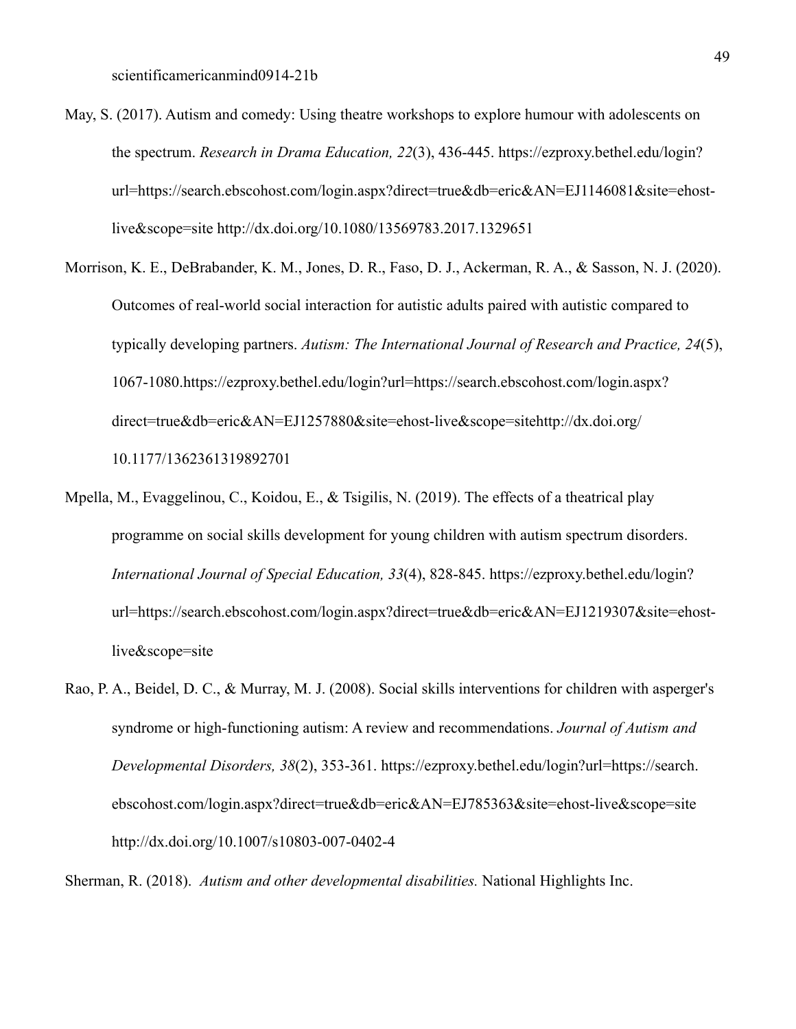scientificamericanmind0914-21b

May, S. (2017). Autism and comedy: Using theatre workshops to explore humour with adolescents on the spectrum. *Research in Drama Education, 22*(3), 436-445. https://ezproxy.bethel.edu/login?url=https://search.ebscohost.com/login.aspx?direct=true&db=eric&AN=EJ1146081&site=ehost-live&scope=site http://dx.doi.org/10.1080/13569783.2017.1329651

Morrison, K. E., DeBrabander, K. M., Jones, D. R., Faso, D. J., Ackerman, R. A., & Sasson, N. J. (2020). Outcomes of real-world social interaction for autistic adults paired with autistic compared to typically developing partners. *Autism: The International Journal of Research and Practice, 24*(5), 1067-1080.https://ezproxy.bethel.edu/login?url=https://search.ebscohost.com/login.aspx?direct=true&db=eric&AN=EJ1257880&site=ehost-live&scope=sitehttp://dx.doi.org/10.1177/1362361319892701

Mpella, M., Evaggelinou, C., Koidou, E., & Tsigilis, N. (2019). The effects of a theatrical play programme on social skills development for young children with autism spectrum disorders. *International Journal of Special Education, 33*(4), 828-845. https://ezproxy.bethel.edu/login?url=https://search.ebscohost.com/login.aspx?direct=true&db=eric&AN=EJ1219307&site=ehost-live&scope=site

Rao, P. A., Beidel, D. C., & Murray, M. J. (2008). Social skills interventions for children with asperger's syndrome or high-functioning autism: A review and recommendations. *Journal of Autism and Developmental Disorders, 38*(2), 353-361. https://ezproxy.bethel.edu/login?url=https://search.ebscohost.com/login.aspx?direct=true&db=eric&AN=EJ785363&site=ehost-live&scope=site http://dx.doi.org/10.1007/s10803-007-0402-4

Sherman, R. (2018). *Autism and other developmental disabilities.* National Highlights Inc.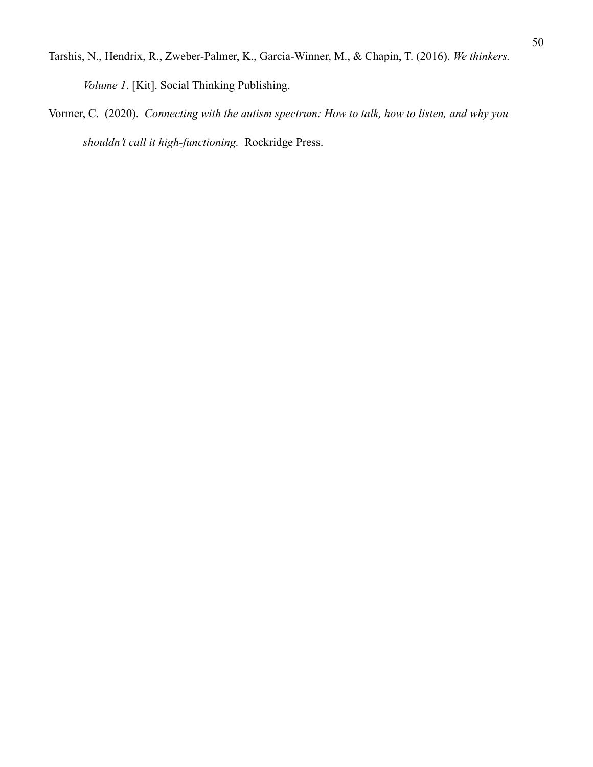Tarshis, N., Hendrix, R., Zweber-Palmer, K., Garcia-Winner, M., & Chapin, T. (2016). *We thinkers. Volume 1*. [Kit]. Social Thinking Publishing.

Vormer, C. (2020). *Connecting with the autism spectrum: How to talk, how to listen, and why you shouldn't call it high-functioning.* Rockridge Press.